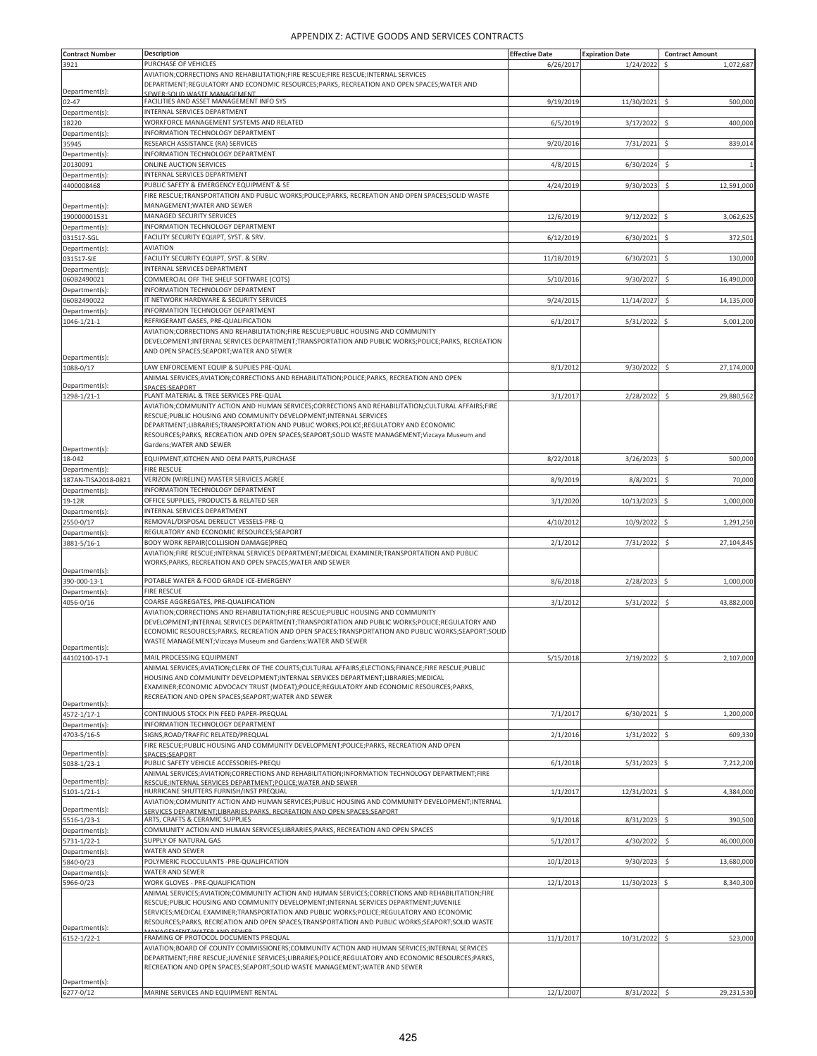# APPENDIX Z: ACTIVE GOODS AND SERVICES CONTRACTS

| Contract Number | Description | Effective Date | Expiration Date | Contract Amount |
|---|---|---|---|---|
| 3921 | PURCHASE OF VEHICLES | 6/26/2017 | 1/24/2022 | $ 1,072,687 |
| Department(s): | AVIATION;CORRECTIONS AND REHABILITATION;FIRE RESCUE;FIRE RESCUE;INTERNAL SERVICES DEPARTMENT;REGULATORY AND ECONOMIC RESOURCES;PARKS, RECREATION AND OPEN SPACES;WATER AND SEWER;SOLID WASTE MANAGEMENT | | | |
| 02-47 | FACILITIES AND ASSET MANAGEMENT INFO SYS | 9/19/2019 | 11/30/2021 | $ 500,000 |
| Department(s): | INTERNAL SERVICES DEPARTMENT | | | |
| 18220 | WORKFORCE MANAGEMENT SYSTEMS AND RELATED | 6/5/2019 | 3/17/2022 | $ 400,000 |
| Department(s): | INFORMATION TECHNOLOGY DEPARTMENT | | | |
| 35945 | RESEARCH ASSISTANCE (RA) SERVICES | 9/20/2016 | 7/31/2021 | $ 839,014 |
| Department(s): | INFORMATION TECHNOLOGY DEPARTMENT | | | |
| 20130091 | ONLINE AUCTION SERVICES | 4/8/2015 | 6/30/2024 | $ 1 |
| Department(s): | INTERNAL SERVICES DEPARTMENT | | | |
| 4400008468 | PUBLIC SAFETY & EMERGENCY EQUIPMENT & SE | 4/24/2019 | 9/30/2023 | $ 12,591,000 |
| Department(s): | FIRE RESCUE;TRANSPORTATION AND PUBLIC WORKS;POLICE;PARKS, RECREATION AND OPEN SPACES;SOLID WASTE MANAGEMENT;WATER AND SEWER | | | |
| 190000001531 | MANAGED SECURITY SERVICES | 12/6/2019 | 9/12/2022 | $ 3,062,625 |
| Department(s): | INFORMATION TECHNOLOGY DEPARTMENT | | | |
| 031517-SGL | FACILITY SECURITY EQUIPT, SYST. & SRV. | 6/12/2019 | 6/30/2021 | $ 372,501 |
| Department(s): | AVIATION | | | |
| 031517-SIE | FACILITY SECURITY EQUIPT, SYST. & SERV. | 11/18/2019 | 6/30/2021 | $ 130,000 |
| Department(s): | INTERNAL SERVICES DEPARTMENT | | | |
| 060B2490021 | COMMERCIAL OFF THE SHELF SOFTWARE (COTS) | 5/10/2016 | 9/30/2027 | $ 16,490,000 |
| Department(s): | INFORMATION TECHNOLOGY DEPARTMENT | | | |
| 060B2490022 | IT NETWORK HARDWARE & SECURITY SERVICES | 9/24/2015 | 11/14/2027 | $ 14,135,000 |
| Department(s): | INFORMATION TECHNOLOGY DEPARTMENT | | | |
| 1046-1/21-1 | REFRIGERANT GASES, PRE-QUALIFICATION | 6/1/2017 | 5/31/2022 | $ 5,001,200 |
| Department(s): | AVIATION;CORRECTIONS AND REHABILITATION;FIRE RESCUE;PUBLIC HOUSING AND COMMUNITY DEVELOPMENT;INTERNAL SERVICES DEPARTMENT;TRANSPORTATION AND PUBLIC WORKS;POLICE;PARKS, RECREATION AND OPEN SPACES;SEAPORT;WATER AND SEWER | | | |
| 1088-0/17 | LAW ENFORCEMENT EQUIP & SUPLIES PRE-QUAL | 8/1/2012 | 9/30/2022 | $ 27,174,000 |
| Department(s): | ANIMAL SERVICES;AVIATION;CORRECTIONS AND REHABILITATION;POLICE;PARKS, RECREATION AND OPEN SPACES;SEAPORT | | | |
| 1298-1/21-1 | PLANT MATERIAL & TREE SERVICES PRE-QUAL | 3/1/2017 | 2/28/2022 | $ 29,880,562 |
| Department(s): | AVIATION;COMMUNITY ACTION AND HUMAN SERVICES;CORRECTIONS AND REHABILITATION;CULTURAL AFFAIRS;FIRE RESCUE;PUBLIC HOUSING AND COMMUNITY DEVELOPMENT;INTERNAL SERVICES DEPARTMENT;LIBRARIES;TRANSPORTATION AND PUBLIC WORKS;POLICE;REGULATORY AND ECONOMIC RESOURCES;PARKS, RECREATION AND OPEN SPACES;SEAPORT;SOLID WASTE MANAGEMENT;Vizcaya Museum and Gardens;WATER AND SEWER | | | |
| 18-042 | EQUIPMENT,KITCHEN AND OEM PARTS,PURCHASE | 8/22/2018 | 3/26/2023 | $ 500,000 |
| Department(s): | FIRE RESCUE | | | |
| 187AN-TISA2018-0821 | VERIZON (WIRELINE) MASTER SERVICES AGREE | 8/9/2019 | 8/8/2021 | $ 70,000 |
| Department(s): | INFORMATION TECHNOLOGY DEPARTMENT | | | |
| 19-12R | OFFICE SUPPLIES, PRODUCTS & RELATED SER | 3/1/2020 | 10/13/2023 | $ 1,000,000 |
| Department(s): | INTERNAL SERVICES DEPARTMENT | | | |
| 2550-0/17 | REMOVAL/DISPOSAL DERELICT VESSELS-PRE-Q | 4/10/2012 | 10/9/2022 | $ 1,291,250 |
| Department(s): | REGULATORY AND ECONOMIC RESOURCES;SEAPORT | | | |
| 3881-5/16-1 | BODY WORK REPAIR(COLLISION DAMAGE)PREQ | 2/1/2012 | 7/31/2022 | $ 27,104,845 |
| Department(s): | AVIATION;FIRE RESCUE;INTERNAL SERVICES DEPARTMENT;MEDICAL EXAMINER;TRANSPORTATION AND PUBLIC WORKS;PARKS, RECREATION AND OPEN SPACES;WATER AND SEWER | | | |
| 390-000-13-1 | POTABLE WATER & FOOD GRADE ICE-EMERGENY | 8/6/2018 | 2/28/2023 | $ 1,000,000 |
| Department(s): | FIRE RESCUE | | | |
| 4056-0/16 | COARSE AGGREGATES, PRE-QUALIFICATION | 3/1/2012 | 5/31/2022 | $ 43,882,000 |
| Department(s): | AVIATION;CORRECTIONS AND REHABILITATION;FIRE RESCUE;PUBLIC HOUSING AND COMMUNITY DEVELOPMENT;INTERNAL SERVICES DEPARTMENT;TRANSPORTATION AND PUBLIC WORKS;POLICE;REGULATORY AND ECONOMIC RESOURCES;PARKS, RECREATION AND OPEN SPACES;TRANSPORTATION AND PUBLIC WORKS;SEAPORT;SOLID WASTE MANAGEMENT;Vizcaya Museum and Gardens;WATER AND SEWER | | | |
| 44102100-17-1 | MAIL PROCESSING EQUIPMENT | 5/15/2018 | 2/19/2022 | $ 2,107,000 |
| Department(s): | ANIMAL SERVICES;AVIATION;CLERK OF THE COURTS;CULTURAL AFFAIRS;ELECTIONS;FINANCE;FIRE RESCUE;PUBLIC HOUSING AND COMMUNITY DEVELOPMENT;INTERNAL SERVICES DEPARTMENT;LIBRARIES;MEDICAL EXAMINER;ECONOMIC ADVOCACY TRUST (MDEAT);POLICE;REGULATORY AND ECONOMIC RESOURCES;PARKS, RECREATION AND OPEN SPACES;SEAPORT;WATER AND SEWER | | | |
| 4572-1/17-1 | CONTINUOUS STOCK PIN FEED PAPER-PREQUAL | 7/1/2017 | 6/30/2021 | $ 1,200,000 |
| Department(s): | INFORMATION TECHNOLOGY DEPARTMENT | | | |
| 4703-5/16-5 | SIGNS,ROAD/TRAFFIC RELATED/PREQUAL | 2/1/2016 | 1/31/2022 | $ 609,330 |
| Department(s): | FIRE RESCUE;PUBLIC HOUSING AND COMMUNITY DEVELOPMENT;POLICE;PARKS, RECREATION AND OPEN SPACES;SEAPORT | | | |
| 5038-1/23-1 | PUBLIC SAFETY VEHICLE ACCESSORIES-PREQU | 6/1/2018 | 5/31/2023 | $ 7,212,200 |
| Department(s): | ANIMAL SERVICES;AVIATION;CORRECTIONS AND REHABILITATION;INFORMATION TECHNOLOGY DEPARTMENT;FIRE RESCUE;INTERNAL SERVICES DEPARTMENT;POLICE;WATER AND SEWER | | | |
| 5101-1/21-1 | HURRICANE SHUTTERS FURNISH/INST PREQUAL | 1/1/2017 | 12/31/2021 | $ 4,384,000 |
| Department(s): | AVIATION;COMMUNITY ACTION AND HUMAN SERVICES;PUBLIC HOUSING AND COMMUNITY DEVELOPMENT;INTERNAL SERVICES DEPARTMENT;LIBRARIES;PARKS, RECREATION AND OPEN SPACES;SEAPORT | | | |
| 5516-1/23-1 | ARTS, CRAFTS & CERAMIC SUPPLIES | 9/1/2018 | 8/31/2023 | $ 390,500 |
| Department(s): | COMMUNITY ACTION AND HUMAN SERVICES;LIBRARIES;PARKS, RECREATION AND OPEN SPACES | | | |
| 5731-1/22-1 | SUPPLY OF NATURAL GAS | 5/1/2017 | 4/30/2022 | $ 46,000,000 |
| Department(s): | WATER AND SEWER | | | |
| 5840-0/23 | POLYMERIC FLOCCULANTS -PRE-QUALIFICATION | 10/1/2013 | 9/30/2023 | $ 13,680,000 |
| Department(s): | WATER AND SEWER | | | |
| 5966-0/23 | WORK GLOVES - PRE-QUALIFICATION | 12/1/2013 | 11/30/2023 | $ 8,340,300 |
| Department(s): | ANIMAL SERVICES;AVIATION;COMMUNITY ACTION AND HUMAN SERVICES;CORRECTIONS AND REHABILITATION;FIRE RESCUE;PUBLIC HOUSING AND COMMUNITY DEVELOPMENT;INTERNAL SERVICES DEPARTMENT;JUVENILE SERVICES;MEDICAL EXAMINER;TRANSPORTATION AND PUBLIC WORKS;POLICE;REGULATORY AND ECONOMIC RESOURCES;PARKS, RECREATION AND OPEN SPACES;TRANSPORTATION AND PUBLIC WORKS;SEAPORT;SOLID WASTE MANAGEMENT;WATER AND SEWER | | | |
| 6152-1/22-1 | FRAMING OF PROTOCOL DOCUMENTS PREQUAL | 11/1/2017 | 10/31/2022 | $ 523,000 |
| Department(s): | AVIATION;BOARD OF COUNTY COMMISSIONERS;COMMUNITY ACTION AND HUMAN SERVICES;INTERNAL SERVICES DEPARTMENT;FIRE RESCUE;JUVENILE SERVICES;LIBRARIES;POLICE;REGULATORY AND ECONOMIC RESOURCES;PARKS, RECREATION AND OPEN SPACES;SEAPORT;SOLID WASTE MANAGEMENT;WATER AND SEWER | | | |
| 6277-0/12 | MARINE SERVICES AND EQUIPMENT RENTAL | 12/1/2007 | 8/31/2022 | $ 29,231,530 |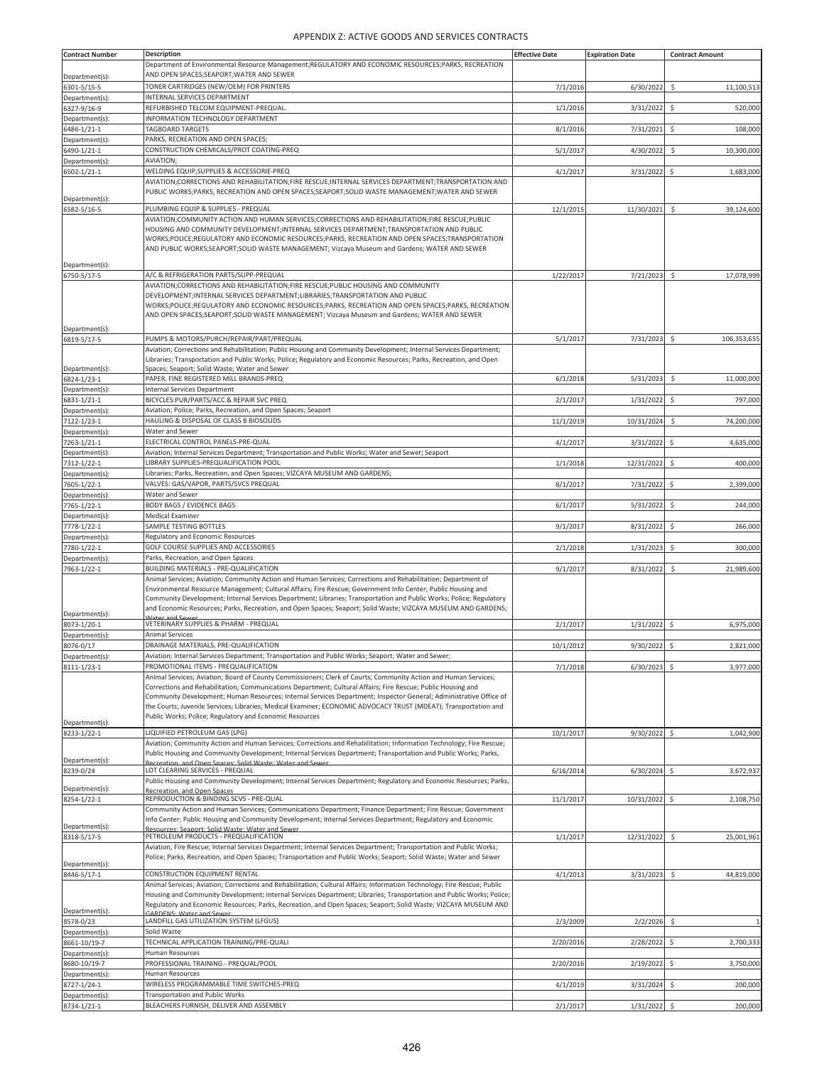## APPENDIX Z: ACTIVE GOODS AND SERVICES CONTRACTS

| Contract Number | Description | Effective Date | Expiration Date | Contract Amount |
|---|---|---|---|---|
| Department(s): | Department of Environmental Resource Management;REGULATORY AND ECONOMIC RESOURCES;PARKS, RECREATION AND OPEN SPACES;SEAPORT;WATER AND SEWER | | | |
| 6301-5/15-5 | TONER CARTRIDGES (NEW/OEM) FOR PRINTERS | 7/1/2016 | 6/30/2022 | $ 11,100,513 |
| Department(s): | INTERNAL SERVICES DEPARTMENT | | | |
| 6327-9/16-9 | REFURBISHED TELCOM EQUIPMENT-PREQUAL. | 1/1/2016 | 3/31/2022 | $ 520,000 |
| Department(s): | INFORMATION TECHNOLOGY DEPARTMENT | | | |
| 6486-1/21-1 | TAGBOARD TARGETS | 8/1/2016 | 7/31/2021 | $ 108,000 |
| Department(s): | PARKS, RECREATION AND OPEN SPACES; | | | |
| 6490-1/21-1 | CONSTRUCTION CHEMICALS/PROT COATING-PREQ | 5/1/2017 | 4/30/2022 | $ 10,300,000 |
| Department(s): | AVIATION; | | | |
| 6502-1/21-1 | WELDING EQUIP,SUPPLIES & ACCESSORIE-PREQ | 4/1/2017 | 3/31/2022 | $ 1,683,000 |
| Department(s): | AVIATION;CORRECTIONS AND REHABILITATION;FIRE RESCUE;INTERNAL SERVICES DEPARTMENT;TRANSPORTATION AND PUBLIC WORKS;PARKS, RECREATION AND OPEN SPACES;SEAPORT;SOLID WASTE MANAGEMENT;WATER AND SEWER | | | |
| 6582-5/16-5 | PLUMBING EQUIP & SUPPLIES - PREQUAL | 12/1/2015 | 11/30/2021 | $ 39,124,600 |
| Department(s): | AVIATION;COMMUNITY ACTION AND HUMAN SERVICES;CORRECTIONS AND REHABILITATION;FIRE RESCUE;PUBLIC HOUSING AND COMMUNITY DEVELOPMENT;INTERNAL SERVICES DEPARTMENT;TRANSPORTATION AND PUBLIC WORKS;POLICE;REGULATORY AND ECONOMIC RESOURCES;PARKS, RECREATION AND OPEN SPACES;TRANSPORTATION AND PUBLIC WORKS;SEAPORT;SOLID WASTE MANAGEMENT; Vizcaya Museum and Gardens; WATER AND SEWER | | | |
| 6750-5/17-5 | A/C & REFRIGERATION PARTS/SUPP-PREQUAL | 1/22/2017 | 7/21/2023 | $ 17,078,999 |
| Department(s): | AVIATION;CORRECTIONS AND REHABILITATION;FIRE RESCUE;PUBLIC HOUSING AND COMMUNITY DEVELOPMENT;INTERNAL SERVICES DEPARTMENT;LIBRARIES;TRANSPORTATION AND PUBLIC WORKS;POLICE;REGULATORY AND ECONOMIC RESOURCES;PARKS, RECREATION AND OPEN SPACES;PARKS, RECREATION AND OPEN SPACES;SEAPORT;SOLID WASTE MANAGEMENT; Vizcaya Museum and Gardens; WATER AND SEWER | | | |
| 6819-5/17-5 | PUMPS & MOTORS/PURCH/REPAIR/PART/PREQUAL | 5/1/2017 | 7/31/2023 | $ 106,353,655 |
| Department(s): | Aviation; Corrections and Rehabilitation; Public Housing and Community Development; Internal Services Department; Libraries; Transportation and Public Works; Police; Regulatory and Economic Resources; Parks, Recreation, and Open Spaces; Seaport; Solid Waste; Water and Sewer | | | |
| 6824-1/23-1 | PAPER, FINE REGISTERED MILL BRANDS-PREQ | 6/1/2018 | 5/31/2023 | $ 11,000,000 |
| Department(s): | Internal Services Department | | | |
| 6831-1/21-1 | BICYCLES:PUR/PARTS/ACC & REPAIR SVC PREQ | 2/1/2017 | 1/31/2022 | $ 797,000 |
| Department(s): | Aviation; Police; Parks, Recreation, and Open Spaces; Seaport | | | |
| 7122-1/23-1 | HAULING & DISPOSAL OF CLASS B BIOSOLIDS | 11/1/2019 | 10/31/2024 | $ 74,200,000 |
| Department(s): | Water and Sewer | | | |
| 7263-1/21-1 | ELECTRICAL CONTROL PANELS-PRE-QUAL | 4/1/2017 | 3/31/2022 | $ 4,635,000 |
| Department(s): | Aviation; Internal Services Department; Transportation and Public Works; Water and Sewer; Seaport | | | |
| 7312-1/22-1 | LIBRARY SUPPLIES-PREQUALIFICATION POOL | 1/1/2018 | 12/31/2022 | $ 400,000 |
| Department(s): | Libraries; Parks, Recreation, and Open Spaces; VIZCAYA MUSEUM AND GARDENS; | | | |
| 7605-1/22-1 | VALVES: GAS/VAPOR, PARTS/SVCS PREQUAL | 8/1/2017 | 7/31/2022 | $ 2,399,000 |
| Department(s): | Water and Sewer | | | |
| 7765-1/22-1 | BODY BAGS / EVIDENCE BAGS | 6/1/2017 | 5/31/2022 | $ 244,000 |
| Department(s): | Medical Examiner | | | |
| 7778-1/22-1 | SAMPLE TESTING BOTTLES | 9/1/2017 | 8/31/2022 | $ 266,000 |
| Department(s): | Regulatory and Economic Resources | | | |
| 7780-1/22-1 | GOLF COURSE SUPPLIES AND ACCESSORIES | 2/1/2018 | 1/31/2023 | $ 300,000 |
| Department(s): | Parks, Recreation, and Open Spaces | | | |
| 7963-1/22-1 | BUILDING MATERIALS - PRE-QUALIFICATION | 9/1/2017 | 8/31/2022 | $ 21,989,600 |
| Department(s): | Animal Services; Aviation; Community Action and Human Services; Corrections and Rehabilitation; Department of Environmental Resource Management; Cultural Affairs; Fire Rescue; Government Info Center; Public Housing and Community Development; Internal Services Department; Libraries; Transportation and Public Works; Police; Regulatory and Economic Resources; Parks, Recreation, and Open Spaces; Seaport; Solid Waste; VIZCAYA MUSEUM AND GARDENS; Water and Sewer | | | |
| 8073-1/20-1 | VETERINARY SUPPLIES & PHARM - PREQUAL | 2/1/2017 | 1/31/2022 | $ 6,975,000 |
| Department(s): | Animal Services | | | |
| 8076-0/17 | DRAINAGE MATERIALS, PRE-QUALIFICATION | 10/1/2012 | 9/30/2022 | $ 2,821,000 |
| Department(s): | Aviation; Internal Services Department; Transportation and Public Works; Seaport; Water and Sewer; | | | |
| 8111-1/23-1 | PROMOTIONAL ITEMS - PREQUALIFICATION | 7/1/2018 | 6/30/2023 | $ 3,977,000 |
| Department(s): | Animal Services; Aviation; Board of County Commissioners; Clerk of Courts; Community Action and Human Services; Corrections and Rehabilitation; Communications Department; Cultural Affairs; Fire Rescue; Public Housing and Community Development; Human Resources; Internal Services Department; Inspector General; Administrative Office of the Courts; Juvenile Services; Libraries; Medical Examiner; ECONOMIC ADVOCACY TRUST (MDEAT); Transportation and Public Works; Police; Regulatory and Economic Resources | | | |
| 8233-1/22-1 | LIQUIFIED PETROLEUM GAS (LPG) | 10/1/2017 | 9/30/2022 | $ 1,042,900 |
| Department(s): | Aviation; Community Action and Human Services; Corrections and Rehabilitation; Information Technology; Fire Rescue; Public Housing and Community Development; Internal Services Department; Transportation and Public Works; Parks, Recreation, and Open Spaces; Solid Waste; Water and Sewer | | | |
| 8239-0/24 | LOT CLEARING SERVICES - PREQUAL | 6/16/2014 | 6/30/2024 | $ 3,672,937 |
| Department(s): | Public Housing and Community Development; Internal Services Department; Regulatory and Economic Resources; Parks, Recreation, and Open Spaces | | | |
| 8254-1/22-1 | REPRODUCTION & BINDING SCVS - PRE-QUAL | 11/1/2017 | 10/31/2022 | $ 2,108,750 |
| Department(s): | Community Action and Human Services; Communications Department; Finance Department; Fire Rescue; Government Info Center; Public Housing and Community Development; Internal Services Department; Regulatory and Economic Resources; Seaport; Solid Waste; Water and Sewer | | | |
| 8318-5/17-5 | PETROLEUM PRODUCTS - PREQUALIFICATION | 1/1/2017 | 12/31/2022 | $ 25,001,961 |
| Department(s): | Aviation; Fire Rescue; Internal Services Department; Internal Services Department; Transportation and Public Works; Police; Parks, Recreation, and Open Spaces; Transportation and Public Works; Seaport; Solid Waste; Water and Sewer | | | |
| 8446-5/17-1 | CONSTRUCTION EQUIPMENT RENTAL | 4/1/2013 | 3/31/2023 | $ 44,819,000 |
| Department(s): | Animal Services; Aviation; Corrections and Rehabilitation; Cultural Affairs; Information Technology; Fire Rescue; Public Housing and Community Development; Internal Services Department; Libraries; Transportation and Public Works; Police; Regulatory and Economic Resources; Parks, Recreation, and Open Spaces; Seaport; Solid Waste; VIZCAYA MUSEUM AND GARDENS; Water and Sewer | | | |
| 8578-0/23 | LANDFILL GAS UTILIZATION SYSTEM (LFGUS) | 2/3/2009 | 2/2/2026 | $ 1 |
| Department(s): | Solid Waste | | | |
| 8661-10/19-7 | TECHNICAL APPLICATION TRAINING/PRE-QUALI | 2/20/2016 | 2/28/2022 | $ 2,700,333 |
| Department(s): | Human Resources | | | |
| 8680-10/19-7 | PROFESSIONAL TRAINING - PREQUAL/POOL | 2/20/2016 | 2/19/2022 | $ 3,750,000 |
| Department(s): | Human Resources | | | |
| 8727-1/24-1 | WIRELESS PROGRAMMABLE TIME SWITCHES-PREQ | 4/1/2019 | 3/31/2024 | $ 200,000 |
| Department(s): | Transportation and Public Works | | | |
| 8734-1/21-1 | BLEACHERS FURNISH, DELIVER AND ASSEMBLY | 2/1/2017 | 1/31/2022 | $ 200,000 |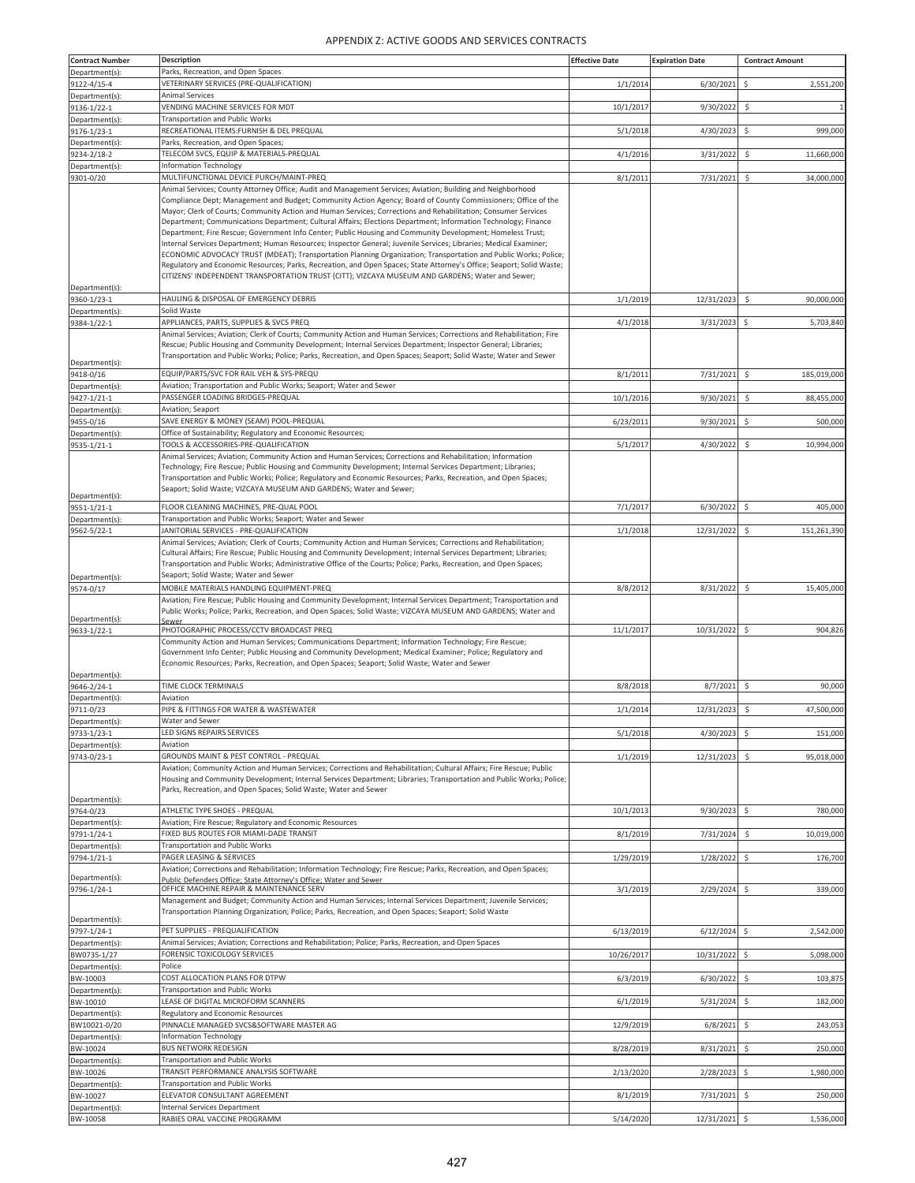## APPENDIX Z: ACTIVE GOODS AND SERVICES CONTRACTS

| Contract Number | Description | Effective Date | Expiration Date | Contract Amount |
|---|---|---|---|---|
| Department(s): | Parks, Recreation, and Open Spaces | | | |
| 9122-4/15-4 | VETERINARY SERVICES (PRE-QUALIFICATION) | 1/1/2014 | 6/30/2021 | $ 2,551,200 |
| Department(s): | Animal Services | | | |
| 9136-1/22-1 | VENDING MACHINE SERVICES FOR MDT | 10/1/2017 | 9/30/2022 | $ 1 |
| Department(s): | Transportation and Public Works | | | |
| 9176-1/23-1 | RECREATIONAL ITEMS:FURNISH & DEL PREQUAL | 5/1/2018 | 4/30/2023 | $ 999,000 |
| Department(s): | Parks, Recreation, and Open Spaces; | | | |
| 9234-2/18-2 | TELECOM SVCS, EQUIP & MATERIALS-PREQUAL | 4/1/2016 | 3/31/2022 | $ 11,660,000 |
| Department(s): | Information Technology | | | |
| 9301-0/20 | MULTIFUNCTIONAL DEVICE PURCH/MAINT-PREQ | 8/1/2011 | 7/31/2021 | $ 34,000,000 |
| Department(s): | Animal Services; County Attorney Office; Audit and Management Services; Aviation; Building and Neighborhood Compliance Dept; Management and Budget; Community Action Agency; Board of County Commissioners; Office of the Mayor; Clerk of Courts; Community Action and Human Services; Corrections and Rehabilitation; Consumer Services Department; Communications Department; Cultural Affairs; Elections Department; Information Technology; Finance Department; Fire Rescue; Government Info Center; Public Housing and Community Development; Homeless Trust; Internal Services Department; Human Resources; Inspector General; Juvenile Services; Libraries; Medical Examiner; ECONOMIC ADVOCACY TRUST (MDEAT); Transportation Planning Organization; Transportation and Public Works; Police; Regulatory and Economic Resources; Parks, Recreation, and Open Spaces; State Attorney's Office; Seaport; Solid Waste; CITIZENS' INDEPENDENT TRANSPORTATION TRUST (CITT); VIZCAYA MUSEUM AND GARDENS; Water and Sewer; | | | |
| 9360-1/23-1 | HAULING & DISPOSAL OF EMERGENCY DEBRIS | 1/1/2019 | 12/31/2023 | $ 90,000,000 |
| Department(s): | Solid Waste | | | |
| 9384-1/22-1 | APPLIANCES, PARTS, SUPPLIES & SVCS PREQ | 4/1/2018 | 3/31/2023 | $ 5,703,840 |
| Department(s): | Animal Services; Aviation; Clerk of Courts; Community Action and Human Services; Corrections and Rehabilitation; Fire Rescue; Public Housing and Community Development; Internal Services Department; Inspector General; Libraries; Transportation and Public Works; Police; Parks, Recreation, and Open Spaces; Seaport; Solid Waste; Water and Sewer | | | |
| 9418-0/16 | EQUIP/PARTS/SVC FOR RAIL VEH & SYS-PREQU | 8/1/2011 | 7/31/2021 | $ 185,019,000 |
| Department(s): | Aviation; Transportation and Public Works; Seaport; Water and Sewer | | | |
| 9427-1/21-1 | PASSENGER LOADING BRIDGES-PREQUAL | 10/1/2016 | 9/30/2021 | $ 88,455,000 |
| Department(s): | Aviation; Seaport | | | |
| 9455-0/16 | SAVE ENERGY & MONEY (SEAM) POOL-PREQUAL | 6/23/2011 | 9/30/2021 | $ 500,000 |
| Department(s): | Office of Sustainability; Regulatory and Economic Resources; | | | |
| 9535-1/21-1 | TOOLS & ACCESSORIES-PRE-QUALIFICATION | 5/1/2017 | 4/30/2022 | $ 10,994,000 |
| Department(s): | Animal Services; Aviation; Community Action and Human Services; Corrections and Rehabilitation; Information Technology; Fire Rescue; Public Housing and Community Development; Internal Services Department; Libraries; Transportation and Public Works; Police; Regulatory and Economic Resources; Parks, Recreation, and Open Spaces; Seaport; Solid Waste; VIZCAYA MUSEUM AND GARDENS; Water and Sewer; | | | |
| 9551-1/21-1 | FLOOR CLEANING MACHINES, PRE-QUAL POOL | 7/1/2017 | 6/30/2022 | $ 405,000 |
| Department(s): | Transportation and Public Works; Seaport; Water and Sewer | | | |
| 9562-5/22-1 | JANITORIAL SERVICES - PRE-QUALIFICATION | 1/1/2018 | 12/31/2022 | $ 151,261,390 |
| Department(s): | Animal Services; Aviation; Clerk of Courts; Community Action and Human Services; Corrections and Rehabilitation; Cultural Affairs; Fire Rescue; Public Housing and Community Development; Internal Services Department; Libraries; Transportation and Public Works; Administrative Office of the Courts; Police; Parks, Recreation, and Open Spaces; Seaport; Solid Waste; Water and Sewer | | | |
| 9574-0/17 | MOBILE MATERIALS HANDLING EQUIPMENT-PREQ | 8/8/2012 | 8/31/2022 | $ 15,405,000 |
| Department(s): | Aviation; Fire Rescue; Public Housing and Community Development; Internal Services Department; Transportation and Public Works; Police; Parks, Recreation, and Open Spaces; Solid Waste; VIZCAYA MUSEUM AND GARDENS; Water and Sewer | | | |
| 9633-1/22-1 | PHOTOGRAPHIC PROCESS/CCTV BROADCAST PREQ | 11/1/2017 | 10/31/2022 | $ 904,826 |
| Department(s): | Community Action and Human Services; Communications Department; Information Technology; Fire Rescue; Government Info Center; Public Housing and Community Development; Medical Examiner; Police; Regulatory and Economic Resources; Parks, Recreation, and Open Spaces; Seaport; Solid Waste; Water and Sewer | | | |
| 9646-2/24-1 | TIME CLOCK TERMINALS | 8/8/2018 | 8/7/2021 | $ 90,000 |
| Department(s): | Aviation | | | |
| 9711-0/23 | PIPE & FITTINGS FOR WATER & WASTEWATER | 1/1/2014 | 12/31/2023 | $ 47,500,000 |
| Department(s): | Water and Sewer | | | |
| 9733-1/23-1 | LED SIGNS REPAIRS SERVICES | 5/1/2018 | 4/30/2023 | $ 151,000 |
| Department(s): | Aviation | | | |
| 9743-0/23-1 | GROUNDS MAINT & PEST CONTROL - PREQUAL | 1/1/2019 | 12/31/2023 | $ 95,018,000 |
| Department(s): | Aviation; Community Action and Human Services; Corrections and Rehabilitation; Cultural Affairs; Fire Rescue; Public Housing and Community Development; Internal Services Department; Libraries; Transportation and Public Works; Police; Parks, Recreation, and Open Spaces; Solid Waste; Water and Sewer | | | |
| 9764-0/23 | ATHLETIC TYPE SHOES - PREQUAL | 10/1/2013 | 9/30/2023 | $ 780,000 |
| Department(s): | Aviation; Fire Rescue; Regulatory and Economic Resources | | | |
| 9791-1/24-1 | FIXED BUS ROUTES FOR MIAMI-DADE TRANSIT | 8/1/2019 | 7/31/2024 | $ 10,019,000 |
| Department(s): | Transportation and Public Works | | | |
| 9794-1/21-1 | PAGER LEASING & SERVICES | 1/29/2019 | 1/28/2022 | $ 176,700 |
| Department(s): | Aviation; Corrections and Rehabilitation; Information Technology; Fire Rescue; Parks, Recreation, and Open Spaces; Public Defenders Office; State Attorney's Office; Water and Sewer | | | |
| 9796-1/24-1 | OFFICE MACHINE REPAIR & MAINTENANCE SERV | 3/1/2019 | 2/29/2024 | $ 339,000 |
| Department(s): | Management and Budget; Community Action and Human Services; Internal Services Department; Juvenile Services; Transportation Planning Organization; Police; Parks, Recreation, and Open Spaces; Seaport; Solid Waste | | | |
| 9797-1/24-1 | PET SUPPLIES - PREQUALIFICATION | 6/13/2019 | 6/12/2024 | $ 2,542,000 |
| Department(s): | Animal Services; Aviation; Corrections and Rehabilitation; Police; Parks, Recreation, and Open Spaces | | | |
| BW0735-1/27 | FORENSIC TOXICOLOGY SERVICES | 10/26/2017 | 10/31/2022 | $ 5,098,000 |
| Department(s): | Police | | | |
| BW-10003 | COST ALLOCATION PLANS FOR DTPW | 6/3/2019 | 6/30/2022 | $ 103,875 |
| Department(s): | Transportation and Public Works | | | |
| BW-10010 | LEASE OF DIGITAL MICROFORM SCANNERS | 6/1/2019 | 5/31/2024 | $ 182,000 |
| Department(s): | Regulatory and Economic Resources | | | |
| BW10021-0/20 | PINNACLE MANAGED SVCS&SOFTWARE MASTER AG | 12/9/2019 | 6/8/2021 | $ 243,053 |
| Department(s): | Information Technology | | | |
| BW-10024 | BUS NETWORK REDESIGN | 8/28/2019 | 8/31/2021 | $ 250,000 |
| Department(s): | Transportation and Public Works | | | |
| BW-10026 | TRANSIT PERFORMANCE ANALYSIS SOFTWARE | 2/13/2020 | 2/28/2023 | $ 1,980,000 |
| Department(s): | Transportation and Public Works | | | |
| BW-10027 | ELEVATOR CONSULTANT AGREEMENT | 8/1/2019 | 7/31/2021 | $ 250,000 |
| Department(s): | Internal Services Department | | | |
| BW-10058 | RABIES ORAL VACCINE PROGRAMM | 5/14/2020 | 12/31/2021 | $ 1,536,000 |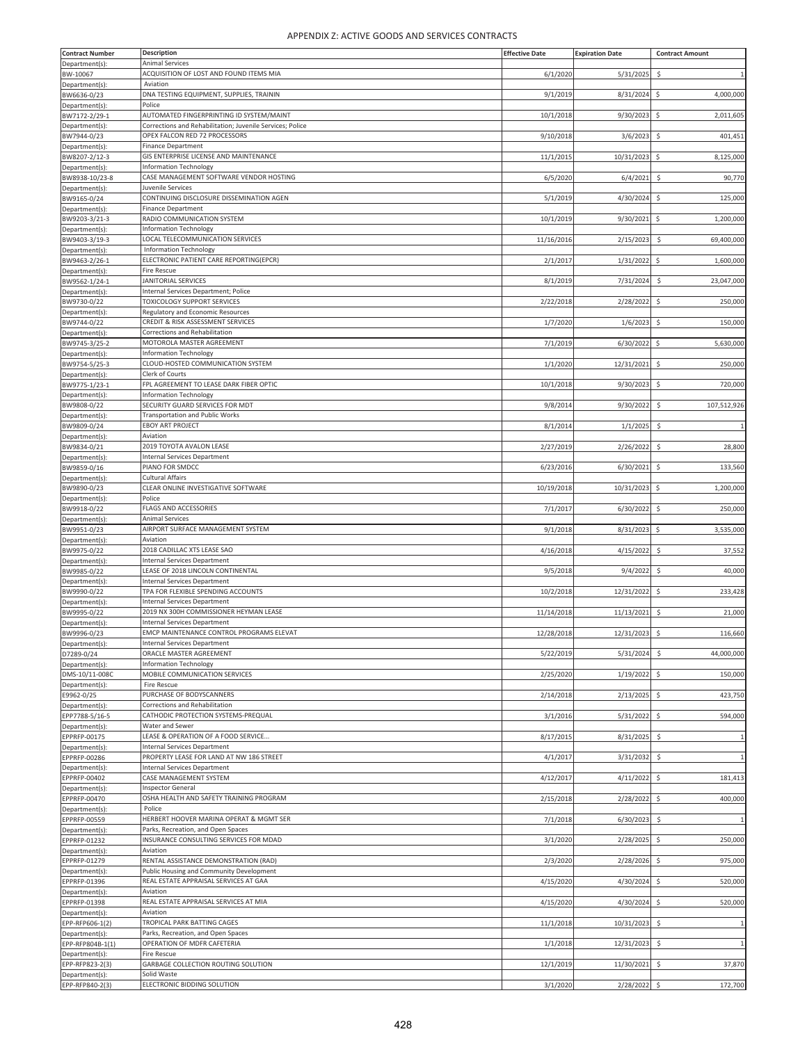# APPENDIX Z: ACTIVE GOODS AND SERVICES CONTRACTS

| Contract Number | Description | Effective Date | Expiration Date | Contract Amount |
|---|---|---|---|---|
| Department(s): | Animal Services | | | |
| BW-10067 | ACQUISITION OF LOST AND FOUND ITEMS MIA | 6/1/2020 | 5/31/2025 | $ 1 |
| Department(s): | Aviation | | | |
| BW6636-0/23 | DNA TESTING EQUIPMENT, SUPPLIES, TRAININ | 9/1/2019 | 8/31/2024 | $ 4,000,000 |
| Department(s): | Police | | | |
| BW7172-2/29-1 | AUTOMATED FINGERPRINTING ID SYSTEM/MAINT | 10/1/2018 | 9/30/2023 | $ 2,011,605 |
| Department(s): | Corrections and Rehabilitation; Juvenile Services; Police | | | |
| BW7944-0/23 | OPEX FALCON RED 72 PROCESSORS | 9/10/2018 | 3/6/2023 | $ 401,451 |
| Department(s): | Finance Department | | | |
| BW8207-2/12-3 | GIS ENTERPRISE LICENSE AND MAINTENANCE | 11/1/2015 | 10/31/2023 | $ 8,125,000 |
| Department(s): | Information Technology | | | |
| BW8938-10/23-8 | CASE MANAGEMENT SOFTWARE VENDOR HOSTING | 6/5/2020 | 6/4/2021 | $ 90,770 |
| Department(s): | Juvenile Services | | | |
| BW9165-0/24 | CONTINUING DISCLOSURE DISSEMINATION AGEN | 5/1/2019 | 4/30/2024 | $ 125,000 |
| Department(s): | Finance Department | | | |
| BW9203-3/21-3 | RADIO COMMUNICATION SYSTEM | 10/1/2019 | 9/30/2021 | $ 1,200,000 |
| Department(s): | Information Technology | | | |
| BW9403-3/19-3 | LOCAL TELECOMMUNICATION SERVICES | 11/16/2016 | 2/15/2023 | $ 69,400,000 |
| Department(s): | Information Technology | | | |
| BW9463-2/26-1 | ELECTRONIC PATIENT CARE REPORTING(EPCR) | 2/1/2017 | 1/31/2022 | $ 1,600,000 |
| Department(s): | Fire Rescue | | | |
| BW9562-1/24-1 | JANITORIAL SERVICES | 8/1/2019 | 7/31/2024 | $ 23,047,000 |
| Department(s): | Internal Services Department; Police | | | |
| BW9730-0/22 | TOXICOLOGY SUPPORT SERVICES | 2/22/2018 | 2/28/2022 | $ 250,000 |
| Department(s): | Regulatory and Economic Resources | | | |
| BW9744-0/22 | CREDIT & RISK ASSESSMENT SERVICES | 1/7/2020 | 1/6/2023 | $ 150,000 |
| Department(s): | Corrections and Rehabilitation | | | |
| BW9745-3/25-2 | MOTOROLA MASTER AGREEMENT | 7/1/2019 | 6/30/2022 | $ 5,630,000 |
| Department(s): | Information Technology | | | |
| BW9754-5/25-3 | CLOUD-HOSTED COMMUNICATION SYSTEM | 1/1/2020 | 12/31/2021 | $ 250,000 |
| Department(s): | Clerk of Courts | | | |
| BW9775-1/23-1 | FPL AGREEMENT TO LEASE DARK FIBER OPTIC | 10/1/2018 | 9/30/2023 | $ 720,000 |
| Department(s): | Information Technology | | | |
| BW9808-0/22 | SECURITY GUARD SERVICES FOR MDT | 9/8/2014 | 9/30/2022 | $ 107,512,926 |
| Department(s): | Transportation and Public Works | | | |
| BW9809-0/24 | EBOY ART PROJECT | 8/1/2014 | 1/1/2025 | $ 1 |
| Department(s): | Aviation | | | |
| BW9834-0/21 | 2019 TOYOTA AVALON LEASE | 2/27/2019 | 2/26/2022 | $ 28,800 |
| Department(s): | Internal Services Department | | | |
| BW9859-0/16 | PIANO FOR SMDCC | 6/23/2016 | 6/30/2021 | $ 133,560 |
| Department(s): | Cultural Affairs | | | |
| BW9890-0/23 | CLEAR ONLINE INVESTIGATIVE SOFTWARE | 10/19/2018 | 10/31/2023 | $ 1,200,000 |
| Department(s): | Police | | | |
| BW9918-0/22 | FLAGS AND ACCESSORIES | 7/1/2017 | 6/30/2022 | $ 250,000 |
| Department(s): | Animal Services | | | |
| BW9951-0/23 | AIRPORT SURFACE MANAGEMENT SYSTEM | 9/1/2018 | 8/31/2023 | $ 3,535,000 |
| Department(s): | Aviation | | | |
| BW9975-0/22 | 2018 CADILLAC XTS LEASE SAO | 4/16/2018 | 4/15/2022 | $ 37,552 |
| Department(s): | Internal Services Department | | | |
| BW9985-0/22 | LEASE OF 2018 LINCOLN CONTINENTAL | 9/5/2018 | 9/4/2022 | $ 40,000 |
| Department(s): | Internal Services Department | | | |
| BW9990-0/22 | TPA FOR FLEXIBLE SPENDING ACCOUNTS | 10/2/2018 | 12/31/2022 | $ 233,428 |
| Department(s): | Internal Services Department | | | |
| BW9995-0/22 | 2019 NX 300H COMMISSIONER HEYMAN LEASE | 11/14/2018 | 11/13/2021 | $ 21,000 |
| Department(s): | Internal Services Department | | | |
| BW9996-0/23 | EMCP MAINTENANCE CONTROL PROGRAMS ELEVAT | 12/28/2018 | 12/31/2023 | $ 116,660 |
| Department(s): | Internal Services Department | | | |
| D7289-0/24 | ORACLE MASTER AGREEMENT | 5/22/2019 | 5/31/2024 | $ 44,000,000 |
| Department(s): | Information Technology | | | |
| DMS-10/11-008C | MOBILE COMMUNICATION SERVICES | 2/25/2020 | 1/19/2022 | $ 150,000 |
| Department(s): | Fire Rescue | | | |
| E9962-0/25 | PURCHASE OF BODYSCANNERS | 2/14/2018 | 2/13/2025 | $ 423,750 |
| Department(s): | Corrections and Rehabilitation | | | |
| EPP7788-5/16-5 | CATHODIC PROTECTION SYSTEMS-PREQUAL | 3/1/2016 | 5/31/2022 | $ 594,000 |
| Department(s): | Water and Sewer | | | |
| EPPRFP-00175 | LEASE & OPERATION OF A FOOD SERVICE... | 8/17/2015 | 8/31/2025 | $ 1 |
| Department(s): | Internal Services Department | | | |
| EPPRFP-00286 | PROPERTY LEASE FOR LAND AT NW 186 STREET | 4/1/2017 | 3/31/2032 | $ 1 |
| Department(s): | Internal Services Department | | | |
| EPPRFP-00402 | CASE MANAGEMENT SYSTEM | 4/12/2017 | 4/11/2022 | $ 181,413 |
| Department(s): | Inspector General | | | |
| EPPRFP-00470 | OSHA HEALTH AND SAFETY TRAINING PROGRAM | 2/15/2018 | 2/28/2022 | $ 400,000 |
| Department(s): | Police | | | |
| EPPRFP-00559 | HERBERT HOOVER MARINA OPERAT & MGMT SER | 7/1/2018 | 6/30/2023 | $ 1 |
| Department(s): | Parks, Recreation, and Open Spaces | | | |
| EPPRFP-01232 | INSURANCE CONSULTING SERVICES FOR MDAD | 3/1/2020 | 2/28/2025 | $ 250,000 |
| Department(s): | Aviation | | | |
| EPPRFP-01279 | RENTAL ASSISTANCE DEMONSTRATION (RAD) | 2/3/2020 | 2/28/2026 | $ 975,000 |
| Department(s): | Public Housing and Community Development | | | |
| EPPRFP-01396 | REAL ESTATE APPRAISAL SERVICES AT GAA | 4/15/2020 | 4/30/2024 | $ 520,000 |
| Department(s): | Aviation | | | |
| EPPRFP-01398 | REAL ESTATE APPRAISAL SERVICES AT MIA | 4/15/2020 | 4/30/2024 | $ 520,000 |
| Department(s): | Aviation | | | |
| EPP-RFP606-1(2) | TROPICAL PARK BATTING CAGES | 11/1/2018 | 10/31/2023 | $ 1 |
| Department(s): | Parks, Recreation, and Open Spaces | | | |
| EPP-RFP804B-1(1) | OPERATION OF MDFR CAFETERIA | 1/1/2018 | 12/31/2023 | $ 1 |
| Department(s): | Fire Rescue | | | |
| EPP-RFP823-2(3) | GARBAGE COLLECTION ROUTING SOLUTION | 12/1/2019 | 11/30/2021 | $ 37,870 |
| Department(s): | Solid Waste | | | |
| EPP-RFP840-2(3) | ELECTRONIC BIDDING SOLUTION | 3/1/2020 | 2/28/2022 | $ 172,700 |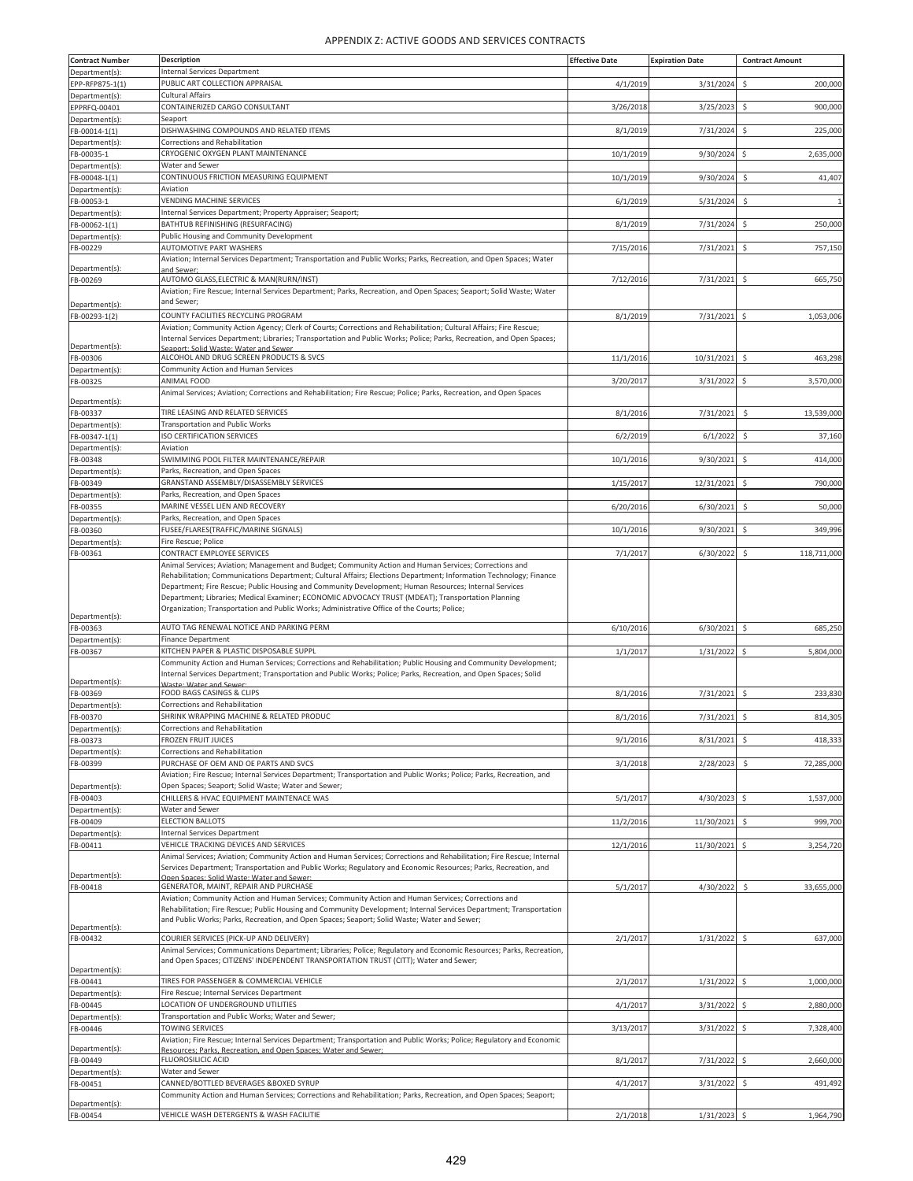# APPENDIX Z: ACTIVE GOODS AND SERVICES CONTRACTS

| Contract Number | Description | Effective Date | Expiration Date | Contract Amount |
|---|---|---|---|---|
| Department(s): | Internal Services Department | | | |
| EPP-RFP875-1(1) | PUBLIC ART COLLECTION APPRAISAL | 4/1/2019 | 3/31/2024 | $ 200,000 |
| Department(s): | Cultural Affairs | | | |
| EPPRFQ-00401 | CONTAINERIZED CARGO CONSULTANT | 3/26/2018 | 3/25/2023 | $ 900,000 |
| Department(s): | Seaport | | | |
| FB-00014-1(1) | DISHWASHING COMPOUNDS AND RELATED ITEMS | 8/1/2019 | 7/31/2024 | $ 225,000 |
| Department(s): | Corrections and Rehabilitation | | | |
| FB-00035-1 | CRYOGENIC OXYGEN PLANT MAINTENANCE | 10/1/2019 | 9/30/2024 | $ 2,635,000 |
| Department(s): | Water and Sewer | | | |
| FB-00048-1(1) | CONTINUOUS FRICTION MEASURING EQUIPMENT | 10/1/2019 | 9/30/2024 | $ 41,407 |
| Department(s): | Aviation | | | |
| FB-00053-1 | VENDING MACHINE SERVICES | 6/1/2019 | 5/31/2024 | $ 1 |
| Department(s): | Internal Services Department; Property Appraiser; Seaport; | | | |
| FB-00062-1(1) | BATHTUB REFINISHING (RESURFACING) | 8/1/2019 | 7/31/2024 | $ 250,000 |
| Department(s): | Public Housing and Community Development | | | |
| FB-00229 | AUTOMOTIVE PART WASHERS | 7/15/2016 | 7/31/2021 | $ 757,150 |
| Department(s): | Aviation; Internal Services Department; Transportation and Public Works; Parks, Recreation, and Open Spaces; Water and Sewer; | | | |
| FB-00269 | AUTOMO GLASS,ELECTRIC & MAN(RURN/INST) | 7/12/2016 | 7/31/2021 | $ 665,750 |
| Department(s): | Aviation; Fire Rescue; Internal Services Department; Parks, Recreation, and Open Spaces; Seaport; Solid Waste; Water and Sewer; | | | |
| FB-00293-1(2) | COUNTY FACILITIES RECYCLING PROGRAM | 8/1/2019 | 7/31/2021 | $ 1,053,006 |
| Department(s): | Aviation; Community Action Agency; Clerk of Courts; Corrections and Rehabilitation; Cultural Affairs; Fire Rescue; Internal Services Department; Libraries; Transportation and Public Works; Police; Parks, Recreation, and Open Spaces; Seaport; Solid Waste; Water and Sewer | | | |
| FB-00306 | ALCOHOL AND DRUG SCREEN PRODUCTS & SVCS | 11/1/2016 | 10/31/2021 | $ 463,298 |
| Department(s): | Community Action and Human Services | | | |
| FB-00325 | ANIMAL FOOD | 3/20/2017 | 3/31/2022 | $ 3,570,000 |
| Department(s): | Animal Services; Aviation; Corrections and Rehabilitation; Fire Rescue; Police; Parks, Recreation, and Open Spaces | | | |
| FB-00337 | TIRE LEASING AND RELATED SERVICES | 8/1/2016 | 7/31/2021 | $ 13,539,000 |
| Department(s): | Transportation and Public Works | | | |
| FB-00347-1(1) | ISO CERTIFICATION SERVICES | 6/2/2019 | 6/1/2022 | $ 37,160 |
| Department(s): | Aviation | | | |
| FB-00348 | SWIMMING POOL FILTER MAINTENANCE/REPAIR | 10/1/2016 | 9/30/2021 | $ 414,000 |
| Department(s): | Parks, Recreation, and Open Spaces | | | |
| FB-00349 | GRANSTAND ASSEMBLY/DISASSEMBLY SERVICES | 1/15/2017 | 12/31/2021 | $ 790,000 |
| Department(s): | Parks, Recreation, and Open Spaces | | | |
| FB-00355 | MARINE VESSEL LIEN AND RECOVERY | 6/20/2016 | 6/30/2021 | $ 50,000 |
| Department(s): | Parks, Recreation, and Open Spaces | | | |
| FB-00360 | FUSEE/FLARES(TRAFFIC/MARINE SIGNALS) | 10/1/2016 | 9/30/2021 | $ 349,996 |
| Department(s): | Fire Rescue; Police | | | |
| FB-00361 | CONTRACT EMPLOYEE SERVICES | 7/1/2017 | 6/30/2022 | $ 118,711,000 |
| Department(s): | Animal Services; Aviation; Management and Budget; Community Action and Human Services; Corrections and Rehabilitation; Communications Department; Cultural Affairs; Elections Department; Information Technology; Finance Department; Fire Rescue; Public Housing and Community Development; Human Resources; Internal Services Department; Libraries; Medical Examiner; ECONOMIC ADVOCACY TRUST (MDEAT); Transportation Planning Organization; Transportation and Public Works; Administrative Office of the Courts; Police; | | | |
| FB-00363 | AUTO TAG RENEWAL NOTICE AND PARKING PERM | 6/10/2016 | 6/30/2021 | $ 685,250 |
| Department(s): | Finance Department | | | |
| FB-00367 | KITCHEN PAPER & PLASTIC DISPOSABLE SUPPL | 1/1/2017 | 1/31/2022 | $ 5,804,000 |
| Department(s): | Community Action and Human Services; Corrections and Rehabilitation; Public Housing and Community Development; Internal Services Department; Transportation and Public Works; Police; Parks, Recreation, and Open Spaces; Solid Waste; Water and Sewer; | | | |
| FB-00369 | FOOD BAGS CASINGS & CLIPS | 8/1/2016 | 7/31/2021 | $ 233,830 |
| Department(s): | Corrections and Rehabilitation | | | |
| FB-00370 | SHRINK WRAPPING MACHINE & RELATED PRODUC | 8/1/2016 | 7/31/2021 | $ 814,305 |
| Department(s): | Corrections and Rehabilitation | | | |
| FB-00373 | FROZEN FRUIT JUICES | 9/1/2016 | 8/31/2021 | $ 418,333 |
| Department(s): | Corrections and Rehabilitation | | | |
| FB-00399 | PURCHASE OF OEM AND OE PARTS AND SVCS | 3/1/2018 | 2/28/2023 | $ 72,285,000 |
| Department(s): | Aviation; Fire Rescue; Internal Services Department; Transportation and Public Works; Police; Parks, Recreation, and Open Spaces; Seaport; Solid Waste; Water and Sewer; | | | |
| FB-00403 | CHILLERS & HVAC EQUIPMENT MAINTENACE WAS | 5/1/2017 | 4/30/2023 | $ 1,537,000 |
| Department(s): | Water and Sewer | | | |
| FB-00409 | ELECTION BALLOTS | 11/2/2016 | 11/30/2021 | $ 999,700 |
| Department(s): | Internal Services Department | | | |
| FB-00411 | VEHICLE TRACKING DEVICES AND SERVICES | 12/1/2016 | 11/30/2021 | $ 3,254,720 |
| Department(s): | Animal Services; Aviation; Community Action and Human Services; Corrections and Rehabilitation; Fire Rescue; Internal Services Department; Transportation and Public Works; Regulatory and Economic Resources; Parks, Recreation, and Open Spaces; Solid Waste; Water and Sewer; | | | |
| FB-00418 | GENERATOR, MAINT, REPAIR AND PURCHASE | 5/1/2017 | 4/30/2022 | $ 33,655,000 |
| Department(s): | Aviation; Community Action and Human Services; Community Action and Human Services; Corrections and Rehabilitation; Fire Rescue; Public Housing and Community Development; Internal Services Department; Transportation and Public Works; Parks, Recreation, and Open Spaces; Seaport; Solid Waste; Water and Sewer; | | | |
| FB-00432 | COURIER SERVICES (PICK-UP AND DELIVERY) | 2/1/2017 | 1/31/2022 | $ 637,000 |
| Department(s): | Animal Services; Communications Department; Libraries; Police; Regulatory and Economic Resources; Parks, Recreation, and Open Spaces; CITIZENS' INDEPENDENT TRANSPORTATION TRUST (CITT); Water and Sewer; | | | |
| FB-00441 | TIRES FOR PASSENGER & COMMERCIAL VEHICLE | 2/1/2017 | 1/31/2022 | $ 1,000,000 |
| Department(s): | Fire Rescue; Internal Services Department | | | |
| FB-00445 | LOCATION OF UNDERGROUND UTILITIES | 4/1/2017 | 3/31/2022 | $ 2,880,000 |
| Department(s): | Transportation and Public Works; Water and Sewer; | | | |
| FB-00446 | TOWING SERVICES | 3/13/2017 | 3/31/2022 | $ 7,328,400 |
| Department(s): | Aviation; Fire Rescue; Internal Services Department; Transportation and Public Works; Police; Regulatory and Economic Resources; Parks, Recreation, and Open Spaces; Water and Sewer; | | | |
| FB-00449 | FLUOROSILICIC ACID | 8/1/2017 | 7/31/2022 | $ 2,660,000 |
| Department(s): | Water and Sewer | | | |
| FB-00451 | CANNED/BOTTLED BEVERAGES &BOXED SYRUP | 4/1/2017 | 3/31/2022 | $ 491,492 |
| Department(s): | Community Action and Human Services; Corrections and Rehabilitation; Parks, Recreation, and Open Spaces; Seaport; | | | |
| FB-00454 | VEHICLE WASH DETERGENTS & WASH FACILITIE | 2/1/2018 | 1/31/2023 | $ 1,964,790 |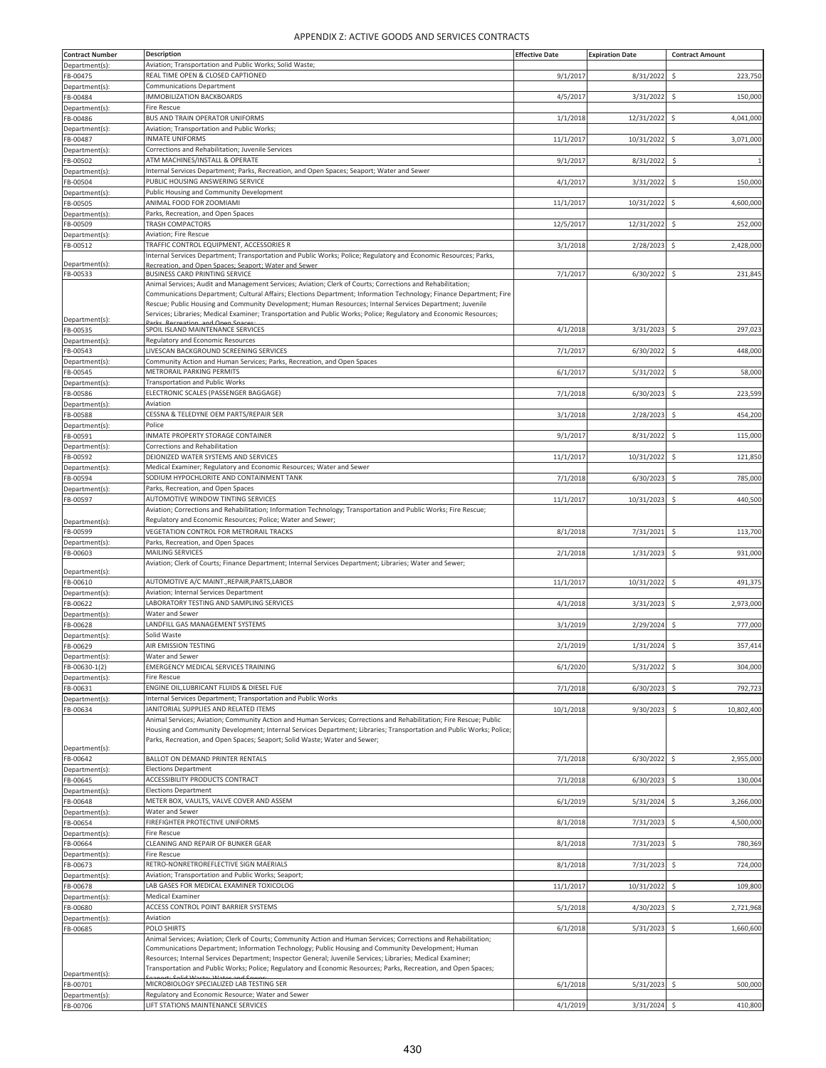# APPENDIX Z: ACTIVE GOODS AND SERVICES CONTRACTS

| Contract Number | Description | Effective Date | Expiration Date | Contract Amount |
|---|---|---|---|---|
| Department(s): | Aviation; Transportation and Public Works; Solid Waste; | | | |
| FB-00475 | REAL TIME OPEN & CLOSED CAPTIONED | 9/1/2017 | 8/31/2022 | $ 223,750 |
| Department(s): | Communications Department | | | |
| FB-00484 | IMMOBILIZATION BACKBOARDS | 4/5/2017 | 3/31/2022 | $ 150,000 |
| Department(s): | Fire Rescue | | | |
| FB-00486 | BUS AND TRAIN OPERATOR UNIFORMS | 1/1/2018 | 12/31/2022 | $ 4,041,000 |
| Department(s): | Aviation; Transportation and Public Works; | | | |
| FB-00487 | INMATE UNIFORMS | 11/1/2017 | 10/31/2022 | $ 3,071,000 |
| Department(s): | Corrections and Rehabilitation; Juvenile Services | | | |
| FB-00502 | ATM MACHINES/INSTALL & OPERATE | 9/1/2017 | 8/31/2022 | $ 1 |
| Department(s): | Internal Services Department; Parks, Recreation, and Open Spaces; Seaport; Water and Sewer | | | |
| FB-00504 | PUBLIC HOUSING ANSWERING SERVICE | 4/1/2017 | 3/31/2022 | $ 150,000 |
| Department(s): | Public Housing and Community Development | | | |
| FB-00505 | ANIMAL FOOD FOR ZOOMIAMI | 11/1/2017 | 10/31/2022 | $ 4,600,000 |
| Department(s): | Parks, Recreation, and Open Spaces | | | |
| FB-00509 | TRASH COMPACTORS | 12/5/2017 | 12/31/2022 | $ 252,000 |
| Department(s): | Aviation; Fire Rescue | | | |
| FB-00512 | TRAFFIC CONTROL EQUIPMENT, ACCESSORIES R | 3/1/2018 | 2/28/2023 | $ 2,428,000 |
| Department(s): | Internal Services Department; Transportation and Public Works; Police; Regulatory and Economic Resources; Parks, Recreation, and Open Spaces; Seaport; Water and Sewer | | | |
| FB-00533 | BUSINESS CARD PRINTING SERVICE | 7/1/2017 | 6/30/2022 | $ 231,845 |
| Department(s): | Animal Services; Audit and Management Services; Aviation; Clerk of Courts; Corrections and Rehabilitation; Communications Department; Cultural Affairs; Elections Department; Information Technology; Finance Department; Fire Rescue; Public Housing and Community Development; Human Resources; Internal Services Department; Juvenile Services; Libraries; Medical Examiner; Transportation and Public Works; Police; Regulatory and Economic Resources; Parks, Recreation, and Open Spaces; | | | |
| FB-00535 | SPOIL ISLAND MAINTENANCE SERVICES | 4/1/2018 | 3/31/2023 | $ 297,023 |
| Department(s): | Regulatory and Economic Resources | | | |
| FB-00543 | LIVESCAN BACKGROUND SCREENING SERVICES | 7/1/2017 | 6/30/2022 | $ 448,000 |
| Department(s): | Community Action and Human Services; Parks, Recreation, and Open Spaces | | | |
| FB-00545 | METRORAIL PARKING PERMITS | 6/1/2017 | 5/31/2022 | $ 58,000 |
| Department(s): | Transportation and Public Works | | | |
| FB-00586 | ELECTRONIC SCALES (PASSENGER BAGGAGE) | 7/1/2018 | 6/30/2023 | $ 223,599 |
| Department(s): | Aviation | | | |
| FB-00588 | CESSNA & TELEDYNE OEM PARTS/REPAIR SER | 3/1/2018 | 2/28/2023 | $ 454,200 |
| Department(s): | Police | | | |
| FB-00591 | INMATE PROPERTY STORAGE CONTAINER | 9/1/2017 | 8/31/2022 | $ 115,000 |
| Department(s): | Corrections and Rehabilitation | | | |
| FB-00592 | DEIONIZED WATER SYSTEMS AND SERVICES | 11/1/2017 | 10/31/2022 | $ 121,850 |
| Department(s): | Medical Examiner; Regulatory and Economic Resources; Water and Sewer | | | |
| FB-00594 | SODIUM HYPOCHLORITE AND CONTAINMENT TANK | 7/1/2018 | 6/30/2023 | $ 785,000 |
| Department(s): | Parks, Recreation, and Open Spaces | | | |
| FB-00597 | AUTOMOTIVE WINDOW TINTING SERVICES | 11/1/2017 | 10/31/2023 | $ 440,500 |
| Department(s): | Aviation; Corrections and Rehabilitation; Information Technology; Transportation and Public Works; Fire Rescue; Regulatory and Economic Resources; Police; Water and Sewer; | | | |
| FB-00599 | VEGETATION CONTROL FOR METRORAIL TRACKS | 8/1/2018 | 7/31/2021 | $ 113,700 |
| Department(s): | Parks, Recreation, and Open Spaces | | | |
| FB-00603 | MAILING SERVICES | 2/1/2018 | 1/31/2023 | $ 931,000 |
| Department(s): | Aviation; Clerk of Courts; Finance Department; Internal Services Department; Libraries; Water and Sewer; | | | |
| FB-00610 | AUTOMOTIVE A/C MAINT.,REPAIR,PARTS,LABOR | 11/1/2017 | 10/31/2022 | $ 491,375 |
| Department(s): | Aviation; Internal Services Department | | | |
| FB-00622 | LABORATORY TESTING AND SAMPLING SERVICES | 4/1/2018 | 3/31/2023 | $ 2,973,000 |
| Department(s): | Water and Sewer | | | |
| FB-00628 | LANDFILL GAS MANAGEMENT SYSTEMS | 3/1/2019 | 2/29/2024 | $ 777,000 |
| Department(s): | Solid Waste | | | |
| FB-00629 | AIR EMISSION TESTING | 2/1/2019 | 1/31/2024 | $ 357,414 |
| Department(s): | Water and Sewer | | | |
| FB-00630-1(2) | EMERGENCY MEDICAL SERVICES TRAINING | 6/1/2020 | 5/31/2022 | $ 304,000 |
| Department(s): | Fire Rescue | | | |
| FB-00631 | ENGINE OIL,LUBRICANT FLUIDS & DIESEL FUE | 7/1/2018 | 6/30/2023 | $ 792,723 |
| Department(s): | Internal Services Department; Transportation and Public Works | | | |
| FB-00634 | JANITORIAL SUPPLIES AND RELATED ITEMS | 10/1/2018 | 9/30/2023 | $ 10,802,400 |
| Department(s): | Animal Services; Aviation; Community Action and Human Services; Corrections and Rehabilitation; Fire Rescue; Public Housing and Community Development; Internal Services Department; Libraries; Transportation and Public Works; Police; Parks, Recreation, and Open Spaces; Seaport; Solid Waste; Water and Sewer; | | | |
| FB-00642 | BALLOT ON DEMAND PRINTER RENTALS | 7/1/2018 | 6/30/2022 | $ 2,955,000 |
| Department(s): | Elections Department | | | |
| FB-00645 | ACCESSIBILITY PRODUCTS CONTRACT | 7/1/2018 | 6/30/2023 | $ 130,004 |
| Department(s): | Elections Department | | | |
| FB-00648 | METER BOX, VAULTS, VALVE COVER AND ASSEM | 6/1/2019 | 5/31/2024 | $ 3,266,000 |
| Department(s): | Water and Sewer | | | |
| FB-00654 | FIREFIGHTER PROTECTIVE UNIFORMS | 8/1/2018 | 7/31/2023 | $ 4,500,000 |
| Department(s): | Fire Rescue | | | |
| FB-00664 | CLEANING AND REPAIR OF BUNKER GEAR | 8/1/2018 | 7/31/2023 | $ 780,369 |
| Department(s): | Fire Rescue | | | |
| FB-00673 | RETRO-NONRETROREFLECTIVE SIGN MAERIALS | 8/1/2018 | 7/31/2023 | $ 724,000 |
| Department(s): | Aviation; Transportation and Public Works; Seaport; | | | |
| FB-00678 | LAB GASES FOR MEDICAL EXAMINER TOXICOLOG | 11/1/2017 | 10/31/2022 | $ 109,800 |
| Department(s): | Medical Examiner | | | |
| FB-00680 | ACCESS CONTROL POINT BARRIER SYSTEMS | 5/1/2018 | 4/30/2023 | $ 2,721,968 |
| Department(s): | Aviation | | | |
| FB-00685 | POLO SHIRTS | 6/1/2018 | 5/31/2023 | $ 1,660,600 |
| Department(s): | Animal Services; Aviation; Clerk of Courts; Community Action and Human Services; Corrections and Rehabilitation; Communications Department; Information Technology; Public Housing and Community Development; Human Resources; Internal Services Department; Inspector General; Juvenile Services; Libraries; Medical Examiner; Transportation and Public Works; Police; Regulatory and Economic Resources; Parks, Recreation, and Open Spaces; Seaport; Solid Waste; Water and Sewer; | | | |
| FB-00701 | MICROBIOLOGY SPECIALIZED LAB TESTING SER | 6/1/2018 | 5/31/2023 | $ 500,000 |
| Department(s): | Regulatory and Economic Resource; Water and Sewer | | | |
| FB-00706 | LIFT STATIONS MAINTENANCE SERVICES | 4/1/2019 | 3/31/2024 | $ 410,800 |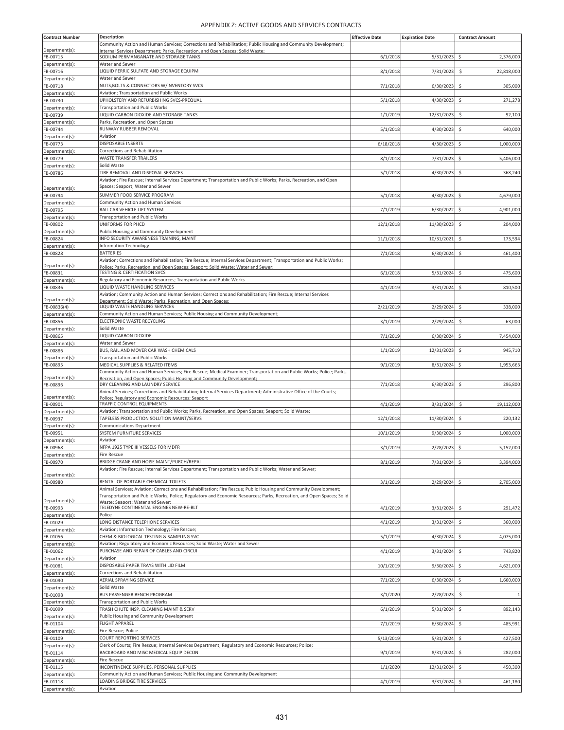## APPENDIX Z: ACTIVE GOODS AND SERVICES CONTRACTS

| Contract Number | Description | Effective Date | Expiration Date | Contract Amount |
|---|---|---|---|---|
| Department(s): | Community Action and Human Services; Corrections and Rehabilitation; Public Housing and Community Development; Internal Services Department; Parks, Recreation, and Open Spaces; Solid Waste; | | | |
| FB-00715 | SODIUM PERMANGANATE AND STORAGE TANKS | 6/1/2018 | 5/31/2023 | $ 2,376,000 |
| Department(s): | Water and Sewer | | | |
| FB-00716 | LIQUID FERRIC SULFATE AND STORAGE EQUIPM | 8/1/2018 | 7/31/2023 | $ 22,818,000 |
| Department(s): | Water and Sewer | | | |
| FB-00718 | NUTS,BOLTS & CONNECTORS W/INVENTORY SVCS | 7/1/2018 | 6/30/2023 | $ 305,000 |
| Department(s): | Aviation; Transportation and Public Works | | | |
| FB-00730 | UPHOLSTERY AND REFURBISHING SVCS-PREQUAL | 5/1/2018 | 4/30/2023 | $ 271,278 |
| Department(s): | Transportation and Public Works | | | |
| FB-00739 | LIQUID CARBON DIOXIDE AND STORAGE TANKS | 1/1/2019 | 12/31/2023 | $ 92,100 |
| Department(s): | Parks, Recreation, and Open Spaces | | | |
| FB-00744 | RUNWAY RUBBER REMOVAL | 5/1/2018 | 4/30/2023 | $ 640,000 |
| Department(s): | Aviation | | | |
| FB-00773 | DISPOSABLE INSERTS | 6/18/2018 | 4/30/2023 | $ 1,000,000 |
| Department(s): | Corrections and Rehabilitation | | | |
| FB-00779 | WASTE TRANSFER TRAILERS | 8/1/2018 | 7/31/2023 | $ 5,406,000 |
| Department(s): | Solid Waste | | | |
| FB-00786 | TIRE REMOVAL AND DISPOSAL SERVICES | 5/1/2018 | 4/30/2023 | $ 368,240 |
| Department(s): | Aviation; Fire Rescue; Internal Services Department; Transportation and Public Works; Parks, Recreation, and Open Spaces; Seaport; Water and Sewer | | | |
| FB-00794 | SUMMER FOOD SERVICE PROGRAM | 5/1/2018 | 4/30/2023 | $ 4,679,000 |
| Department(s): | Community Action and Human Services | | | |
| FB-00795 | RAIL CAR VEHICLE LIFT SYSTEM | 7/1/2019 | 6/30/2022 | $ 4,901,000 |
| Department(s): | Transportation and Public Works | | | |
| FB-00802 | UNIFORMS FOR PHCD | 12/1/2018 | 11/30/2023 | $ 204,000 |
| Department(s): | Public Housing and Community Development | | | |
| FB-00824 | INFO SECURITY AWARENESS TRAINING, MAINT | 11/1/2018 | 10/31/2021 | $ 173,594 |
| Department(s): | Information Technology | | | |
| FB-00828 | BATTERIES | 7/1/2018 | 6/30/2024 | $ 461,400 |
| Department(s): | Aviation; Corrections and Rehabilitation; Fire Rescue; Internal Services Department; Transportation and Public Works; Police; Parks, Recreation, and Open Spaces; Seaport; Solid Waste; Water and Sewer; | | | |
| FB-00831 | TESTING & CERTIFICATION SVCS | 6/1/2018 | 5/31/2024 | $ 475,600 |
| Department(s): | Regulatory and Economic Resources; Transportation and Public Works | | | |
| FB-00836 | LIQUID WASTE HANDLING SERVICES | 4/1/2019 | 3/31/2024 | $ 810,500 |
| Department(s): | Aviation; Community Action and Human Services; Corrections and Rehabilitation; Fire Rescue; Internal Services Department; Solid Waste; Parks, Recreation, and Open Spaces; | | | |
| FB-00836(4) | LIQUID WASTE HANDLING SERVICES | 2/21/2019 | 2/29/2024 | $ 338,000 |
| Department(s): | Community Action and Human Services; Public Housing and Community Development; | | | |
| FB-00856 | ELECTRONIC WASTE RECYCLING | 3/1/2019 | 2/29/2024 | $ 63,000 |
| Department(s): | Solid Waste | | | |
| FB-00865 | LIQUID CARBON DIOXIDE | 7/1/2019 | 6/30/2024 | $ 7,454,000 |
| Department(s): | Water and Sewer | | | |
| FB-00886 | BUS, RAIL AND MOVER CAR WASH CHEMICALS | 1/1/2019 | 12/31/2023 | $ 945,710 |
| Department(s): | Transportation and Public Works | | | |
| FB-00895 | MEDICAL SUPPLIES & RELATED ITEMS | 9/1/2019 | 8/31/2024 | $ 1,953,663 |
| Department(s): | Community Action and Human Services; Fire Rescue; Medical Examiner; Transportation and Public Works; Police; Parks, Recreation, and Open Spaces; Public Housing and Community Development; | | | |
| FB-00896 | DRY CLEANING AND LAUNDRY SERVICE | 7/1/2018 | 6/30/2023 | $ 296,800 |
| Department(s): | Animal Services; Corrections and Rehabilitation; Internal Services Department; Administrative Office of the Courts; Police; Regulatory and Economic Resources; Seaport | | | |
| FB-00901 | TRAFFIC CONTROL EQUIPMENTS | 4/1/2019 | 3/31/2024 | $ 19,112,000 |
| Department(s): | Aviation; Transportation and Public Works; Parks, Recreation, and Open Spaces; Seaport; Solid Waste; | | | |
| FB-00937 | TAPELESS PRODUCTION SOLUTION MAINT/SERVS | 12/1/2018 | 11/30/2024 | $ 220,132 |
| Department(s): | Communications Department | | | |
| FB-00951 | SYSTEM FURNITURE SERVICES | 10/1/2019 | 9/30/2024 | $ 1,000,000 |
| Department(s): | Aviation | | | |
| FB-00968 | NFPA 1925 TYPE III VESSELS FOR MDFR | 3/1/2019 | 2/28/2023 | $ 5,152,000 |
| Department(s): | Fire Rescue | | | |
| FB-00970 | BRIDGE CRANE AND HOISE MAINT/PURCH/REPAI | 8/1/2019 | 7/31/2024 | $ 3,394,000 |
| Department(s): | Aviation; Fire Rescue; Internal Services Department; Transportation and Public Works; Water and Sewer; | | | |
| FB-00980 | RENTAL OF PORTABLE CHEMICAL TOILETS | 3/1/2019 | 2/29/2024 | $ 2,705,000 |
| Department(s): | Animal Services; Aviation; Corrections and Rehabilitation; Fire Rescue; Public Housing and Community Development; Transportation and Public Works; Police; Regulatory and Economic Resources; Parks, Recreation, and Open Spaces; Solid Waste; Seaport; Water and Sewer; | | | |
| FB-00993 | TELEDYNE CONTINENTAL ENGINES NEW-RE-BLT | 4/1/2019 | 3/31/2024 | $ 291,472 |
| Department(s): | Police | | | |
| FB-01029 | LONG DISTANCE TELEPHONE SERVICES | 4/1/2019 | 3/31/2024 | $ 360,000 |
| Department(s): | Aviation; Information Technology; Fire Rescue; | | | |
| FB-01056 | CHEM & BIOLOGICAL TESTING & SAMPLING SVC | 5/1/2019 | 4/30/2024 | $ 4,075,000 |
| Department(s): | Aviation; Regulatory and Economic Resources; Solid Waste; Water and Sewer | | | |
| FB-01062 | PURCHASE AND REPAIR OF CABLES AND CIRCUI | 4/1/2019 | 3/31/2024 | $ 743,820 |
| Department(s): | Aviation | | | |
| FB-01081 | DISPOSABLE PAPER TRAYS WITH LID FILM | 10/1/2019 | 9/30/2024 | $ 4,621,000 |
| Department(s): | Corrections and Rehabilitation | | | |
| FB-01090 | AERIAL SPRAYING SERVICE | 7/1/2019 | 6/30/2024 | $ 1,660,000 |
| Department(s): | Solid Waste | | | |
| FB-01098 | BUS PASSENGER BENCH PROGRAM | 3/1/2020 | 2/28/2023 | $ 1 |
| Department(s): | Transportation and Public Works | | | |
| FB-01099 | TRASH CHUTE INSP. CLEANING MAINT & SERV | 6/1/2019 | 5/31/2024 | $ 892,143 |
| Department(s): | Public Housing and Community Development | | | |
| FB-01104 | FLIGHT APPAREL | 7/1/2019 | 6/30/2024 | $ 485,991 |
| Department(s): | Fire Rescue; Police | | | |
| FB-01109 | COURT REPORTING SERVICES | 5/13/2019 | 5/31/2024 | $ 427,500 |
| Department(s): | Clerk of Courts; Fire Rescue; Internal Services Department; Regulatory and Economic Resources; Police; | | | |
| FB-01114 | BACKBOARD AND MISC MEDICAL EQUIP DECON | 9/1/2019 | 8/31/2024 | $ 282,000 |
| Department(s): | Fire Rescue | | | |
| FB-01115 | INCONTINENCE SUPPLIES, PERSONAL SUPPLIES | 1/1/2020 | 12/31/2024 | $ 450,300 |
| Department(s): | Community Action and Human Services; Public Housing and Community Development | | | |
| FB-01118 | LOADING BRIDGE TIRE SERVICES | 4/1/2019 | 3/31/2024 | $ 461,180 |
| Department(s): | Aviation | | | |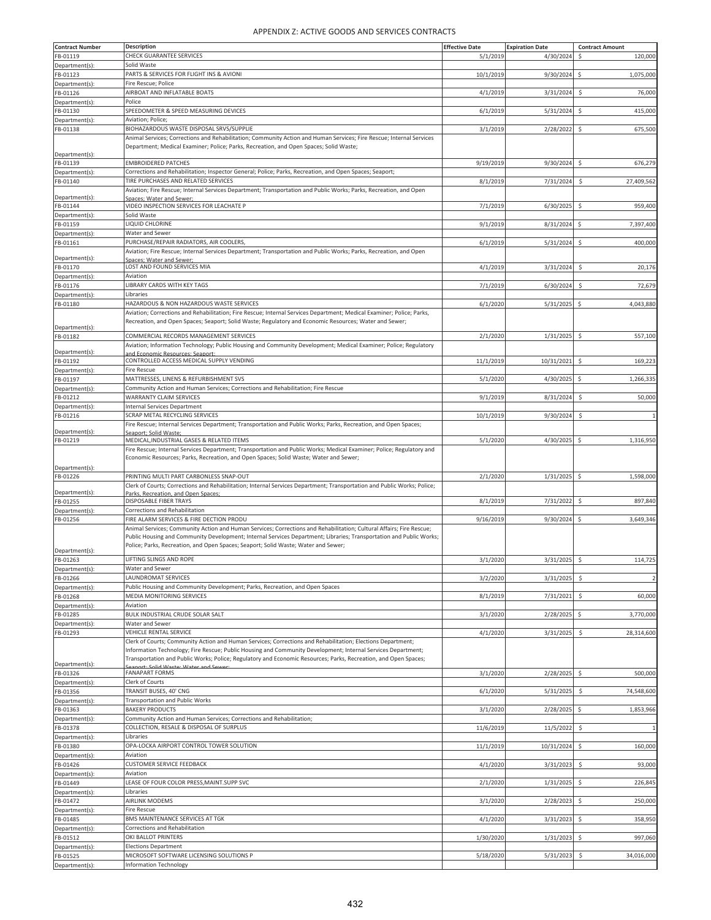APPENDIX Z: ACTIVE GOODS AND SERVICES CONTRACTS

| Contract Number | Description | Effective Date | Expiration Date | Contract Amount |
|---|---|---|---|---|
| FB-01119 | CHECK GUARANTEE SERVICES | 5/1/2019 | 4/30/2024 | $ 120,000 |
| Department(s): | Solid Waste | | | |
| FB-01123 | PARTS & SERVICES FOR FLIGHT INS & AVIONI | 10/1/2019 | 9/30/2024 | $ 1,075,000 |
| Department(s): | Fire Rescue; Police | | | |
| FB-01126 | AIRBOAT AND INFLATABLE BOATS | 4/1/2019 | 3/31/2024 | $ 76,000 |
| Department(s): | Police | | | |
| FB-01130 | SPEEDOMETER & SPEED MEASURING DEVICES | 6/1/2019 | 5/31/2024 | $ 415,000 |
| Department(s): | Aviation; Police; | | | |
| FB-01138 | BIOHAZARDOUS WASTE DISPOSAL SRVS/SUPPLIE | 3/1/2019 | 2/28/2022 | $ 675,500 |
| Department(s): | Animal Services; Corrections and Rehabilitation; Community Action and Human Services; Fire Rescue; Internal Services Department; Medical Examiner; Police; Parks, Recreation, and Open Spaces; Solid Waste; | | | |
| FB-01139 | EMBROIDERED PATCHES | 9/19/2019 | 9/30/2024 | $ 676,279 |
| Department(s): | Corrections and Rehabilitation; Inspector General; Police; Parks, Recreation, and Open Spaces; Seaport; | | | |
| FB-01140 | TIRE PURCHASES AND RELATED SERVICES | 8/1/2019 | 7/31/2024 | $ 27,409,562 |
| Department(s): | Aviation; Fire Rescue; Internal Services Department; Transportation and Public Works; Parks, Recreation, and Open Spaces; Water and Sewer; | | | |
| FB-01144 | VIDEO INSPECTION SERVICES FOR LEACHATE P | 7/1/2019 | 6/30/2025 | $ 959,400 |
| Department(s): | Solid Waste | | | |
| FB-01159 | LIQUID CHLORINE | 9/1/2019 | 8/31/2024 | $ 7,397,400 |
| Department(s): | Water and Sewer | | | |
| FB-01161 | PURCHASE/REPAIR RADIATORS, AIR COOLERS, | 6/1/2019 | 5/31/2024 | $ 400,000 |
| Department(s): | Aviation; Fire Rescue; Internal Services Department; Transportation and Public Works; Parks, Recreation, and Open Spaces; Water and Sewer; | | | |
| FB-01170 | LOST AND FOUND SERVICES MIA | 4/1/2019 | 3/31/2024 | $ 20,176 |
| Department(s): | Aviation | | | |
| FB-01176 | LIBRARY CARDS WITH KEY TAGS | 7/1/2019 | 6/30/2024 | $ 72,679 |
| Department(s): | Libraries | | | |
| FB-01180 | HAZARDOUS & NON HAZARDOUS WASTE SERVICES | 6/1/2020 | 5/31/2025 | $ 4,043,880 |
| Department(s): | Aviation; Corrections and Rehabilitation; Fire Rescue; Internal Services Department; Medical Examiner; Police; Parks, Recreation, and Open Spaces; Seaport; Solid Waste; Regulatory and Economic Resources; Water and Sewer; | | | |
| FB-01182 | COMMERCIAL RECORDS MANAGEMENT SERVICES | 2/1/2020 | 1/31/2025 | $ 557,100 |
| Department(s): | Aviation; Information Technology; Public Housing and Community Development; Medical Examiner; Police; Regulatory and Economic Resources; Seaport; | | | |
| FB-01192 | CONTROLLED ACCESS MEDICAL SUPPLY VENDING | 11/1/2019 | 10/31/2021 | $ 169,223 |
| Department(s): | Fire Rescue | | | |
| FB-01197 | MATTRESSES, LINENS & REFURBISHMENT SVS | 5/1/2020 | 4/30/2025 | $ 1,266,335 |
| Department(s): | Community Action and Human Services; Corrections and Rehabilitation; Fire Rescue | | | |
| FB-01212 | WARRANTY CLAIM SERVICES | 9/1/2019 | 8/31/2024 | $ 50,000 |
| Department(s): | Internal Services Department | | | |
| FB-01216 | SCRAP METAL RECYCLING SERVICES | 10/1/2019 | 9/30/2024 | $ 1 |
| Department(s): | Fire Rescue; Internal Services Department; Transportation and Public Works; Parks, Recreation, and Open Spaces; Seaport; Solid Waste; | | | |
| FB-01219 | MEDICAL,INDUSTRIAL GASES & RELATED ITEMS | 5/1/2020 | 4/30/2025 | $ 1,316,950 |
| Department(s): | Fire Rescue; Internal Services Department; Transportation and Public Works; Medical Examiner; Police; Regulatory and Economic Resources; Parks, Recreation, and Open Spaces; Solid Waste; Water and Sewer; | | | |
| FB-01226 | PRINTING MULTI PART CARBONLESS SNAP-OUT | 2/1/2020 | 1/31/2025 | $ 1,598,000 |
| Department(s): | Clerk of Courts; Corrections and Rehabilitation; Internal Services Department; Transportation and Public Works; Police; Parks, Recreation, and Open Spaces; | | | |
| FB-01255 | DISPOSABLE FIBER TRAYS | 8/1/2019 | 7/31/2022 | $ 897,840 |
| Department(s): | Corrections and Rehabilitation | | | |
| FB-01256 | FIRE ALARM SERVICES & FIRE DECTION PRODU | 9/16/2019 | 9/30/2024 | $ 3,649,346 |
| Department(s): | Animal Services; Community Action and Human Services; Corrections and Rehabilitation; Cultural Affairs; Fire Rescue; Public Housing and Community Development; Internal Services Department; Libraries; Transportation and Public Works; Police; Parks, Recreation, and Open Spaces; Seaport; Solid Waste; Water and Sewer; | | | |
| FB-01263 | LIFTING SLINGS AND ROPE | 3/1/2020 | 3/31/2025 | $ 114,725 |
| Department(s): | Water and Sewer | | | |
| FB-01266 | LAUNDROMAT SERVICES | 3/2/2020 | 3/31/2025 | $ 2 |
| Department(s): | Public Housing and Community Development; Parks, Recreation, and Open Spaces | | | |
| FB-01268 | MEDIA MONITORING SERVICES | 8/1/2019 | 7/31/2021 | $ 60,000 |
| Department(s): | Aviation | | | |
| FB-01285 | BULK INDUSTRIAL CRUDE SOLAR SALT | 3/1/2020 | 2/28/2025 | $ 3,770,000 |
| Department(s): | Water and Sewer | | | |
| FB-01293 | VEHICLE RENTAL SERVICE | 4/1/2020 | 3/31/2025 | $ 28,314,600 |
| Department(s): | Clerk of Courts; Community Action and Human Services; Corrections and Rehabilitation; Elections Department; Information Technology; Fire Rescue; Public Housing and Community Development; Internal Services Department; Transportation and Public Works; Police; Regulatory and Economic Resources; Parks, Recreation, and Open Spaces; Seaport; Solid Waste; Water and Sewer; | | | |
| FB-01326 | FANAPART FORMS | 3/1/2020 | 2/28/2025 | $ 500,000 |
| Department(s): | Clerk of Courts | | | |
| FB-01356 | TRANSIT BUSES, 40' CNG | 6/1/2020 | 5/31/2025 | $ 74,548,600 |
| Department(s): | Transportation and Public Works | | | |
| FB-01363 | BAKERY PRODUCTS | 3/1/2020 | 2/28/2025 | $ 1,853,966 |
| Department(s): | Community Action and Human Services; Corrections and Rehabilitation; | | | |
| FB-01378 | COLLECTION, RESALE & DISPOSAL OF SURPLUS | 11/6/2019 | 11/5/2022 | $ 1 |
| Department(s): | Libraries | | | |
| FB-01380 | OPA-LOCKA AIRPORT CONTROL TOWER SOLUTION | 11/1/2019 | 10/31/2024 | $ 160,000 |
| Department(s): | Aviation | | | |
| FB-01426 | CUSTOMER SERVICE FEEDBACK | 4/1/2020 | 3/31/2023 | $ 93,000 |
| Department(s): | Aviation | | | |
| FB-01449 | LEASE OF FOUR COLOR PRESS,MAINT.SUPP SVC | 2/1/2020 | 1/31/2025 | $ 226,845 |
| Department(s): | Libraries | | | |
| FB-01472 | AIRLINK MODEMS | 3/1/2020 | 2/28/2023 | $ 250,000 |
| Department(s): | Fire Rescue | | | |
| FB-01485 | BMS MAINTENANCE SERVICES AT TGK | 4/1/2020 | 3/31/2023 | $ 358,950 |
| Department(s): | Corrections and Rehabilitation | | | |
| FB-01512 | OKI BALLOT PRINTERS | 1/30/2020 | 1/31/2023 | $ 997,060 |
| Department(s): | Elections Department | | | |
| FB-01525 | MICROSOFT SOFTWARE LICENSING SOLUTIONS P | 5/18/2020 | 5/31/2023 | $ 34,016,000 |
| Department(s): | Information Technology | | | |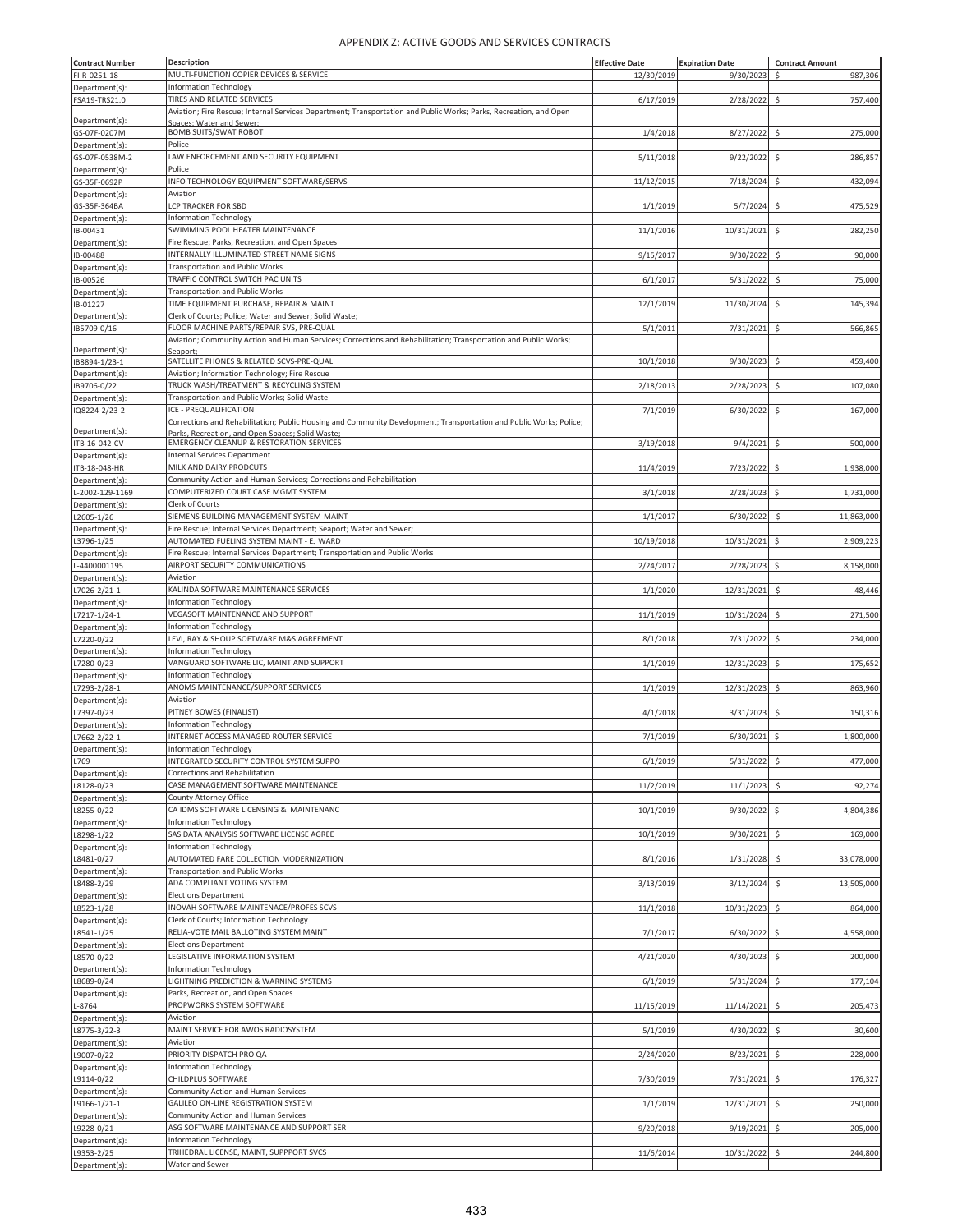# APPENDIX Z: ACTIVE GOODS AND SERVICES CONTRACTS

| Contract Number | Description | Effective Date | Expiration Date | Contract Amount |
|---|---|---|---|---|
| FI-R-0251-18 | MULTI-FUNCTION COPIER DEVICES & SERVICE | 12/30/2019 | 9/30/2023 | $ 987,306 |
| Department(s): | Information Technology | | | |
| FSA19-TRS21.0 | TIRES AND RELATED SERVICES | 6/17/2019 | 2/28/2022 | $ 757,400 |
| Department(s): | Aviation; Fire Rescue; Internal Services Department; Transportation and Public Works; Parks, Recreation, and Open Spaces; Water and Sewer; | | | |
| GS-07F-0207M | BOMB SUITS/SWAT ROBOT | 1/4/2018 | 8/27/2022 | $ 275,000 |
| Department(s): | Police | | | |
| GS-07F-0538M-2 | LAW ENFORCEMENT AND SECURITY EQUIPMENT | 5/11/2018 | 9/22/2022 | $ 286,857 |
| Department(s): | Police | | | |
| GS-35F-0692P | INFO TECHNOLOGY EQUIPMENT SOFTWARE/SERVS | 11/12/2015 | 7/18/2024 | $ 432,094 |
| Department(s): | Aviation | | | |
| GS-35F-364BA | LCP TRACKER FOR SBD | 1/1/2019 | 5/7/2024 | $ 475,529 |
| Department(s): | Information Technology | | | |
| IB-00431 | SWIMMING POOL HEATER MAINTENANCE | 11/1/2016 | 10/31/2021 | $ 282,250 |
| Department(s): | Fire Rescue; Parks, Recreation, and Open Spaces | | | |
| IB-00488 | INTERNALLY ILLUMINATED STREET NAME SIGNS | 9/15/2017 | 9/30/2022 | $ 90,000 |
| Department(s): | Transportation and Public Works | | | |
| IB-00526 | TRAFFIC CONTROL SWITCH PAC UNITS | 6/1/2017 | 5/31/2022 | $ 75,000 |
| Department(s): | Transportation and Public Works | | | |
| IB-01227 | TIME EQUIPMENT PURCHASE, REPAIR & MAINT | 12/1/2019 | 11/30/2024 | $ 145,394 |
| Department(s): | Clerk of Courts; Police; Water and Sewer; Solid Waste; | | | |
| IB5709-0/16 | FLOOR MACHINE PARTS/REPAIR SVS, PRE-QUAL | 5/1/2011 | 7/31/2021 | $ 566,865 |
| Department(s): | Aviation; Community Action and Human Services; Corrections and Rehabilitation; Transportation and Public Works; Seaport; | | | |
| IB8894-1/23-1 | SATELLITE PHONES & RELATED SCVS-PRE-QUAL | 10/1/2018 | 9/30/2023 | $ 459,400 |
| Department(s): | Aviation; Information Technology; Fire Rescue | | | |
| IB9706-0/22 | TRUCK WASH/TREATMENT & RECYCLING SYSTEM | 2/18/2013 | 2/28/2023 | $ 107,080 |
| Department(s): | Transportation and Public Works; Solid Waste | | | |
| IQ8224-2/23-2 | ICE - PREQUALIFICATION | 7/1/2019 | 6/30/2022 | $ 167,000 |
| Department(s): | Corrections and Rehabilitation; Public Housing and Community Development; Transportation and Public Works; Police; Parks, Recreation, and Open Spaces; Solid Waste; | | | |
| ITB-16-042-CV | EMERGENCY CLEANUP & RESTORATION SERVICES | 3/19/2018 | 9/4/2021 | $ 500,000 |
| Department(s): | Internal Services Department | | | |
| ITB-18-048-HR | MILK AND DAIRY PRODCUTS | 11/4/2019 | 7/23/2022 | $ 1,938,000 |
| Department(s): | Community Action and Human Services; Corrections and Rehabilitation | | | |
| L-2002-129-1169 | COMPUTERIZED COURT CASE MGMT SYSTEM | 3/1/2018 | 2/28/2023 | $ 1,731,000 |
| Department(s): | Clerk of Courts | | | |
| L2605-1/26 | SIEMENS BUILDING MANAGEMENT SYSTEM-MAINT | 1/1/2017 | 6/30/2022 | $ 11,863,000 |
| Department(s): | Fire Rescue; Internal Services Department; Seaport; Water and Sewer; | | | |
| L3796-1/25 | AUTOMATED FUELING SYSTEM MAINT - EJ WARD | 10/19/2018 | 10/31/2021 | $ 2,909,223 |
| Department(s): | Fire Rescue; Internal Services Department; Transportation and Public Works | | | |
| L-4400001195 | AIRPORT SECURITY COMMUNICATIONS | 2/24/2017 | 2/28/2023 | $ 8,158,000 |
| Department(s): | Aviation | | | |
| L7026-2/21-1 | KALINDA SOFTWARE MAINTENANCE SERVICES | 1/1/2020 | 12/31/2021 | $ 48,446 |
| Department(s): | Information Technology | | | |
| L7217-1/24-1 | VEGASOFT MAINTENANCE AND SUPPORT | 11/1/2019 | 10/31/2024 | $ 271,500 |
| Department(s): | Information Technology | | | |
| L7220-0/22 | LEVI, RAY & SHOUP SOFTWARE M&S AGREEMENT | 8/1/2018 | 7/31/2022 | $ 234,000 |
| Department(s): | Information Technology | | | |
| L7280-0/23 | VANGUARD SOFTWARE LIC, MAINT AND SUPPORT | 1/1/2019 | 12/31/2023 | $ 175,652 |
| Department(s): | Information Technology | | | |
| L7293-2/28-1 | ANOMS MAINTENANCE/SUPPORT SERVICES | 1/1/2019 | 12/31/2023 | $ 863,960 |
| Department(s): | Aviation | | | |
| L7397-0/23 | PITNEY BOWES (FINALIST) | 4/1/2018 | 3/31/2023 | $ 150,316 |
| Department(s): | Information Technology | | | |
| L7662-2/22-1 | INTERNET ACCESS MANAGED ROUTER SERVICE | 7/1/2019 | 6/30/2021 | $ 1,800,000 |
| Department(s): | Information Technology | | | |
| L769 | INTEGRATED SECURITY CONTROL SYSTEM SUPPO | 6/1/2019 | 5/31/2022 | $ 477,000 |
| Department(s): | Corrections and Rehabilitation | | | |
| L8128-0/23 | CASE MANAGEMENT SOFTWARE MAINTENANCE | 11/2/2019 | 11/1/2023 | $ 92,274 |
| Department(s): | County Attorney Office | | | |
| L8255-0/22 | CA IDMS SOFTWARE LICENSING & MAINTENANC | 10/1/2019 | 9/30/2022 | $ 4,804,386 |
| Department(s): | Information Technology | | | |
| L8298-1/22 | SAS DATA ANALYSIS SOFTWARE LICENSE AGREE | 10/1/2019 | 9/30/2021 | $ 169,000 |
| Department(s): | Information Technology | | | |
| L8481-0/27 | AUTOMATED FARE COLLECTION MODERNIZATION | 8/1/2016 | 1/31/2028 | $ 33,078,000 |
| Department(s): | Transportation and Public Works | | | |
| L8488-2/29 | ADA COMPLIANT VOTING SYSTEM | 3/13/2019 | 3/12/2024 | $ 13,505,000 |
| Department(s): | Elections Department | | | |
| L8523-1/28 | INOVAH SOFTWARE MAINTENACE/PROFES SCVS | 11/1/2018 | 10/31/2023 | $ 864,000 |
| Department(s): | Clerk of Courts; Information Technology | | | |
| L8541-1/25 | RELIA-VOTE MAIL BALLOTING SYSTEM MAINT | 7/1/2017 | 6/30/2022 | $ 4,558,000 |
| Department(s): | Elections Department | | | |
| L8570-0/22 | LEGISLATIVE INFORMATION SYSTEM | 4/21/2020 | 4/30/2023 | $ 200,000 |
| Department(s): | Information Technology | | | |
| L8689-0/24 | LIGHTNING PREDICTION & WARNING SYSTEMS | 6/1/2019 | 5/31/2024 | $ 177,104 |
| Department(s): | Parks, Recreation, and Open Spaces | | | |
| L-8764 | PROPWORKS SYSTEM SOFTWARE | 11/15/2019 | 11/14/2021 | $ 205,473 |
| Department(s): | Aviation | | | |
| L8775-3/22-3 | MAINT SERVICE FOR AWOS RADIOSYSTEM | 5/1/2019 | 4/30/2022 | $ 30,600 |
| Department(s): | Aviation | | | |
| L9007-0/22 | PRIORITY DISPATCH PRO QA | 2/24/2020 | 8/23/2021 | $ 228,000 |
| Department(s): | Information Technology | | | |
| L9114-0/22 | CHILDPLUS SOFTWARE | 7/30/2019 | 7/31/2021 | $ 176,327 |
| Department(s): | Community Action and Human Services | | | |
| L9166-1/21-1 | GALILEO ON-LINE REGISTRATION SYSTEM | 1/1/2019 | 12/31/2021 | $ 250,000 |
| Department(s): | Community Action and Human Services | | | |
| L9228-0/21 | ASG SOFTWARE MAINTENANCE AND SUPPORT SER | 9/20/2018 | 9/19/2021 | $ 205,000 |
| Department(s): | Information Technology | | | |
| L9353-2/25 | TRIHEDRAL LICENSE, MAINT, SUPPPORT SVCS | 11/6/2014 | 10/31/2022 | $ 244,800 |
| Department(s): | Water and Sewer | | | |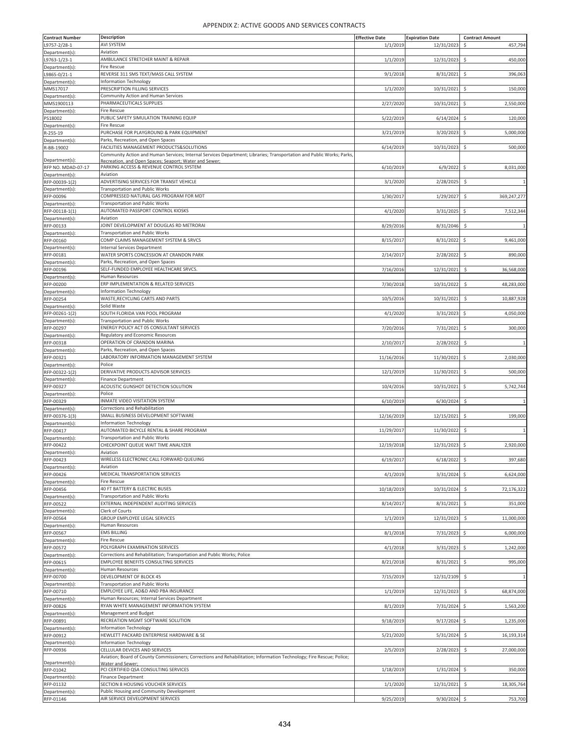# APPENDIX Z: ACTIVE GOODS AND SERVICES CONTRACTS

| Contract Number | Description | Effective Date | Expiration Date | Contract Amount |
|---|---|---|---|---|
| L9757-2/28-1 | AVI SYSTEM | 1/1/2019 | 12/31/2023 | $ 457,794 |
| Department(s): | Aviation | | | |
| L9763-1/23-1 | AMBULANCE STRETCHER MAINT & REPAIR | 1/1/2019 | 12/31/2023 | $ 450,000 |
| Department(s): | Fire Rescue | | | |
| L9865-0/21-1 | REVERSE 311 SMS TEXT/MASS CALL SYSTEM | 9/1/2018 | 8/31/2021 | $ 396,063 |
| Department(s): | Information Technology | | | |
| MMS17017 | PRESCRIPTION FILLING SERVICES | 1/1/2020 | 10/31/2021 | $ 150,000 |
| Department(s): | Community Action and Human Services | | | |
| MMS1900113 | PHARMACEUTICALS SUPPLIES | 2/27/2020 | 10/31/2021 | $ 2,550,000 |
| Department(s): | Fire Rescue | | | |
| PS18002 | PUBLIC SAFETY SIMULATION TRAINING EQUIP | 5/22/2019 | 6/14/2024 | $ 120,000 |
| Department(s): | Fire Rescue | | | |
| R-255-19 | PURCHASE FOR PLAYGROUND & PARK EQUIPMENT | 3/21/2019 | 3/20/2023 | $ 5,000,000 |
| Department(s): | Parks, Recreation, and Open Spaces | | | |
| R-BB-19002 | FACILITIES MANAGEMENT PRODUCTS&SOLUTIONS | 6/14/2019 | 10/31/2023 | $ 500,000 |
| Department(s): | Community Action and Human Services; Internal Services Department; Libraries; Transportation and Public Works; Parks, Recreation, and Open Spaces; Seaport; Water and Sewer; | | | |
| RFP NO. MDAD-07-17 | PARKING ACCESS & REVENUE CONTROL SYSTEM | 6/10/2019 | 6/9/2022 | $ 8,031,000 |
| Department(s): | Aviation | | | |
| RFP-00039-1(2) | ADVERTISING SERVICES FOR TRANSIT VEHICLE | 3/1/2020 | 2/28/2025 | $ 1 |
| Department(s): | Transportation and Public Works | | | |
| RFP-00096 | COMPRESSED NATURAL GAS PROGRAM FOR MDT | 1/30/2017 | 1/29/2027 | $ 369,247,277 |
| Department(s): | Transportation and Public Works | | | |
| RFP-00118-1(1) | AUTOMATED PASSPORT CONTROL KIOSKS | 4/1/2020 | 3/31/2025 | $ 7,512,344 |
| Department(s): | Aviation | | | |
| RFP-00133 | JOINT DEVELOPMENT AT DOUGLAS RD METRORAI | 8/29/2016 | 8/31/2046 | $ 1 |
| Department(s): | Transportation and Public Works | | | |
| RFP-00160 | COMP CLAIMS MANAGEMENT SYSTEM & SRVCS | 8/15/2017 | 8/31/2022 | $ 9,461,000 |
| Department(s): | Internal Services Department | | | |
| RFP-00181 | WATER SPORTS CONCESSION AT CRANDON PARK | 2/14/2017 | 2/28/2022 | $ 890,000 |
| Department(s): | Parks, Recreation, and Open Spaces | | | |
| RFP-00196 | SELF-FUNDED EMPLOYEE HEALTHCARE SRVCS. | 7/16/2016 | 12/31/2021 | $ 36,568,000 |
| Department(s): | Human Resources | | | |
| RFP-00200 | ERP IMPLEMENTATION & RELATED SERVICES | 7/30/2018 | 10/31/2022 | $ 48,283,000 |
| Department(s): | Information Technology | | | |
| RFP-00254 | WASTE,RECYCLING CARTS AND PARTS | 10/5/2016 | 10/31/2021 | $ 10,887,928 |
| Department(s): | Solid Waste | | | |
| RFP-00261-1(2) | SOUTH FLORIDA VAN POOL PROGRAM | 4/1/2020 | 3/31/2023 | $ 4,050,000 |
| Department(s): | Transportation and Public Works | | | |
| RFP-00297 | ENERGY POLICY ACT 05 CONSULTANT SERVICES | 7/20/2016 | 7/31/2021 | $ 300,000 |
| Department(s): | Regulatory and Economic Resources | | | |
| RFP-00318 | OPERATION OF CRANDON MARINA | 2/10/2017 | 2/28/2022 | $ 1 |
| Department(s): | Parks, Recreation, and Open Spaces | | | |
| RFP-00321 | LABORATORY INFORMATION MANAGEMENT SYSTEM | 11/16/2016 | 11/30/2021 | $ 2,030,000 |
| Department(s): | Police | | | |
| RFP-00322-1(2) | DERIVATIVE PRODUCTS ADVISOR SERVICES | 12/1/2019 | 11/30/2021 | $ 500,000 |
| Department(s): | Finance Department | | | |
| RFP-00327 | ACOUSTIC GUNSHOT DETECTION SOLUTION | 10/4/2016 | 10/31/2021 | $ 5,742,744 |
| Department(s): | Police | | | |
| RFP-00329 | INMATE VIDEO VISITATION SYSTEM | 6/10/2019 | 6/30/2024 | $ 1 |
| Department(s): | Corrections and Rehabilitation | | | |
| RFP-00376-1(3) | SMALL BUSINESS DEVELOPMENT SOFTWARE | 12/16/2019 | 12/15/2021 | $ 199,000 |
| Department(s): | Information Technology | | | |
| RFP-00417 | AUTOMATED BICYCLE RENTAL & SHARE PROGRAM | 11/29/2017 | 11/30/2022 | $ 1 |
| Department(s): | Transportation and Public Works | | | |
| RFP-00422 | CHECKPOINT QUEUE WAIT TIME ANALYZER | 12/19/2018 | 12/31/2023 | $ 2,920,000 |
| Department(s): | Aviation | | | |
| RFP-00423 | WIRELESS ELECTRONIC CALL FORWARD QUEUING | 6/19/2017 | 6/18/2022 | $ 397,680 |
| Department(s): | Aviation | | | |
| RFP-00426 | MEDICAL TRANSPORTATION SERVICES | 4/1/2019 | 3/31/2024 | $ 6,624,000 |
| Department(s): | Fire Rescue | | | |
| RFP-00456 | 40 FT BATTERY & ELECTRIC BUSES | 10/18/2019 | 10/31/2024 | $ 72,176,322 |
| Department(s): | Transportation and Public Works | | | |
| RFP-00522 | EXTERNAL INDEPENDENT AUDITING SERVICES | 8/14/2017 | 8/31/2021 | $ 351,000 |
| Department(s): | Clerk of Courts | | | |
| RFP-00564 | GROUP EMPLOYEE LEGAL SERVICES | 1/1/2019 | 12/31/2023 | $ 11,000,000 |
| Department(s): | Human Resources | | | |
| RFP-00567 | EMS BILLING | 8/1/2018 | 7/31/2023 | $ 6,000,000 |
| Department(s): | Fire Rescue | | | |
| RFP-00572 | POLYGRAPH EXAMINATION SERVICES | 4/1/2018 | 3/31/2023 | $ 1,242,000 |
| Department(s): | Corrections and Rehabilitation; Transportation and Public Works; Police | | | |
| RFP-00615 | EMPLOYEE BENEFITS CONSULTING SERVICES | 8/21/2018 | 8/31/2021 | $ 995,000 |
| Department(s): | Human Resources | | | |
| RFP-00700 | DEVELOPMENT OF BLOCK 45 | 7/15/2019 | 12/31/2109 | $ 1 |
| Department(s): | Transportation and Public Works | | | |
| RFP-00710 | EMPLOYEE LIFE, AD&D AND PBA INSURANCE | 1/1/2019 | 12/31/2023 | $ 68,874,000 |
| Department(s): | Human Resources; Internal Services Department | | | |
| RFP-00826 | RYAN WHITE MANAGEMENT INFORMATION SYSTEM | 8/1/2019 | 7/31/2024 | $ 1,563,200 |
| Department(s): | Management and Budget | | | |
| RFP-00891 | RECREATION MGMT SOFTWARE SOLUTION | 9/18/2019 | 9/17/2024 | $ 1,235,000 |
| Department(s): | Information Technology | | | |
| RFP-00912 | HEWLETT PACKARD ENTERPRISE HARDWARE & SE | 5/21/2020 | 5/31/2024 | $ 16,193,314 |
| Department(s): | Information Technology | | | |
| RFP-00936 | CELLULAR DEVICES AND SERVICES | 2/5/2019 | 2/28/2023 | $ 27,000,000 |
| Department(s): | Aviation; Board of County Commissioners; Corrections and Rehabilitation; Information Technology; Fire Rescue; Police; Water and Sewer; | | | |
| RFP-01042 | PCI CERTIFIED QSA CONSULTING SERVICES | 1/18/2019 | 1/31/2024 | $ 350,000 |
| Department(s): | Finance Department | | | |
| RFP-01132 | SECTION 8 HOUSING VOUCHER SERVICES | 1/1/2020 | 12/31/2021 | $ 18,305,764 |
| Department(s): | Public Housing and Community Development | | | |
| RFP-01146 | AIR SERVICE DEVELOPMENT SERVICES | 9/25/2019 | 9/30/2024 | $ 753,700 |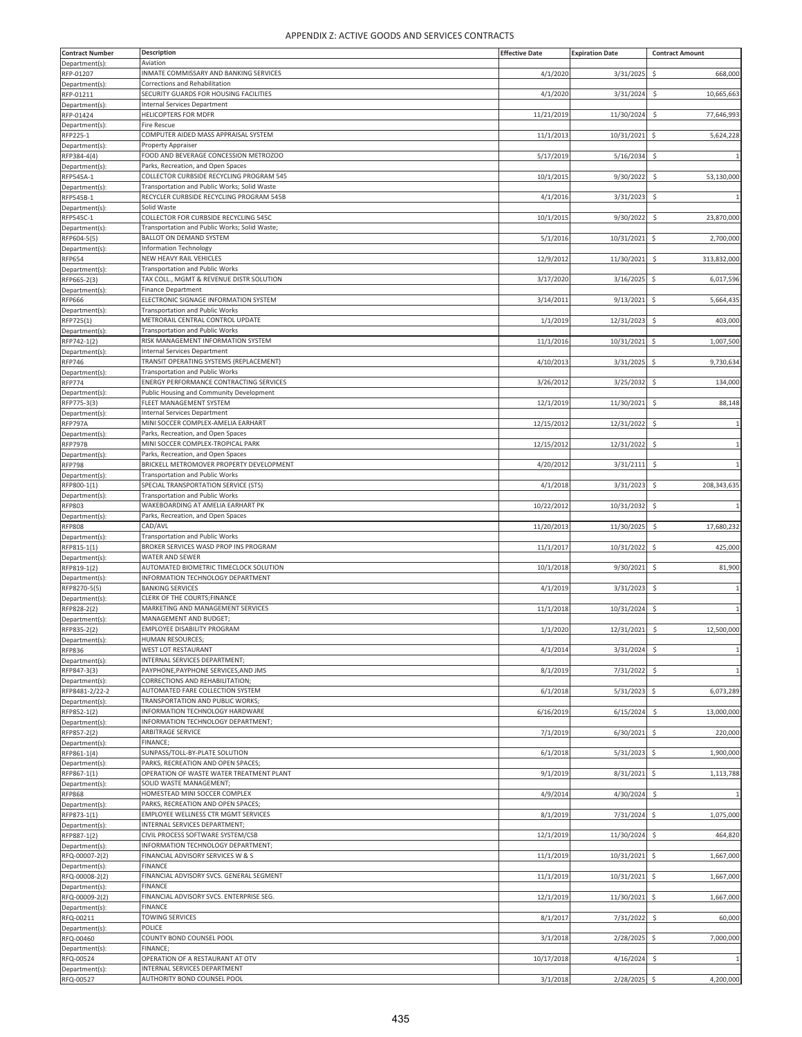# APPENDIX Z: ACTIVE GOODS AND SERVICES CONTRACTS

| Contract Number | Description | Effective Date | Expiration Date | Contract Amount |
|---|---|---|---|---|
| Department(s): | Aviation | | | |
| RFP-01207 | INMATE COMMISSARY AND BANKING SERVICES | 4/1/2020 | 3/31/2025 | $ 668,000 |
| Department(s): | Corrections and Rehabilitation | | | |
| RFP-01211 | SECURITY GUARDS FOR HOUSING FACILITIES | 4/1/2020 | 3/31/2024 | $ 10,665,663 |
| Department(s): | Internal Services Department | | | |
| RFP-01424 | HELICOPTERS FOR MDFR | 11/21/2019 | 11/30/2024 | $ 77,646,993 |
| Department(s): | Fire Rescue | | | |
| RFP225-1 | COMPUTER AIDED MASS APPRAISAL SYSTEM | 11/1/2013 | 10/31/2021 | $ 5,624,228 |
| Department(s): | Property Appraiser | | | |
| RFP384-4(4) | FOOD AND BEVERAGE CONCESSION METROZOO | 5/17/2019 | 5/16/2034 | $ 1 |
| Department(s): | Parks, Recreation, and Open Spaces | | | |
| RFP545A-1 | COLLECTOR CURBSIDE RECYCLING PROGRAM 545 | 10/1/2015 | 9/30/2022 | $ 53,130,000 |
| Department(s): | Transportation and Public Works; Solid Waste | | | |
| RFP545B-1 | RECYCLER CURBSIDE RECYCLING PROGRAM 545B | 4/1/2016 | 3/31/2023 | $ 1 |
| Department(s): | Solid Waste | | | |
| RFP545C-1 | COLLECTOR FOR CURBSIDE RECYCLING 545C | 10/1/2015 | 9/30/2022 | $ 23,870,000 |
| Department(s): | Transportation and Public Works; Solid Waste; | | | |
| RFP604-5(5) | BALLOT ON DEMAND SYSTEM | 5/1/2016 | 10/31/2021 | $ 2,700,000 |
| Department(s): | Information Technology | | | |
| RFP654 | NEW HEAVY RAIL VEHICLES | 12/9/2012 | 11/30/2021 | $ 313,832,000 |
| Department(s): | Transportation and Public Works | | | |
| RFP665-2(3) | TAX COLL., MGMT & REVENUE DISTR SOLUTION | 3/17/2020 | 3/16/2025 | $ 6,017,596 |
| Department(s): | Finance Department | | | |
| RFP666 | ELECTRONIC SIGNAGE INFORMATION SYSTEM | 3/14/2011 | 9/13/2021 | $ 5,664,435 |
| Department(s): | Transportation and Public Works | | | |
| RFP725(1) | METRORAIL CENTRAL CONTROL UPDATE | 1/1/2019 | 12/31/2023 | $ 403,000 |
| Department(s): | Transportation and Public Works | | | |
| RFP742-1(2) | RISK MANAGEMENT INFORMATION SYSTEM | 11/1/2016 | 10/31/2021 | $ 1,007,500 |
| Department(s): | Internal Services Department | | | |
| RFP746 | TRANSIT OPERATING SYSTEMS (REPLACEMENT) | 4/10/2013 | 3/31/2025 | $ 9,730,634 |
| Department(s): | Transportation and Public Works | | | |
| RFP774 | ENERGY PERFORMANCE CONTRACTING SERVICES | 3/26/2012 | 3/25/2032 | $ 134,000 |
| Department(s): | Public Housing and Community Development | | | |
| RFP775-3(3) | FLEET MANAGEMENT SYSTEM | 12/1/2019 | 11/30/2021 | $ 88,148 |
| Department(s): | Internal Services Department | | | |
| RFP797A | MINI SOCCER COMPLEX-AMELIA EARHART | 12/15/2012 | 12/31/2022 | $ 1 |
| Department(s): | Parks, Recreation, and Open Spaces | | | |
| RFP797B | MINI SOCCER COMPLEX-TROPICAL PARK | 12/15/2012 | 12/31/2022 | $ 1 |
| Department(s): | Parks, Recreation, and Open Spaces | | | |
| RFP798 | BRICKELL METROMOVER PROPERTY DEVELOPMENT | 4/20/2012 | 3/31/2111 | $ 1 |
| Department(s): | Transportation and Public Works | | | |
| RFP800-1(1) | SPECIAL TRANSPORTATION SERVICE (STS) | 4/1/2018 | 3/31/2023 | $ 208,343,635 |
| Department(s): | Transportation and Public Works | | | |
| RFP803 | WAKEBOARDING AT AMELIA EARHART PK | 10/22/2012 | 10/31/2032 | $ 1 |
| Department(s): | Parks, Recreation, and Open Spaces | | | |
| RFP808 | CAD/AVL | 11/20/2013 | 11/30/2025 | $ 17,680,232 |
| Department(s): | Transportation and Public Works | | | |
| RFP815-1(1) | BROKER SERVICES WASD PROP INS PROGRAM | 11/1/2017 | 10/31/2022 | $ 425,000 |
| Department(s): | WATER AND SEWER | | | |
| RFP819-1(2) | AUTOMATED BIOMETRIC TIMECLOCK SOLUTION | 10/1/2018 | 9/30/2021 | $ 81,900 |
| Department(s): | INFORMATION TECHNOLOGY DEPARTMENT | | | |
| RFP8270-5(5) | BANKING SERVICES | 4/1/2019 | 3/31/2023 | $ 1 |
| Department(s): | CLERK OF THE COURTS;FINANCE | | | |
| RFP828-2(2) | MARKETING AND MANAGEMENT SERVICES | 11/1/2018 | 10/31/2024 | $ 1 |
| Department(s): | MANAGEMENT AND BUDGET; | | | |
| RFP835-2(2) | EMPLOYEE DISABILITY PROGRAM | 1/1/2020 | 12/31/2021 | $ 12,500,000 |
| Department(s): | HUMAN RESOURCES; | | | |
| RFP836 | WEST LOT RESTAURANT | 4/1/2014 | 3/31/2024 | $ 1 |
| Department(s): | INTERNAL SERVICES DEPARTMENT; | | | |
| RFP847-3(3) | PAYPHONE,PAYPHONE SERVICES,AND JMS | 8/1/2019 | 7/31/2022 | $ 1 |
| Department(s): | CORRECTIONS AND REHABILITATION; | | | |
| RFP8481-2/22-2 | AUTOMATED FARE COLLECTION SYSTEM | 6/1/2018 | 5/31/2023 | $ 6,073,289 |
| Department(s): | TRANSPORTATION AND PUBLIC WORKS; | | | |
| RFP852-1(2) | INFORMATION TECHNOLOGY HARDWARE | 6/16/2019 | 6/15/2024 | $ 13,000,000 |
| Department(s): | INFORMATION TECHNOLOGY DEPARTMENT; | | | |
| RFP857-2(2) | ARBITRAGE SERVICE | 7/1/2019 | 6/30/2021 | $ 220,000 |
| Department(s): | FINANCE; | | | |
| RFP861-1(4) | SUNPASS/TOLL-BY-PLATE SOLUTION | 6/1/2018 | 5/31/2023 | $ 1,900,000 |
| Department(s): | PARKS, RECREATION AND OPEN SPACES; | | | |
| RFP867-1(1) | OPERATION OF WASTE WATER TREATMENT PLANT | 9/1/2019 | 8/31/2021 | $ 1,113,788 |
| Department(s): | SOLID WASTE MANAGEMENT; | | | |
| RFP868 | HOMESTEAD MINI SOCCER COMPLEX | 4/9/2014 | 4/30/2024 | $ 1 |
| Department(s): | PARKS, RECREATION AND OPEN SPACES; | | | |
| RFP873-1(1) | EMPLOYEE WELLNESS CTR MGMT SERVICES | 8/1/2019 | 7/31/2024 | $ 1,075,000 |
| Department(s): | INTERNAL SERVICES DEPARTMENT; | | | |
| RFP887-1(2) | CIVIL PROCESS SOFTWARE SYSTEM/CSB | 12/1/2019 | 11/30/2024 | $ 464,820 |
| Department(s): | INFORMATION TECHNOLOGY DEPARTMENT; | | | |
| RFQ-00007-2(2) | FINANCIAL ADVISORY SERVICES W & S | 11/1/2019 | 10/31/2021 | $ 1,667,000 |
| Department(s): | FINANCE | | | |
| RFQ-00008-2(2) | FINANCIAL ADVISORY SVCS. GENERAL SEGMENT | 11/1/2019 | 10/31/2021 | $ 1,667,000 |
| Department(s): | FINANCE | | | |
| RFQ-00009-2(2) | FINANCIAL ADVISORY SVCS. ENTERPRISE SEG. | 12/1/2019 | 11/30/2021 | $ 1,667,000 |
| Department(s): | FINANCE | | | |
| RFQ-00211 | TOWING SERVICES | 8/1/2017 | 7/31/2022 | $ 60,000 |
| Department(s): | POLICE | | | |
| RFQ-00460 | COUNTY BOND COUNSEL POOL | 3/1/2018 | 2/28/2025 | $ 7,000,000 |
| Department(s): | FINANCE; | | | |
| RFQ-00524 | OPERATION OF A RESTAURANT AT OTV | 10/17/2018 | 4/16/2024 | $ 1 |
| Department(s): | INTERNAL SERVICES DEPARTMENT | | | |
| RFQ-00527 | AUTHORITY BOND COUNSEL POOL | 3/1/2018 | 2/28/2025 | $ 4,200,000 |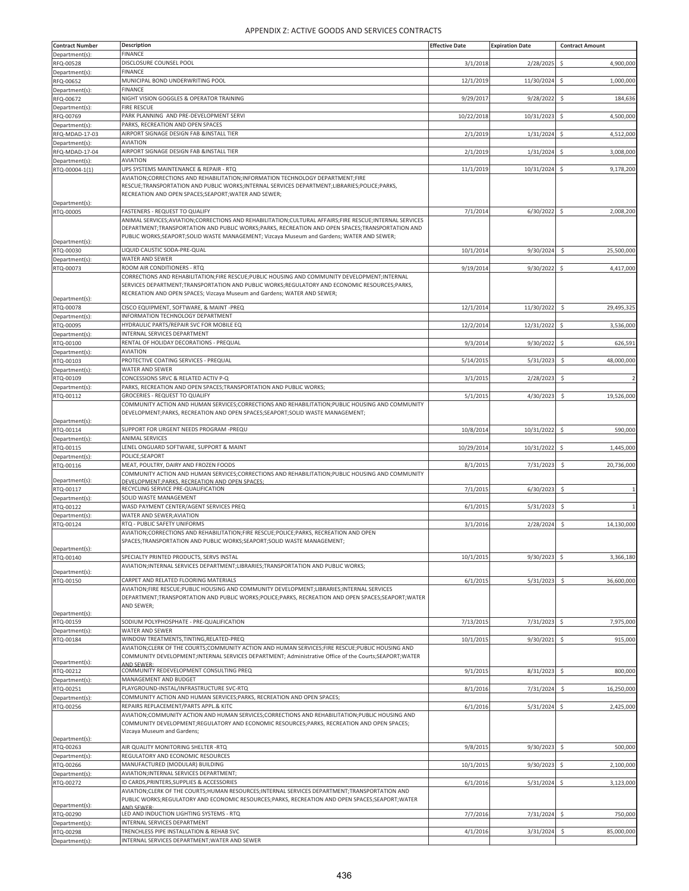# APPENDIX Z: ACTIVE GOODS AND SERVICES CONTRACTS

| Contract Number | Description | Effective Date | Expiration Date | Contract Amount |
|---|---|---|---|---|
| Department(s): | FINANCE | | | |
| RFQ-00528 | DISCLOSURE COUNSEL POOL | 3/1/2018 | 2/28/2025 | $ 4,900,000 |
| Department(s): | FINANCE | | | |
| RFQ-00652 | MUNICIPAL BOND UNDERWRITING POOL | 12/1/2019 | 11/30/2024 | $ 1,000,000 |
| Department(s): | FINANCE | | | |
| RFQ-00672 | NIGHT VISION GOGGLES & OPERATOR TRAINING | 9/29/2017 | 9/28/2022 | $ 184,636 |
| Department(s): | FIRE RESCUE | | | |
| RFQ-00769 | PARK PLANNING AND PRE-DEVELOPMENT SERVI | 10/22/2018 | 10/31/2023 | $ 4,500,000 |
| Department(s): | PARKS, RECREATION AND OPEN SPACES | | | |
| RFQ-MDAD-17-03 | AIRPORT SIGNAGE DESIGN FAB &INSTALL TIER | 2/1/2019 | 1/31/2024 | $ 4,512,000 |
| Department(s): | AVIATION | | | |
| RFQ-MDAD-17-04 | AIRPORT SIGNAGE DESIGN FAB &INSTALL TIER | 2/1/2019 | 1/31/2024 | $ 3,008,000 |
| Department(s): | AVIATION | | | |
| RTQ-00004-1(1) | UPS SYSTEMS MAINTENANCE & REPAIR - RTQ | 11/1/2019 | 10/31/2024 | $ 9,178,200 |
| Department(s): | AVIATION;CORRECTIONS AND REHABILITATION;INFORMATION TECHNOLOGY DEPARTMENT;FIRE RESCUE;TRANSPORTATION AND PUBLIC WORKS;INTERNAL SERVICES DEPARTMENT;LIBRARIES;POLICE;PARKS, RECREATION AND OPEN SPACES;SEAPORT;WATER AND SEWER; | | | |
| RTQ-00005 | FASTENERS - REQUEST TO QUALIFY | 7/1/2014 | 6/30/2022 | $ 2,008,200 |
| Department(s): | ANIMAL SERVICES;AVIATION;CORRECTIONS AND REHABILITATION;CULTURAL AFFAIRS;FIRE RESCUE;INTERNAL SERVICES DEPARTMENT;TRANSPORTATION AND PUBLIC WORKS;PARKS, RECREATION AND OPEN SPACES;TRANSPORTATION AND PUBLIC WORKS;SEAPORT;SOLID WASTE MANAGEMENT; Vizcaya Museum and Gardens; WATER AND SEWER; | | | |
| RTQ-00030 | LIQUID CAUSTIC SODA-PRE-QUAL | 10/1/2014 | 9/30/2024 | $ 25,500,000 |
| Department(s): | WATER AND SEWER | | | |
| RTQ-00073 | ROOM AIR CONDITIONERS - RTQ | 9/19/2014 | 9/30/2022 | $ 4,417,000 |
| Department(s): | CORRECTIONS AND REHABILITATION;FIRE RESCUE;PUBLIC HOUSING AND COMMUNITY DEVELOPMENT;INTERNAL SERVICES DEPARTMENT;TRANSPORTATION AND PUBLIC WORKS;REGULATORY AND ECONOMIC RESOURCES;PARKS, RECREATION AND OPEN SPACES; Vizcaya Museum and Gardens; WATER AND SEWER; | | | |
| RTQ-00078 | CISCO EQUIPMENT, SOFTWARE, & MAINT -PREQ | 12/1/2014 | 11/30/2022 | $ 29,495,325 |
| Department(s): | INFORMATION TECHNOLOGY DEPARTMENT | | | |
| RTQ-00095 | HYDRAULIC PARTS/REPAIR SVC FOR MOBILE EQ | 12/2/2014 | 12/31/2022 | $ 3,536,000 |
| Department(s): | INTERNAL SERVICES DEPARTMENT | | | |
| RTQ-00100 | RENTAL OF HOLIDAY DECORATIONS - PREQUAL | 9/3/2014 | 9/30/2022 | $ 626,591 |
| Department(s): | AVIATION | | | |
| RTQ-00103 | PROTECTIVE COATING SERVICES - PREQUAL | 5/14/2015 | 5/31/2023 | $ 48,000,000 |
| Department(s): | WATER AND SEWER | | | |
| RTQ-00109 | CONCESSIONS SRVC & RELATED ACTIV P-Q | 3/1/2015 | 2/28/2023 | $ 2 |
| Department(s): | PARKS, RECREATION AND OPEN SPACES;TRANSPORTATION AND PUBLIC WORKS; | | | |
| RTQ-00112 | GROCERIES - REQUEST TO QUALIFY | 5/1/2015 | 4/30/2023 | $ 19,526,000 |
| Department(s): | COMMUNITY ACTION AND HUMAN SERVICES;CORRECTIONS AND REHABILITATION;PUBLIC HOUSING AND COMMUNITY DEVELOPMENT;PARKS, RECREATION AND OPEN SPACES;SEAPORT;SOLID WASTE MANAGEMENT; | | | |
| RTQ-00114 | SUPPORT FOR URGENT NEEDS PROGRAM -PREQU | 10/8/2014 | 10/31/2022 | $ 590,000 |
| Department(s): | ANIMAL SERVICES | | | |
| RTQ-00115 | LENEL ONGUARD SOFTWARE, SUPPORT & MAINT | 10/29/2014 | 10/31/2022 | $ 1,445,000 |
| Department(s): | POLICE;SEAPORT | | | |
| RTQ-00116 | MEAT, POULTRY, DAIRY AND FROZEN FOODS | 8/1/2015 | 7/31/2023 | $ 20,736,000 |
| Department(s): | COMMUNITY ACTION AND HUMAN SERVICES;CORRECTIONS AND REHABILITATION;PUBLIC HOUSING AND COMMUNITY DEVELOPMENT;PARKS, RECREATION AND OPEN SPACES; | | | |
| RTQ-00117 | RECYCLING SERVICE PRE-QUALIFICATION | 7/1/2015 | 6/30/2023 | $ 1 |
| Department(s): | SOLID WASTE MANAGEMENT | | | |
| RTQ-00122 | WASD PAYMENT CENTER/AGENT SERVICES PREQ | 6/1/2015 | 5/31/2023 | $ 1 |
| Department(s): | WATER AND SEWER;AVIATION | | | |
| RTQ-00124 | RTQ - PUBLIC SAFETY UNIFORMS | 3/1/2016 | 2/28/2024 | $ 14,130,000 |
| Department(s): | AVIATION;CORRECTIONS AND REHABILITATION;FIRE RESCUE;POLICE;PARKS, RECREATION AND OPEN SPACES;TRANSPORTATION AND PUBLIC WORKS;SEAPORT;SOLID WASTE MANAGEMENT; | | | |
| RTQ-00140 | SPECIALTY PRINTED PRODUCTS, SERVS INSTAL | 10/1/2015 | 9/30/2023 | $ 3,366,180 |
| Department(s): | AVIATION;INTERNAL SERVICES DEPARTMENT;LIBRARIES;TRANSPORTATION AND PUBLIC WORKS; | | | |
| RTQ-00150 | CARPET AND RELATED FLOORING MATERIALS | 6/1/2015 | 5/31/2023 | $ 36,600,000 |
| Department(s): | AVIATION;FIRE RESCUE;PUBLIC HOUSING AND COMMUNITY DEVELOPMENT;LIBRARIES;INTERNAL SERVICES DEPARTMENT;TRANSPORTATION AND PUBLIC WORKS;POLICE;PARKS, RECREATION AND OPEN SPACES;SEAPORT;WATER AND SEWER; | | | |
| RTQ-00159 | SODIUM POLYPHOSPHATE - PRE-QUALIFICATION | 7/13/2015 | 7/31/2023 | $ 7,975,000 |
| Department(s): | WATER AND SEWER | | | |
| RTQ-00184 | WINDOW TREATMENTS,TINTING,RELATED-PREQ | 10/1/2015 | 9/30/2021 | $ 915,000 |
| Department(s): | AVIATION;CLERK OF THE COURTS;COMMUNITY ACTION AND HUMAN SERVICES;FIRE RESCUE;PUBLIC HOUSING AND COMMUNITY DEVELOPMENT;INTERNAL SERVICES DEPARTMENT; Administrative Office of the Courts;SEAPORT;WATER AND SEWER; | | | |
| RTQ-00212 | COMMUNITY REDEVELOPMENT CONSULTING PREQ | 9/1/2015 | 8/31/2023 | $ 800,000 |
| Department(s): | MANAGEMENT AND BUDGET | | | |
| RTQ-00251 | PLAYGROUND-INSTAL/INFRASTRUCTURE SVC-RTQ | 8/1/2016 | 7/31/2024 | $ 16,250,000 |
| Department(s): | COMMUNITY ACTION AND HUMAN SERVICES;PARKS, RECREATION AND OPEN SPACES; | | | |
| RTQ-00256 | REPAIRS REPLACEMENT/PARTS APPL.& KITC | 6/1/2016 | 5/31/2024 | $ 2,425,000 |
| Department(s): | AVIATION;COMMUNITY ACTION AND HUMAN SERVICES;CORRECTIONS AND REHABILITATION;PUBLIC HOUSING AND COMMUNITY DEVELOPMENT;REGULATORY AND ECONOMIC RESOURCES;PARKS, RECREATION AND OPEN SPACES; Vizcaya Museum and Gardens; | | | |
| RTQ-00263 | AIR QUALITY MONITORING SHELTER -RTQ | 9/8/2015 | 9/30/2023 | $ 500,000 |
| Department(s): | REGULATORY AND ECONOMIC RESOURCES | | | |
| RTQ-00266 | MANUFACTURED (MODULAR) BUILDING | 10/1/2015 | 9/30/2023 | $ 2,100,000 |
| Department(s): | AVIATION;INTERNAL SERVICES DEPARTMENT; | | | |
| RTQ-00272 | ID CARDS,PRINTERS,SUPPLIES & ACCESSORIES | 6/1/2016 | 5/31/2024 | $ 3,123,000 |
| Department(s): | AVIATION;CLERK OF THE COURTS;HUMAN RESOURCES;INTERNAL SERVICES DEPARTMENT;TRANSPORTATION AND PUBLIC WORKS;REGULATORY AND ECONOMIC RESOURCES;PARKS, RECREATION AND OPEN SPACES;SEAPORT;WATER AND SEWER; | | | |
| RTQ-00290 | LED AND INDUCTION LIGHTING SYSTEMS - RTQ | 7/7/2016 | 7/31/2024 | $ 750,000 |
| Department(s): | INTERNAL SERVICES DEPARTMENT | | | |
| RTQ-00298 | TRENCHLESS PIPE INSTALLATION & REHAB SVC | 4/1/2016 | 3/31/2024 | $ 85,000,000 |
| Department(s): | INTERNAL SERVICES DEPARTMENT;WATER AND SEWER | | | |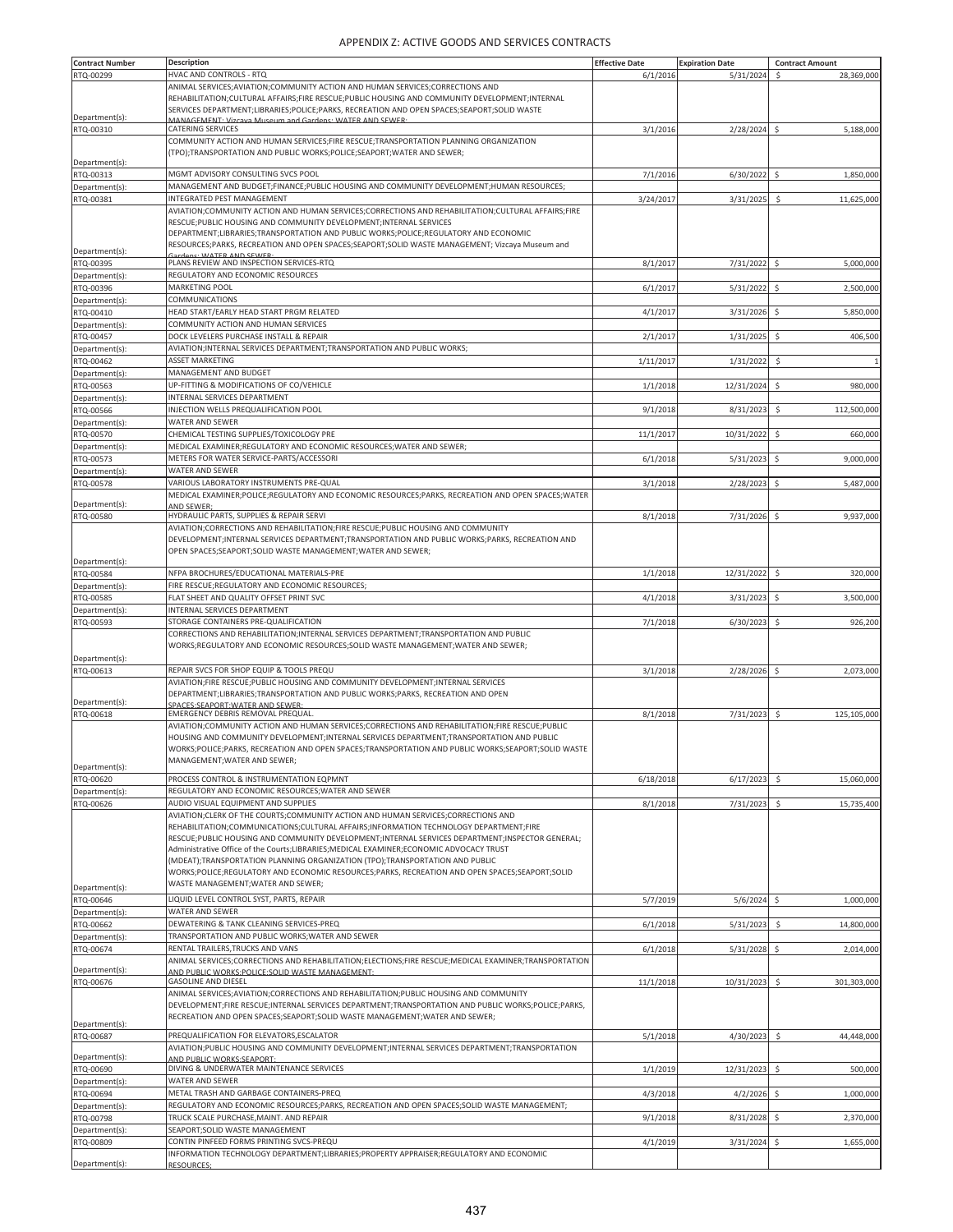## APPENDIX Z: ACTIVE GOODS AND SERVICES CONTRACTS

| Contract Number | Description | Effective Date | Expiration Date | Contract Amount |
|---|---|---|---|---|
| RTQ-00299 | HVAC AND CONTROLS - RTQ | 6/1/2016 | 5/31/2024 | $ 28,369,000 |
| Department(s): | ANIMAL SERVICES;AVIATION;COMMUNITY ACTION AND HUMAN SERVICES;CORRECTIONS AND REHABILITATION;CULTURAL AFFAIRS;FIRE RESCUE;PUBLIC HOUSING AND COMMUNITY DEVELOPMENT;INTERNAL SERVICES DEPARTMENT;LIBRARIES;POLICE;PARKS, RECREATION AND OPEN SPACES;SEAPORT;SOLID WASTE MANAGEMENT; Vizcaya Museum and Gardens; WATER AND SEWER; | | | |
| RTQ-00310 | CATERING SERVICES | 3/1/2016 | 2/28/2024 | $ 5,188,000 |
| Department(s): | COMMUNITY ACTION AND HUMAN SERVICES;FIRE RESCUE;TRANSPORTATION PLANNING ORGANIZATION (TPO);TRANSPORTATION AND PUBLIC WORKS;POLICE;SEAPORT;WATER AND SEWER; | | | |
| RTQ-00313 | MGMT ADVISORY CONSULTING SVCS POOL | 7/1/2016 | 6/30/2022 | $ 1,850,000 |
| Department(s): | MANAGEMENT AND BUDGET;FINANCE;PUBLIC HOUSING AND COMMUNITY DEVELOPMENT;HUMAN RESOURCES; | | | |
| RTQ-00381 | INTEGRATED PEST MANAGEMENT | 3/24/2017 | 3/31/2025 | $ 11,625,000 |
| Department(s): | AVIATION;COMMUNITY ACTION AND HUMAN SERVICES;CORRECTIONS AND REHABILITATION;CULTURAL AFFAIRS;FIRE RESCUE;PUBLIC HOUSING AND COMMUNITY DEVELOPMENT;INTERNAL SERVICES DEPARTMENT;LIBRARIES;TRANSPORTATION AND PUBLIC WORKS;POLICE;REGULATORY AND ECONOMIC RESOURCES;PARKS, RECREATION AND OPEN SPACES;SEAPORT;SOLID WASTE MANAGEMENT; Vizcaya Museum and Gardens; WATER AND SEWER; | | | |
| RTQ-00395 | PLANS REVIEW AND INSPECTION SERVICES-RTQ | 8/1/2017 | 7/31/2022 | $ 5,000,000 |
| Department(s): | REGULATORY AND ECONOMIC RESOURCES | | | |
| RTQ-00396 | MARKETING POOL | 6/1/2017 | 5/31/2022 | $ 2,500,000 |
| Department(s): | COMMUNICATIONS | | | |
| RTQ-00410 | HEAD START/EARLY HEAD START PRGM RELATED | 4/1/2017 | 3/31/2026 | $ 5,850,000 |
| Department(s): | COMMUNITY ACTION AND HUMAN SERVICES | | | |
| RTQ-00457 | DOCK LEVELERS PURCHASE INSTALL & REPAIR | 2/1/2017 | 1/31/2025 | $ 406,500 |
| Department(s): | AVIATION;INTERNAL SERVICES DEPARTMENT;TRANSPORTATION AND PUBLIC WORKS; | | | |
| RTQ-00462 | ASSET MARKETING | 1/11/2017 | 1/31/2022 | $ 1 |
| Department(s): | MANAGEMENT AND BUDGET | | | |
| RTQ-00563 | UP-FITTING & MODIFICATIONS OF CO/VEHICLE | 1/1/2018 | 12/31/2024 | $ 980,000 |
| Department(s): | INTERNAL SERVICES DEPARTMENT | | | |
| RTQ-00566 | INJECTION WELLS PREQUALIFICATION POOL | 9/1/2018 | 8/31/2023 | $ 112,500,000 |
| Department(s): | WATER AND SEWER | | | |
| RTQ-00570 | CHEMICAL TESTING SUPPLIES/TOXICOLOGY PRE | 11/1/2017 | 10/31/2022 | $ 660,000 |
| Department(s): | MEDICAL EXAMINER;REGULATORY AND ECONOMIC RESOURCES;WATER AND SEWER; | | | |
| RTQ-00573 | METERS FOR WATER SERVICE-PARTS/ACCESSORI | 6/1/2018 | 5/31/2023 | $ 9,000,000 |
| Department(s): | WATER AND SEWER | | | |
| RTQ-00578 | VARIOUS LABORATORY INSTRUMENTS PRE-QUAL | 3/1/2018 | 2/28/2023 | $ 5,487,000 |
| Department(s): | MEDICAL EXAMINER;POLICE;REGULATORY AND ECONOMIC RESOURCES;PARKS, RECREATION AND OPEN SPACES;WATER AND SEWER; | | | |
| RTQ-00580 | HYDRAULIC PARTS, SUPPLIES & REPAIR SERVI | 8/1/2018 | 7/31/2026 | $ 9,937,000 |
| Department(s): | AVIATION;CORRECTIONS AND REHABILITATION;FIRE RESCUE;PUBLIC HOUSING AND COMMUNITY DEVELOPMENT;INTERNAL SERVICES DEPARTMENT;TRANSPORTATION AND PUBLIC WORKS;PARKS, RECREATION AND OPEN SPACES;SEAPORT;SOLID WASTE MANAGEMENT;WATER AND SEWER; | | | |
| RTQ-00584 | NFPA BROCHURES/EDUCATIONAL MATERIALS-PRE | 1/1/2018 | 12/31/2022 | $ 320,000 |
| Department(s): | FIRE RESCUE;REGULATORY AND ECONOMIC RESOURCES; | | | |
| RTQ-00585 | FLAT SHEET AND QUALITY OFFSET PRINT SVC | 4/1/2018 | 3/31/2023 | $ 3,500,000 |
| Department(s): | INTERNAL SERVICES DEPARTMENT | | | |
| RTQ-00593 | STORAGE CONTAINERS PRE-QUALIFICATION | 7/1/2018 | 6/30/2023 | $ 926,200 |
| Department(s): | CORRECTIONS AND REHABILITATION;INTERNAL SERVICES DEPARTMENT;TRANSPORTATION AND PUBLIC WORKS;REGULATORY AND ECONOMIC RESOURCES;SOLID WASTE MANAGEMENT;WATER AND SEWER; | | | |
| RTQ-00613 | REPAIR SVCS FOR SHOP EQUIP & TOOLS PREQU | 3/1/2018 | 2/28/2026 | $ 2,073,000 |
| Department(s): | AVIATION;FIRE RESCUE;PUBLIC HOUSING AND COMMUNITY DEVELOPMENT;INTERNAL SERVICES DEPARTMENT;LIBRARIES;TRANSPORTATION AND PUBLIC WORKS;PARKS, RECREATION AND OPEN SPACES;SEAPORT;WATER AND SEWER; | | | |
| RTQ-00618 | EMERGENCY DEBRIS REMOVAL PREQUAL. | 8/1/2018 | 7/31/2023 | $ 125,105,000 |
| Department(s): | AVIATION;COMMUNITY ACTION AND HUMAN SERVICES;CORRECTIONS AND REHABILITATION;FIRE RESCUE;PUBLIC HOUSING AND COMMUNITY DEVELOPMENT;INTERNAL SERVICES DEPARTMENT;TRANSPORTATION AND PUBLIC WORKS;POLICE;PARKS, RECREATION AND OPEN SPACES;TRANSPORTATION AND PUBLIC WORKS;SEAPORT;SOLID WASTE MANAGEMENT;WATER AND SEWER; | | | |
| RTQ-00620 | PROCESS CONTROL & INSTRUMENTATION EQPMNT | 6/18/2018 | 6/17/2023 | $ 15,060,000 |
| Department(s): | REGULATORY AND ECONOMIC RESOURCES;WATER AND SEWER | | | |
| RTQ-00626 | AUDIO VISUAL EQUIPMENT AND SUPPLIES | 8/1/2018 | 7/31/2023 | $ 15,735,400 |
| Department(s): | AVIATION;CLERK OF THE COURTS;COMMUNITY ACTION AND HUMAN SERVICES;CORRECTIONS AND REHABILITATION;COMMUNICATIONS;CULTURAL AFFAIRS;INFORMATION TECHNOLOGY DEPARTMENT;FIRE RESCUE;PUBLIC HOUSING AND COMMUNITY DEVELOPMENT;INTERNAL SERVICES DEPARTMENT;INSPECTOR GENERAL; Administrative Office of the Courts;LIBRARIES;MEDICAL EXAMINER;ECONOMIC ADVOCACY TRUST (MDEAT);TRANSPORTATION PLANNING ORGANIZATION (TPO);TRANSPORTATION AND PUBLIC WORKS;POLICE;REGULATORY AND ECONOMIC RESOURCES;PARKS, RECREATION AND OPEN SPACES;SEAPORT;SOLID WASTE MANAGEMENT;WATER AND SEWER; | | | |
| RTQ-00646 | LIQUID LEVEL CONTROL SYST, PARTS, REPAIR | 5/7/2019 | 5/6/2024 | $ 1,000,000 |
| Department(s): | WATER AND SEWER | | | |
| RTQ-00662 | DEWATERING & TANK CLEANING SERVICES-PREQ | 6/1/2018 | 5/31/2023 | $ 14,800,000 |
| Department(s): | TRANSPORTATION AND PUBLIC WORKS;WATER AND SEWER | | | |
| RTQ-00674 | RENTAL TRAILERS,TRUCKS AND VANS | 6/1/2018 | 5/31/2028 | $ 2,014,000 |
| Department(s): | ANIMAL SERVICES;CORRECTIONS AND REHABILITATION;ELECTIONS;FIRE RESCUE;MEDICAL EXAMINER;TRANSPORTATION AND PUBLIC WORKS;POLICE;SOLID WASTE MANAGEMENT; | | | |
| RTQ-00676 | GASOLINE AND DIESEL | 11/1/2018 | 10/31/2023 | $ 301,303,000 |
| Department(s): | ANIMAL SERVICES;AVIATION;CORRECTIONS AND REHABILITATION;PUBLIC HOUSING AND COMMUNITY DEVELOPMENT;FIRE RESCUE;INTERNAL SERVICES DEPARTMENT;TRANSPORTATION AND PUBLIC WORKS;POLICE;PARKS, RECREATION AND OPEN SPACES;SEAPORT;SOLID WASTE MANAGEMENT;WATER AND SEWER; | | | |
| RTQ-00687 | PREQUALIFICATION FOR ELEVATORS,ESCALATOR | 5/1/2018 | 4/30/2023 | $ 44,448,000 |
| Department(s): | AVIATION;PUBLIC HOUSING AND COMMUNITY DEVELOPMENT;INTERNAL SERVICES DEPARTMENT;TRANSPORTATION AND PUBLIC WORKS;SEAPORT; | | | |
| RTQ-00690 | DIVING & UNDERWATER MAINTENANCE SERVICES | 1/1/2019 | 12/31/2023 | $ 500,000 |
| Department(s): | WATER AND SEWER | | | |
| RTQ-00694 | METAL TRASH AND GARBAGE CONTAINERS-PREQ | 4/3/2018 | 4/2/2026 | $ 1,000,000 |
| Department(s): | REGULATORY AND ECONOMIC RESOURCES;PARKS, RECREATION AND OPEN SPACES;SOLID WASTE MANAGEMENT; | | | |
| RTQ-00798 | TRUCK SCALE PURCHASE,MAINT. AND REPAIR | 9/1/2018 | 8/31/2028 | $ 2,370,000 |
| Department(s): | SEAPORT;SOLID WASTE MANAGEMENT | | | |
| RTQ-00809 | CONTIN PINFEED FORMS PRINTING SVCS-PREQU | 4/1/2019 | 3/31/2024 | $ 1,655,000 |
| Department(s): | INFORMATION TECHNOLOGY DEPARTMENT;LIBRARIES;PROPERTY APPRAISER;REGULATORY AND ECONOMIC RESOURCES; | | | |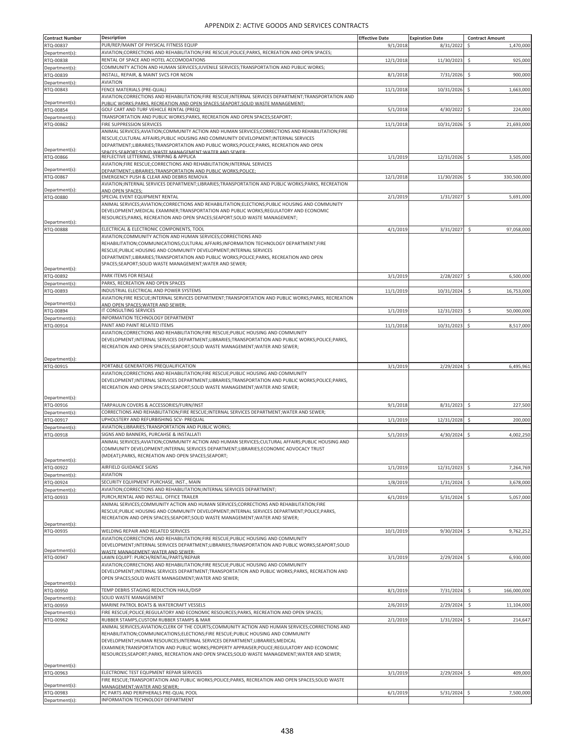# APPENDIX Z: ACTIVE GOODS AND SERVICES CONTRACTS

| Contract Number | Description | Effective Date | Expiration Date | Contract Amount |
|---|---|---|---|---|
| RTQ-00837 | PUR/REP/MAINT OF PHYSICAL FITNESS EQUIP | 9/1/2018 | 8/31/2022 | $ 1,470,000 |
| Department(s): | AVIATION;CORRECTIONS AND REHABILITATION;FIRE RESCUE;POLICE;PARKS, RECREATION AND OPEN SPACES; | | | |
| RTQ-00838 | RENTAL OF SPACE AND HOTEL ACCOMODATIONS | 12/1/2018 | 11/30/2023 | $ 925,000 |
| Department(s): | COMMUNITY ACTION AND HUMAN SERVICES;JUVENILE SERVICES;TRANSPORTATION AND PUBLIC WORKS; | | | |
| RTQ-00839 | INSTALL, REPAIR, & MAINT SVCS FOR NEON | 8/1/2018 | 7/31/2026 | $ 900,000 |
| Department(s): | AVIATION | | | |
| RTQ-00843 | FENCE MATERIALS (PRE-QUAL) | 11/1/2018 | 10/31/2026 | $ 1,663,000 |
| Department(s): | AVIATION;CORRECTIONS AND REHABILITATION;FIRE RESCUE;INTERNAL SERVICES DEPARTMENT;TRANSPORTATION AND PUBLIC WORKS;PARKS, RECREATION AND OPEN SPACES;SEAPORT;SOLID WASTE MANAGEMENT; | | | |
| RTQ-00854 | GOLF CART AND TURF VEHICLE RENTAL (PREQ) | 5/1/2018 | 4/30/2022 | $ 224,000 |
| Department(s): | TRANSPORTATION AND PUBLIC WORKS;PARKS, RECREATION AND OPEN SPACES;SEAPORT; | | | |
| RTQ-00862 | FIRE SUPPRESSION SERVICES | 11/1/2018 | 10/31/2026 | $ 21,693,000 |
| Department(s): | ANIMAL SERVICES;AVIATION;COMMUNITY ACTION AND HUMAN SERVICES;CORRECTIONS AND REHABILITATION;FIRE RESCUE;CULTURAL AFFAIRS;PUBLIC HOUSING AND COMMUNITY DEVELOPMENT;INTERNAL SERVICES DEPARTMENT;LIBRARIES;TRANSPORTATION AND PUBLIC WORKS;POLICE;PARKS, RECREATION AND OPEN SPACES;SEAPORT;SOLID WASTE MANAGEMENT;WATER AND SEWER; | | | |
| RTQ-00866 | REFLECTIVE LETTERING, STRIPING & APPLICA | 1/1/2019 | 12/31/2026 | $ 3,505,000 |
| Department(s): | AVIATION;FIRE RESCUE;CORRECTIONS AND REHABILITATION;INTERNAL SERVICES DEPARTMENT;LIBRARIES;TRANSPORTATION AND PUBLIC WORKS;POLICE; | | | |
| RTQ-00867 | EMERGENCY PUSH & CLEAR AND DEBRIS REMOVA | 12/1/2018 | 11/30/2026 | $ 330,500,000 |
| Department(s): | AVIATION;INTERNAL SERVICES DEPARTMENT;LIBRARIES;TRANSPORTATION AND PUBLIC WORKS;PARKS, RECREATION AND OPEN SPACES; | | | |
| RTQ-00880 | SPECIAL EVENT EQUIPMENT RENTAL | 2/1/2019 | 1/31/2027 | $ 5,691,000 |
| Department(s): | ANIMAL SERVICES;AVIATION;CORRECTIONS AND REHABILITATION;ELECTIONS;PUBLIC HOUSING AND COMMUNITY DEVELOPMENT;MEDICAL EXAMINER;TRANSPORTATION AND PUBLIC WORKS;REGULATORY AND ECONOMIC RESOURCES;PARKS, RECREATION AND OPEN SPACES;SEAPORT;SOLID WASTE MANAGEMENT; | | | |
| RTQ-00888 | ELECTRICAL & ELECTRONIC COMPONENTS, TOOL | 4/1/2019 | 3/31/2027 | $ 97,058,000 |
| Department(s): | AVIATION;COMMUNITY ACTION AND HUMAN SERVICES;CORRECTIONS AND REHABILITATION;COMMUNICATIONS;CULTURAL AFFAIRS;INFORMATION TECHNOLOGY DEPARTMENT;FIRE RESCUE;PUBLIC HOUSING AND COMMUNITY DEVELOPMENT;INTERNAL SERVICES DEPARTMENT;LIBRARIES;TRANSPORTATION AND PUBLIC WORKS;POLICE;PARKS, RECREATION AND OPEN SPACES;SEAPORT;SOLID WASTE MANAGEMENT;WATER AND SEWER; | | | |
| RTQ-00892 | PARK ITEMS FOR RESALE | 3/1/2019 | 2/28/2027 | $ 6,500,000 |
| Department(s): | PARKS, RECREATION AND OPEN SPACES | | | |
| RTQ-00893 | INDUSTRIAL ELECTRICAL AND POWER SYSTEMS | 11/1/2019 | 10/31/2024 | $ 16,753,000 |
| Department(s): | AVIATION;FIRE RESCUE;INTERNAL SERVICES DEPARTMENT;TRANSPORTATION AND PUBLIC WORKS;PARKS, RECREATION AND OPEN SPACES;WATER AND SEWER; | | | |
| RTQ-00894 | IT CONSULTING SERVICES | 1/1/2019 | 12/31/2023 | $ 50,000,000 |
| Department(s): | INFORMATION TECHNOLOGY DEPARTMENT | | | |
| RTQ-00914 | PAINT AND PAINT RELATED ITEMS | 11/1/2018 | 10/31/2023 | $ 8,517,000 |
| Department(s): | AVIATION;CORRECTIONS AND REHABILITATION;FIRE RESCUE;PUBLIC HOUSING AND COMMUNITY DEVELOPMENT;INTERNAL SERVICES DEPARTMENT;LIBRARIES;TRANSPORTATION AND PUBLIC WORKS;POLICE;PARKS, RECREATION AND OPEN SPACES;SEAPORT;SOLID WASTE MANAGEMENT;WATER AND SEWER; | | | |
| RTQ-00915 | PORTABLE GENERATORS PREQUALIFICATION | 3/1/2019 | 2/29/2024 | $ 6,495,961 |
| Department(s): | AVIATION;CORRECTIONS AND REHABILITATION;FIRE RESCUE;PUBLIC HOUSING AND COMMUNITY DEVELOPMENT;INTERNAL SERVICES DEPARTMENT;LIBRARIES;TRANSPORTATION AND PUBLIC WORKS;POLICE;PARKS, RECREATION AND OPEN SPACES;SEAPORT;SOLID WASTE MANAGEMENT;WATER AND SEWER; | | | |
| RTQ-00916 | TARPAULIN COVERS & ACCESSORIES/FURN/INST | 9/1/2018 | 8/31/2023 | $ 227,500 |
| Department(s): | CORRECTIONS AND REHABILITATION;FIRE RESCUE;INTERNAL SERVICES DEPARTMENT;WATER AND SEWER; | | | |
| RTQ-00917 | UPHOLSTERY AND REFURBISHING SCV- PREQUAL | 1/1/2019 | 12/31/2028 | $ 200,000 |
| Department(s): | AVIATION;LIBRARIES;TRANSPORTATION AND PUBLIC WORKS; | | | |
| RTQ-00918 | SIGNS AND BANNERS, PURCAHSE & INSTALLATI | 5/1/2019 | 4/30/2024 | $ 4,002,250 |
| Department(s): | ANIMAL SERVICES;AVIATION;COMMUNITY ACTION AND HUMAN SERVICES;CULTURAL AFFAIRS;PUBLIC HOUSING AND COMMUNITY DEVELOPMENT;INTERNAL SERVICES DEPARTMENT;LIBRARIES;ECONOMIC ADVOCACY TRUST (MDEAT);PARKS, RECREATION AND OPEN SPACES;SEAPORT; | | | |
| RTQ-00922 | AIRFIELD GUIDANCE SIGNS | 1/1/2019 | 12/31/2023 | $ 7,264,769 |
| Department(s): | AVIATION | | | |
| RTQ-00924 | SECURITY EQUIPMENT PURCHASE, INST., MAIN | 1/8/2019 | 1/31/2024 | $ 3,678,000 |
| Department(s): | AVIATION;CORRECTIONS AND REHABILITATION;INTERNAL SERVICES DEPARTMENT; | | | |
| RTQ-00933 | PURCH,RENTAL AND INSTALL. OFFICE TRAILER | 6/1/2019 | 5/31/2024 | $ 5,057,000 |
| Department(s): | ANIMAL SERVICES;COMMUNITY ACTION AND HUMAN SERVICES;CORRECTIONS AND REHABILITATION;FIRE RESCUE;PUBLIC HOUSING AND COMMUNITY DEVELOPMENT;INTERNAL SERVICES DEPARTMENT;POLICE;PARKS, RECREATION AND OPEN SPACES;SEAPORT;SOLID WASTE MANAGEMENT;WATER AND SEWER; | | | |
| RTQ-00935 | WELDING REPAIR AND RELATED SERVICES | 10/1/2019 | 9/30/2024 | $ 9,762,252 |
| Department(s): | AVIATION;CORRECTIONS AND REHABILITATION;FIRE RESCUE;PUBLIC HOUSING AND COMMUNITY DEVELOPMENT;INTERNAL SERVICES DEPARTMENT;LIBRARIES;TRANSPORTATION AND PUBLIC WORKS;SEAPORT;SOLID WASTE MANAGEMENT;WATER AND SEWER; | | | |
| RTQ-00947 | LAWN EQUIPT: PURCH/RENTAL/PARTS/REPAIR | 3/1/2019 | 2/29/2024 | $ 6,930,000 |
| Department(s): | AVIATION;CORRECTIONS AND REHABILITATION;FIRE RESCUE;PUBLIC HOUSING AND COMMUNITY DEVELOPMENT;INTERNAL SERVICES DEPARTMENT;TRANSPORTATION AND PUBLIC WORKS;PARKS, RECREATION AND OPEN SPACES;SOLID WASTE MANAGEMENT;WATER AND SEWER; | | | |
| RTQ-00950 | TEMP DEBRIS STAGING REDUCTION HAUL/DISP | 8/1/2019 | 7/31/2024 | $ 166,000,000 |
| Department(s): | SOLID WASTE MANAGEMENT | | | |
| RTQ-00959 | MARINE PATROL BOATS & WATERCRAFT VESSELS | 2/6/2019 | 2/29/2024 | $ 11,104,000 |
| Department(s): | FIRE RESCUE;POLICE;REGULATORY AND ECONOMIC RESOURCES;PARKS, RECREATION AND OPEN SPACES; | | | |
| RTQ-00962 | RUBBER STAMPS,CUSTOM RUBBER STAMPS & MAR | 2/1/2019 | 1/31/2024 | $ 214,647 |
| Department(s): | ANIMAL SERVICES;AVIATION;CLERK OF THE COURTS;COMMUNITY ACTION AND HUMAN SERVICES;CORRECTIONS AND REHABILITATION;COMMUNICATIONS;ELECTIONS;FIRE RESCUE;PUBLIC HOUSING AND COMMUNITY DEVELOPMENT;HUMAN RESOURCES;INTERNAL SERVICES DEPARTMENT;LIBRARIES;MEDICAL EXAMINER;TRANSPORTATION AND PUBLIC WORKS;PROPERTY APPRAISER;POLICE;REGULATORY AND ECONOMIC RESOURCES;SEAPORT;PARKS, RECREATION AND OPEN SPACES;SOLID WASTE MANAGEMENT;WATER AND SEWER; | | | |
| RTQ-00963 | ELECTRONIC TEST EQUPMENT REPAIR SERVICES | 3/1/2019 | 2/29/2024 | $ 409,000 |
| Department(s): | FIRE RESCUE;TRANSPORTATION AND PUBLIC WORKS;POLICE;PARKS, RECREATION AND OPEN SPACES;SOLID WASTE MANAGEMENT;WATER AND SEWER; | | | |
| RTQ-00983 | PC PARTS AND PERIPHERALS PRE-QUAL POOL | 6/1/2019 | 5/31/2024 | $ 7,500,000 |
| Department(s): | INFORMATION TECHNOLOGY DEPARTMENT | | | |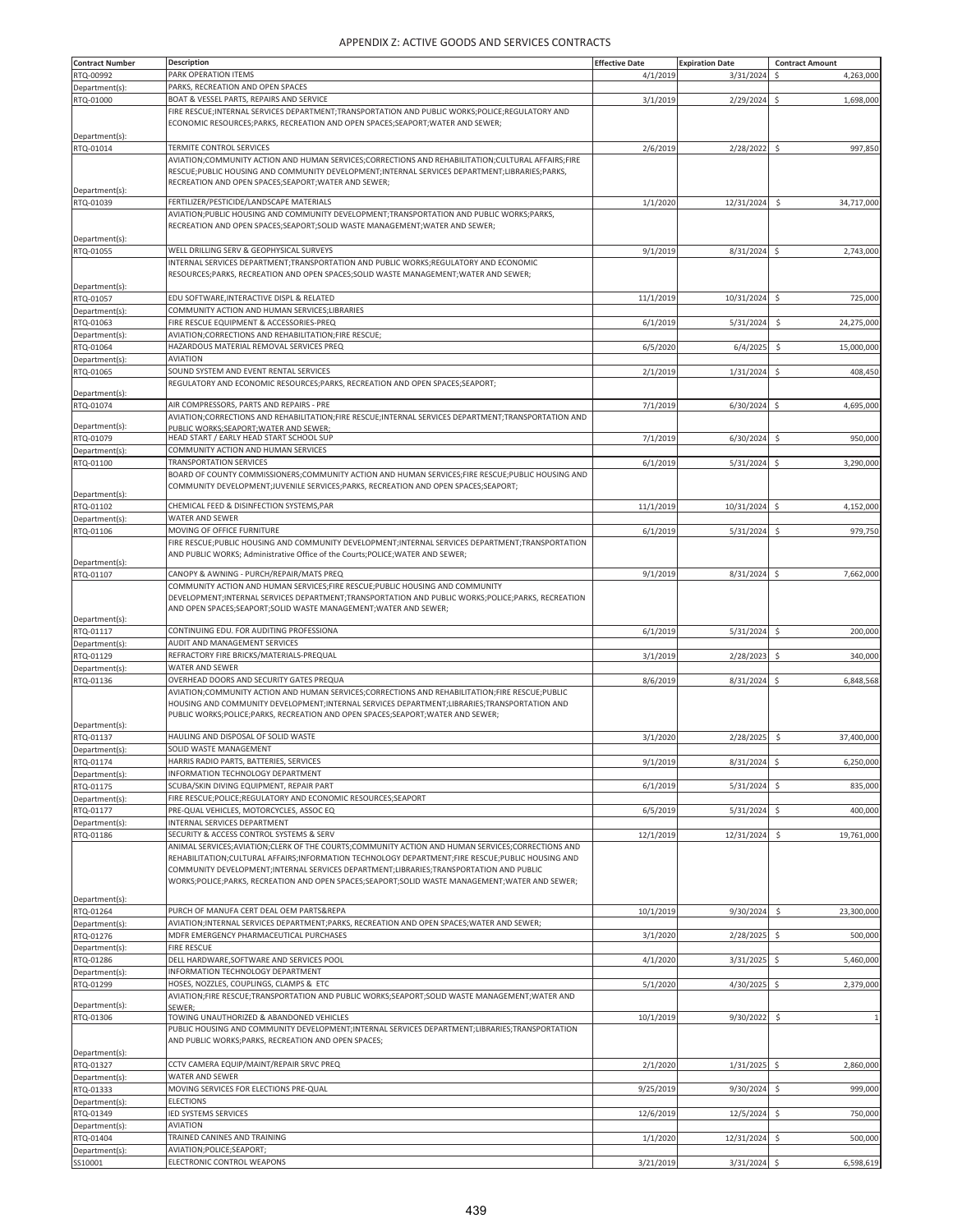# APPENDIX Z: ACTIVE GOODS AND SERVICES CONTRACTS

| Contract Number | Description | Effective Date | Expiration Date | Contract Amount |
|---|---|---|---|---|
| RTQ-00992 | PARK OPERATION ITEMS | 4/1/2019 | 3/31/2024 | $ 4,263,000 |
| Department(s): | PARKS, RECREATION AND OPEN SPACES | | | |
| RTQ-01000 | BOAT & VESSEL PARTS, REPAIRS AND SERVICE | 3/1/2019 | 2/29/2024 | $ 1,698,000 |
| Department(s): | FIRE RESCUE;INTERNAL SERVICES DEPARTMENT;TRANSPORTATION AND PUBLIC WORKS;POLICE;REGULATORY AND ECONOMIC RESOURCES;PARKS, RECREATION AND OPEN SPACES;SEAPORT;WATER AND SEWER; | | | |
| RTQ-01014 | TERMITE CONTROL SERVICES | 2/6/2019 | 2/28/2022 | $ 997,850 |
| Department(s): | AVIATION;COMMUNITY ACTION AND HUMAN SERVICES;CORRECTIONS AND REHABILITATION;CULTURAL AFFAIRS;FIRE RESCUE;PUBLIC HOUSING AND COMMUNITY DEVELOPMENT;INTERNAL SERVICES DEPARTMENT;LIBRARIES;PARKS, RECREATION AND OPEN SPACES;SEAPORT;WATER AND SEWER; | | | |
| RTQ-01039 | FERTILIZER/PESTICIDE/LANDSCAPE MATERIALS | 1/1/2020 | 12/31/2024 | $ 34,717,000 |
| Department(s): | AVIATION;PUBLIC HOUSING AND COMMUNITY DEVELOPMENT;TRANSPORTATION AND PUBLIC WORKS;PARKS, RECREATION AND OPEN SPACES;SEAPORT;SOLID WASTE MANAGEMENT;WATER AND SEWER; | | | |
| RTQ-01055 | WELL DRILLING SERV & GEOPHYSICAL SURVEYS | 9/1/2019 | 8/31/2024 | $ 2,743,000 |
| Department(s): | INTERNAL SERVICES DEPARTMENT;TRANSPORTATION AND PUBLIC WORKS;REGULATORY AND ECONOMIC RESOURCES;PARKS, RECREATION AND OPEN SPACES;SOLID WASTE MANAGEMENT;WATER AND SEWER; | | | |
| RTQ-01057 | EDU SOFTWARE,INTERACTIVE DISPL & RELATED | 11/1/2019 | 10/31/2024 | $ 725,000 |
| Department(s): | COMMUNITY ACTION AND HUMAN SERVICES;LIBRARIES | | | |
| RTQ-01063 | FIRE RESCUE EQUIPMENT & ACCESSORIES-PREQ | 6/1/2019 | 5/31/2024 | $ 24,275,000 |
| Department(s): | AVIATION;CORRECTIONS AND REHABILITATION;FIRE RESCUE; | | | |
| RTQ-01064 | HAZARDOUS MATERIAL REMOVAL SERVICES PREQ | 6/5/2020 | 6/4/2025 | $ 15,000,000 |
| Department(s): | AVIATION | | | |
| RTQ-01065 | SOUND SYSTEM AND EVENT RENTAL SERVICES | 2/1/2019 | 1/31/2024 | $ 408,450 |
| Department(s): | REGULATORY AND ECONOMIC RESOURCES;PARKS, RECREATION AND OPEN SPACES;SEAPORT; | | | |
| RTQ-01074 | AIR COMPRESSORS, PARTS AND REPAIRS - PRE | 7/1/2019 | 6/30/2024 | $ 4,695,000 |
| Department(s): | AVIATION;CORRECTIONS AND REHABILITATION;FIRE RESCUE;INTERNAL SERVICES DEPARTMENT;TRANSPORTATION AND PUBLIC WORKS;SEAPORT;WATER AND SEWER; | | | |
| RTQ-01079 | HEAD START / EARLY HEAD START SCHOOL SUP | 7/1/2019 | 6/30/2024 | $ 950,000 |
| Department(s): | COMMUNITY ACTION AND HUMAN SERVICES | | | |
| RTQ-01100 | TRANSPORTATION SERVICES | 6/1/2019 | 5/31/2024 | $ 3,290,000 |
| Department(s): | BOARD OF COUNTY COMMISSIONERS;COMMUNITY ACTION AND HUMAN SERVICES;FIRE RESCUE;PUBLIC HOUSING AND COMMUNITY DEVELOPMENT;JUVENILE SERVICES;PARKS, RECREATION AND OPEN SPACES;SEAPORT; | | | |
| RTQ-01102 | CHEMICAL FEED & DISINFECTION SYSTEMS,PAR | 11/1/2019 | 10/31/2024 | $ 4,152,000 |
| Department(s): | WATER AND SEWER | | | |
| RTQ-01106 | MOVING OF OFFICE FURNITURE | 6/1/2019 | 5/31/2024 | $ 979,750 |
| Department(s): | FIRE RESCUE;PUBLIC HOUSING AND COMMUNITY DEVELOPMENT;INTERNAL SERVICES DEPARTMENT;TRANSPORTATION AND PUBLIC WORKS; Administrative Office of the Courts;POLICE;WATER AND SEWER; | | | |
| RTQ-01107 | CANOPY & AWNING - PURCH/REPAIR/MATS PREQ | 9/1/2019 | 8/31/2024 | $ 7,662,000 |
| Department(s): | COMMUNITY ACTION AND HUMAN SERVICES;FIRE RESCUE;PUBLIC HOUSING AND COMMUNITY DEVELOPMENT;INTERNAL SERVICES DEPARTMENT;TRANSPORTATION AND PUBLIC WORKS;POLICE;PARKS, RECREATION AND OPEN SPACES;SEAPORT;SOLID WASTE MANAGEMENT;WATER AND SEWER; | | | |
| RTQ-01117 | CONTINUING EDU. FOR AUDITING PROFESSIONA | 6/1/2019 | 5/31/2024 | $ 200,000 |
| Department(s): | AUDIT AND MANAGEMENT SERVICES | | | |
| RTQ-01129 | REFRACTORY FIRE BRICKS/MATERIALS-PREQUAL | 3/1/2019 | 2/28/2023 | $ 340,000 |
| Department(s): | WATER AND SEWER | | | |
| RTQ-01136 | OVERHEAD DOORS AND SECURITY GATES PREQUA | 8/6/2019 | 8/31/2024 | $ 6,848,568 |
| Department(s): | AVIATION;COMMUNITY ACTION AND HUMAN SERVICES;CORRECTIONS AND REHABILITATION;FIRE RESCUE;PUBLIC HOUSING AND COMMUNITY DEVELOPMENT;INTERNAL SERVICES DEPARTMENT;LIBRARIES;TRANSPORTATION AND PUBLIC WORKS;POLICE;PARKS, RECREATION AND OPEN SPACES;SEAPORT;WATER AND SEWER; | | | |
| RTQ-01137 | HAULING AND DISPOSAL OF SOLID WASTE | 3/1/2020 | 2/28/2025 | $ 37,400,000 |
| Department(s): | SOLID WASTE MANAGEMENT | | | |
| RTQ-01174 | HARRIS RADIO PARTS, BATTERIES, SERVICES | 9/1/2019 | 8/31/2024 | $ 6,250,000 |
| Department(s): | INFORMATION TECHNOLOGY DEPARTMENT | | | |
| RTQ-01175 | SCUBA/SKIN DIVING EQUIPMENT, REPAIR PART | 6/1/2019 | 5/31/2024 | $ 835,000 |
| Department(s): | FIRE RESCUE;POLICE;REGULATORY AND ECONOMIC RESOURCES;SEAPORT | | | |
| RTQ-01177 | PRE-QUAL VEHICLES, MOTORCYCLES, ASSOC EQ | 6/5/2019 | 5/31/2024 | $ 400,000 |
| Department(s): | INTERNAL SERVICES DEPARTMENT | | | |
| RTQ-01186 | SECURITY & ACCESS CONTROL SYSTEMS & SERV | 12/1/2019 | 12/31/2024 | $ 19,761,000 |
| Department(s): | ANIMAL SERVICES;AVIATION;CLERK OF THE COURTS;COMMUNITY ACTION AND HUMAN SERVICES;CORRECTIONS AND REHABILITATION;CULTURAL AFFAIRS;INFORMATION TECHNOLOGY DEPARTMENT;FIRE RESCUE;PUBLIC HOUSING AND COMMUNITY DEVELOPMENT;INTERNAL SERVICES DEPARTMENT;LIBRARIES;TRANSPORTATION AND PUBLIC WORKS;POLICE;PARKS, RECREATION AND OPEN SPACES;SEAPORT;SOLID WASTE MANAGEMENT;WATER AND SEWER; | | | |
| RTQ-01264 | PURCH OF MANUFA CERT DEAL OEM PARTS&REPA | 10/1/2019 | 9/30/2024 | $ 23,300,000 |
| Department(s): | AVIATION;INTERNAL SERVICES DEPARTMENT;PARKS, RECREATION AND OPEN SPACES;WATER AND SEWER; | | | |
| RTQ-01276 | MDFR EMERGENCY PHARMACEUTICAL PURCHASES | 3/1/2020 | 2/28/2025 | $ 500,000 |
| Department(s): | FIRE RESCUE | | | |
| RTQ-01286 | DELL HARDWARE,SOFTWARE AND SERVICES POOL | 4/1/2020 | 3/31/2025 | $ 5,460,000 |
| Department(s): | INFORMATION TECHNOLOGY DEPARTMENT | | | |
| RTQ-01299 | HOSES, NOZZLES, COUPLINGS, CLAMPS & ETC | 5/1/2020 | 4/30/2025 | $ 2,379,000 |
| Department(s): | AVIATION;FIRE RESCUE;TRANSPORTATION AND PUBLIC WORKS;SEAPORT;SOLID WASTE MANAGEMENT;WATER AND SEWER; | | | |
| RTQ-01306 | TOWING UNAUTHORIZED & ABANDONED VEHICLES | 10/1/2019 | 9/30/2022 | $ 1 |
| Department(s): | PUBLIC HOUSING AND COMMUNITY DEVELOPMENT;INTERNAL SERVICES DEPARTMENT;LIBRARIES;TRANSPORTATION AND PUBLIC WORKS;PARKS, RECREATION AND OPEN SPACES; | | | |
| RTQ-01327 | CCTV CAMERA EQUIP/MAINT/REPAIR SRVC PREQ | 2/1/2020 | 1/31/2025 | $ 2,860,000 |
| Department(s): | WATER AND SEWER | | | |
| RTQ-01333 | MOVING SERVICES FOR ELECTIONS PRE-QUAL | 9/25/2019 | 9/30/2024 | $ 999,000 |
| Department(s): | ELECTIONS | | | |
| RTQ-01349 | IED SYSTEMS SERVICES | 12/6/2019 | 12/5/2024 | $ 750,000 |
| Department(s): | AVIATION | | | |
| RTQ-01404 | TRAINED CANINES AND TRAINING | 1/1/2020 | 12/31/2024 | $ 500,000 |
| Department(s): | AVIATION;POLICE;SEAPORT; | | | |
| SS10001 | ELECTRONIC CONTROL WEAPONS | 3/21/2019 | 3/31/2024 | $ 6,598,619 |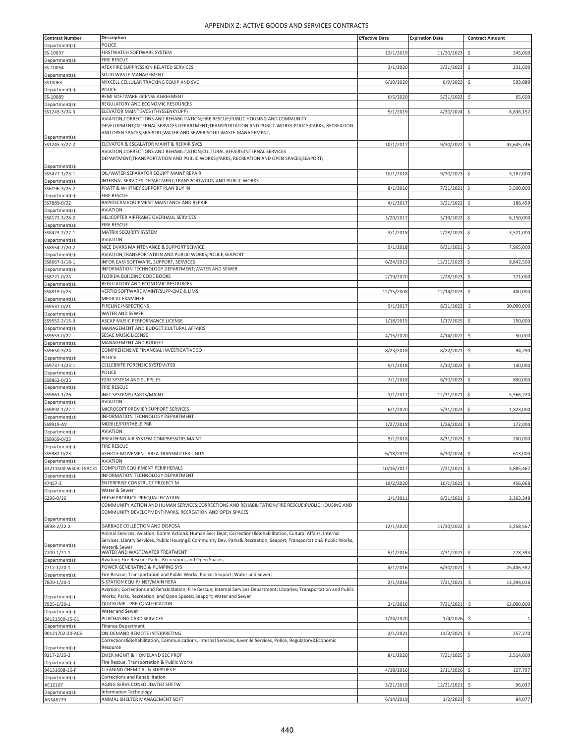# APPENDIX Z: ACTIVE GOODS AND SERVICES CONTRACTS

| Contract Number | Description | Effective Date | Expiration Date | Contract Amount |
|---|---|---|---|---|
| Department(s): | POLICE | | | |
| SS-10037 | FIRSTWATCH SOFTWARE SYSTEM | 12/1/2019 | 11/30/2023 | $ 245,000 |
| Department(s): | FIRE RESCUE | | | |
| SS-10054 | AFEX FIRE SUPPRESSION RELATED SERVICES | 3/1/2020 | 3/31/2023 | $ 231,600 |
| Department(s): | SOLID WASTE MANAGEMENT | | | |
| SS10063 | NYXCELL CELLULAR TRACKING EQUIP AND SVC | 6/10/2020 | 6/9/2023 | $ 593,889 |
| Department(s): | POLICE | | | |
| SS-10089 | REMI SOFTWARE LICENSE AGREEMENT | 6/5/2020 | 5/31/2022 | $ 65,600 |
| Department(s): | REGULATORY AND ECONOMIC RESOURCES | | | |
| SS1243-3/24-3 | ELEVATOR MAINT SVCS (THYSSENKYUPP) | 5/1/2019 | 4/30/2024 | $ 8,836,152 |
| Department(s): | AVIATION;CORRECTIONS AND REHABILITATION;FIRE RESCUE;PUBLIC HOUSING AND COMMUNITY DEVELOPMENT;INTERNAL SERVICES DEPARTMENT;TRANSPORTATION AND PUBLIC WORKS;POLICE;PARKS, RECREATION AND OPEN SPACES;SEAPORT;WATER AND SEWER;SOLID WASTE MANAGEMENT; | | | |
| SS1245-3/27-2 | ELEVATOR & ESCALATOR MAINT & REPAIR SVCS | 10/1/2017 | 9/30/2022 | $ 43,645,746 |
| Department(s): | AVIATION;CORRECTIONS AND REHABILITATION;CULTURAL AFFAIRS;INTERNAL SERVICES DEPARTMENT;TRANSPORTATION AND PUBLIC WORKS;PARKS, RECREATION AND OPEN SPACES;SEAPORT; | | | |
| SS5477-1/23-1 | OIL/WATER SEPARATOR EQUIPT MAINT REPAIR | 10/1/2018 | 9/30/2023 | $ 3,187,000 |
| Department(s): | INTERNAL SERVICES DEPARTMENT;TRANSPORTATION AND PUBLIC WORKS | | | |
| SS6196-3/25-2 | PRATT & WHITNEY SUPPORT PLAN BUY IN | 8/1/2016 | 7/31/2021 | $ 5,500,000 |
| Department(s): | FIRE RESCUE | | | |
| SS7889-0/22 | RAPIDSCAN EQUIPMENT MAINTANCE AND REPAIR | 4/1/2017 | 3/31/2022 | $ 188,459 |
| Department(s): | AVIATION | | | |
| SS8172-3/26-2 | HELICOPTER AIRFRAME OVERHAUL SERVICES | 3/20/2017 | 3/19/2022 | $ 6,150,000 |
| Department(s): | FIRE RESCUE | | | |
| SS8423-2/27-1 | MATRIX SECURITY SYSTEM | 3/1/2018 | 2/28/2023 | $ 3,521,000 |
| Department(s): | AVIATION | | | |
| SS8554-2/20-2 | NICE DVARS MAINTENANCE & SUPPORT SERVICE | 9/1/2018 | 8/31/2021 | $ 7,965,000 |
| Department(s): | AVIATION;TRANSPORTATION AND PUBLIC WORKS;POLICE;SEAPORT | | | |
| SS8667-1/18-1 | INFOR EAM SOFTWARE, SUPPORT, SERVICES | 6/24/2013 | 12/31/2023 | $ 8,842,500 |
| Department(s): | INFORMATION TECHNOLOGY DEPARTMENT;WATER AND SEWER | | | |
| SS8721-0/24 | FLORIDA BUILDING CODE BOOKS | 2/19/2020 | 2/28/2023 | $ 121,000 |
| Department(s): | REGULATORY AND ECONOMIC RESOURCES | | | |
| SS8819-0/23 | VERTIQ SOFTWARE MAINT/SUPP-CME & LIMS | 12/15/2008 | 12/14/2023 | $ 400,000 |
| Department(s): | MEDICAL EXAMINER | | | |
| SS9537-0/21 | PIPELINE INSPECTIONS | 9/1/2017 | 8/31/2022 | $ 30,000,000 |
| Department(s): | WATER AND SEWER | | | |
| SS9552-2/15-3 | ASCAP MUSIC PERFORMANCE LICENSE | 1/18/2015 | 1/17/2025 | $ 150,000 |
| Department(s): | MANAGEMENT AND BUDGET;CULTURAL AFFAIRS | | | |
| SS9553-0/22 | SESAC MUSIC LICENSE | 4/15/2020 | 4/14/2022 | $ 50,000 |
| Department(s): | MANAGEMENT AND BUDGET | | | |
| SS9650-3/24 | COMPREHENSIVE FINANCIAL INVESTIGATIVE SO | 8/23/2018 | 8/22/2021 | $ 94,290 |
| Department(s): | POLICE | | | |
| SS9737-1/23-1 | CELLEBRITE FORENSIC SYSTEM/FSB | 5/1/2018 | 4/30/2023 | $ 140,000 |
| Department(s): | POLICE | | | |
| SS9862-0/23 | EZIO SYSTEM AND SUPPLIES | 7/1/2018 | 6/30/2023 | $ 800,000 |
| Department(s): | FIRE RESCUE | | | |
| SS9863-1/26 | INET SYSTEMS/PARTS/MAINT | 1/1/2017 | 12/31/2021 | $ 5,566,220 |
| Department(s): | AVIATION | | | |
| SS9892-1/22-1 | MICROSOFT PREMIER SUPPORT SERVICES | 6/1/2020 | 5/31/2023 | $ 1,823,000 |
| Department(s): | INFORMATION TECHNOLOGY DEPARTMENT | | | |
| SS9919-AV | MOBILE/PORTABLE PBB | 1/27/2018 | 1/26/2023 | $ 172,000 |
| Department(s): | AVIATION | | | |
| SS9969-0/23 | BREATHING AIR SYSTEM COMPRESSORS MAINT | 9/1/2018 | 8/31/2023 | $ 200,000 |
| Department(s): | FIRE RESCUE | | | |
| SS9982-0/23 | VEHICLE MOVEMENT AREA TRANSMITTER UNITS | 6/18/2019 | 6/30/2024 | $ 613,000 |
| Department(s): | AVIATION | | | |
| 43211500-WSCA-15ACS1 | COMPUTER EQUIPMENT PERIPHERALS | 10/16/2017 | 7/31/2021 | $ 3,885,467 |
| Department(s): | INFORMATION TECHNOLOGY DEPARTMENT | | | |
| 47457-3 | ENTERPRISE CONSTRUCT PROJECT M | 10/2/2020 | 10/1/2021 | $ 456,068 |
| Department(s): | Water & Sewer | | | |
| 6296-0/16 | FRESH PRODUCE-PREQUALIFICATION | 1/1/2011 | 8/31/2021 | $ 2,363,348 |
| Department(s): | COMMUNITY ACTION AND HUMAN SERVICES;CORRECTIONS AND REHABILITATION;FIRE RESCUE;PUBLIC HOUSING AND COMMUNITY DEVELOPMENT;PARKS, RECREATION AND OPEN SPACES | | | |
| 6938-2/22-2 | GARBAGE COLLECTION AND DISPOSA | 12/1/2020 | 11/30/2022 | $ 5,258,567 |
| Department(s): | Animal Services, Aviation, Comm Action& Human Svcs Dept, Corrections&Rehabilitation, Cultural Affairs, Internal Services, Library Services, Public Housing& Community Dev, Parks& Recreation, Seaport, Transportation& Public Works, Water& Sewer | | | |
| 7700-1/21-1 | WATER AND WASTEWATER TREATMENT | 5/1/2016 | 7/31/2021 | $ 278,393 |
| Department(s): | Aviation; Fire Rescue; Parks, Recreation, and Open Spaces; | | | |
| 7712-1/20-1 | POWER GENERATING & PUMPING SYS | 4/1/2016 | 6/30/2021 | $ 25,406,382 |
| Department(s): | Fire Rescue; Transportation and Public Works; Police; Seaport; Water and Sewer; | | | |
| 7809-1/20-1 | S-STATION EQUIP/INST/MAIN REPA | 2/1/2016 | 7/31/2021 | $ 13,394,016 |
| Department(s): | Aviation; Corrections and Rehabilitation; Fire Rescue; Internal Services Department; Libraries; Transportation and Public Works; Parks, Recreation, and Open Spaces; Seaport; Water and Sewer | | | |
| 7925-1/20-1 | QUICKLIME - PRE-QUALIFICATION | 2/1/2016 | 7/31/2021 | $ 63,000,000 |
| Department(s): | Water and Sewer | | | |
| 84121500-15-01 | PURCHASING CARD SERVICES | 1/24/2020 | 1/4/2026 | $ 1 |
| Department(s): | Finance Department | | | |
| 90121702-20-ACS | ON-DEMAND REMOTE INTERPRETING | 2/1/2021 | 11/3/2021 | $ 257,270 |
| Department(s): | Corrections&Rehabilitation, Communications, Internal Services, Juvenile Services, Police, Regulatory&Economic Resource | | | |
| 9217-2/25-2 | EMER MGMT & HOMELAND SEC PROF | 8/1/2020 | 7/31/2025 | $ 2,514,000 |
| Department(s): | Fire Rescue, Transportation & Public Works | | | |
| 94131608-16-P | CLEANING CHEMICAL & SUPPLIES P | 4/18/2016 | 2/11/2026 | $ 127,797 |
| Department(s): | Corrections and Rehabilitation | | | |
| AE12107 | AGING SERVS CONSOLIDATED SOFTW | 3/21/2019 | 12/31/2021 | $ 96,037 |
| Department(s): | Information Technology | | | |
| ANS48779 | ANIMAL SHELTER MANAGEMENT SOFT | 6/14/2019 | 1/2/2023 | $ 84,077 |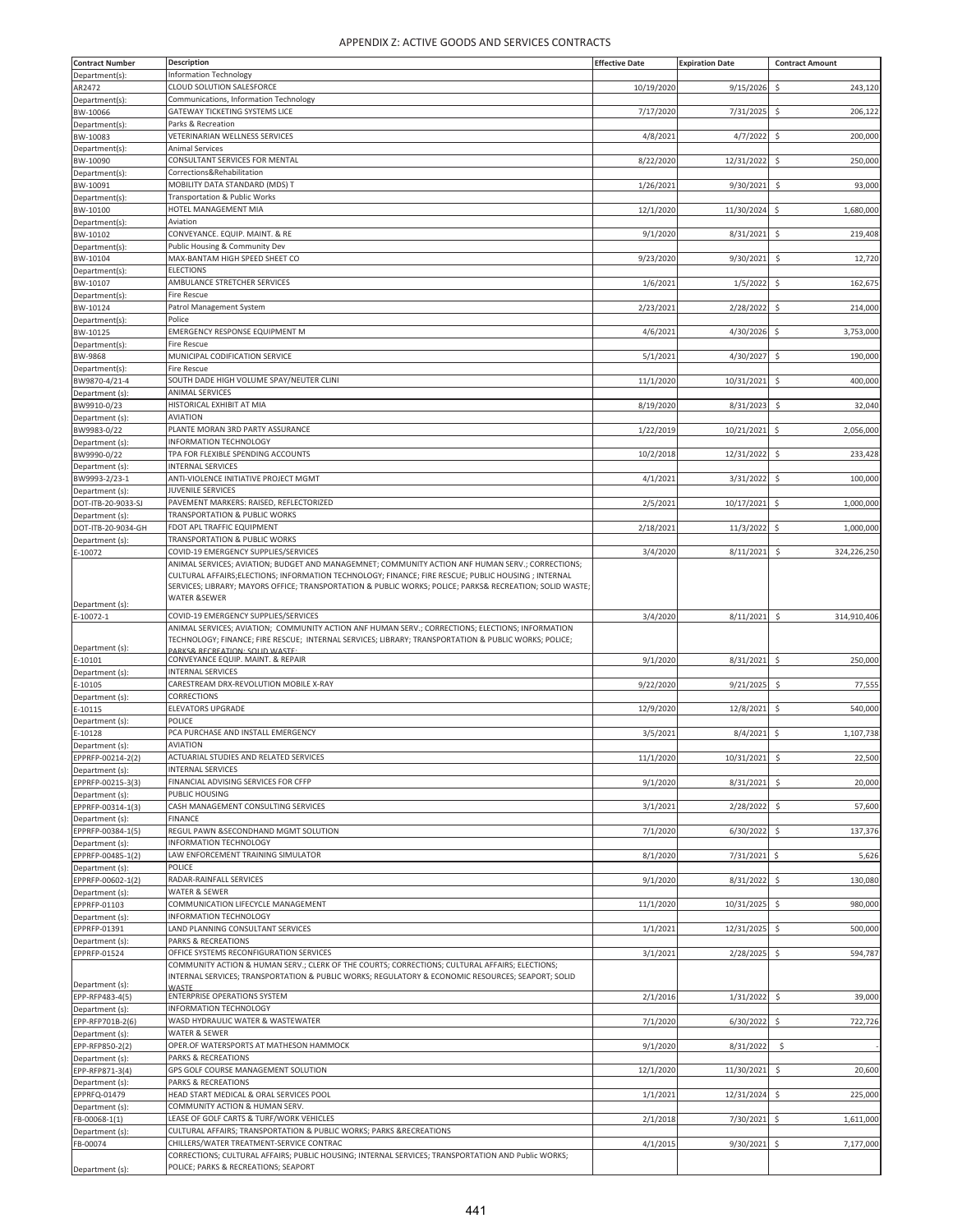APPENDIX Z: ACTIVE GOODS AND SERVICES CONTRACTS

| Contract Number | Description | Effective Date | Expiration Date | Contract Amount |
|---|---|---|---|---|
| Department(s): | Information Technology | | | |
| AR2472 | CLOUD SOLUTION SALESFORCE | 10/19/2020 | 9/15/2026 | $ 243,120 |
| Department(s): | Communications, Information Technology | | | |
| BW-10066 | GATEWAY TICKETING SYSTEMS LICE | 7/17/2020 | 7/31/2025 | $ 206,122 |
| Department(s): | Parks & Recreation | | | |
| BW-10083 | VETERINARIAN WELLNESS SERVICES | 4/8/2021 | 4/7/2022 | $ 200,000 |
| Department(s): | Animal Services | | | |
| BW-10090 | CONSULTANT SERVICES FOR MENTAL | 8/22/2020 | 12/31/2022 | $ 250,000 |
| Department(s): | Corrections&Rehabilitation | | | |
| BW-10091 | MOBILITY DATA STANDARD (MDS) T | 1/26/2021 | 9/30/2021 | $ 93,000 |
| Department(s): | Transportation & Public Works | | | |
| BW-10100 | HOTEL MANAGEMENT MIA | 12/1/2020 | 11/30/2024 | $ 1,680,000 |
| Department(s): | Aviation | | | |
| BW-10102 | CONVEYANCE. EQUIP. MAINT. & RE | 9/1/2020 | 8/31/2021 | $ 219,408 |
| Department(s): | Public Housing & Community Dev | | | |
| BW-10104 | MAX-BANTAM HIGH SPEED SHEET CO | 9/23/2020 | 9/30/2021 | $ 12,720 |
| Department(s): | ELECTIONS | | | |
| BW-10107 | AMBULANCE STRETCHER SERVICES | 1/6/2021 | 1/5/2022 | $ 162,675 |
| Department(s): | Fire Rescue | | | |
| BW-10124 | Patrol Management System | 2/23/2021 | 2/28/2022 | $ 214,000 |
| Department(s): | Police | | | |
| BW-10125 | EMERGENCY RESPONSE EQUIPMENT M | 4/6/2021 | 4/30/2026 | $ 3,753,000 |
| Department(s): | Fire Rescue | | | |
| BW-9868 | MUNICIPAL CODIFICATION SERVICE | 5/1/2021 | 4/30/2027 | $ 190,000 |
| Department(s): | Fire Rescue | | | |
| BW9870-4/21-4 | SOUTH DADE HIGH VOLUME SPAY/NEUTER CLINI | 11/1/2020 | 10/31/2021 | $ 400,000 |
| Department (s): | ANIMAL SERVICES | | | |
| BW9910-0/23 | HISTORICAL EXHIBIT AT MIA | 8/19/2020 | 8/31/2023 | $ 32,040 |
| Department (s): | AVIATION | | | |
| BW9983-0/22 | PLANTE MORAN 3RD PARTY ASSURANCE | 1/22/2019 | 10/21/2021 | $ 2,056,000 |
| Department (s): | INFORMATION TECHNOLOGY | | | |
| BW9990-0/22 | TPA FOR FLEXIBLE SPENDING ACCOUNTS | 10/2/2018 | 12/31/2022 | $ 233,428 |
| Department (s): | INTERNAL SERVICES | | | |
| BW9993-2/23-1 | ANTI-VIOLENCE INITIATIVE PROJECT MGMT | 4/1/2021 | 3/31/2022 | $ 100,000 |
| Department (s): | JUVENILE SERVICES | | | |
| DOT-ITB-20-9033-SJ | PAVEMENT MARKERS: RAISED, REFLECTORIZED | 2/5/2021 | 10/17/2021 | $ 1,000,000 |
| Department (s): | TRANSPORTATION & PUBLIC WORKS | | | |
| DOT-ITB-20-9034-GH | FDOT APL TRAFFIC EQUIPMENT | 2/18/2021 | 11/3/2022 | $ 1,000,000 |
| Department (s): | TRANSPORTATION & PUBLIC WORKS | | | |
| E-10072 | COVID-19 EMERGENCY SUPPLIES/SERVICES | 3/4/2020 | 8/11/2021 | $ 324,226,250 |
| Department (s): | ANIMAL SERVICES; AVIATION; BUDGET AND MANAGEMNET; COMMUNITY ACTION ANF HUMAN SERV.; CORRECTIONS; CULTURAL AFFAIRS;ELECTIONS; INFORMATION TECHNOLOGY; FINANCE; FIRE RESCUE; PUBLIC HOUSING ; INTERNAL SERVICES; LIBRARY; MAYORS OFFICE; TRANSPORTATION & PUBLIC WORKS; POLICE; PARKS& RECREATION; SOLID WASTE; WATER &SEWER | | | |
| E-10072-1 | COVID-19 EMERGENCY SUPPLIES/SERVICES | 3/4/2020 | 8/11/2021 | $ 314,910,406 |
| Department (s): | ANIMAL SERVICES; AVIATION; COMMUNITY ACTION ANF HUMAN SERV.; CORRECTIONS; ELECTIONS; INFORMATION TECHNOLOGY; FINANCE; FIRE RESCUE; INTERNAL SERVICES; LIBRARY; TRANSPORTATION & PUBLIC WORKS; POLICE; PARKS& RECREATION; SOLID WASTE; | | | |
| E-10101 | CONVEYANCE EQUIP. MAINT. & REPAIR | 9/1/2020 | 8/31/2021 | $ 250,000 |
| Department (s): | INTERNAL SERVICES | | | |
| E-10105 | CARESTREAM DRX-REVOLUTION MOBILE X-RAY | 9/22/2020 | 9/21/2025 | $ 77,555 |
| Department (s): | CORRECTIONS | | | |
| E-10115 | ELEVATORS UPGRADE | 12/9/2020 | 12/8/2021 | $ 540,000 |
| Department (s): | POLICE | | | |
| E-10128 | PCA PURCHASE AND INSTALL EMERGENCY | 3/5/2021 | 8/4/2021 | $ 1,107,738 |
| Department (s): | AVIATION | | | |
| EPPRFP-00214-2(2) | ACTUARIAL STUDIES AND RELATED SERVICES | 11/1/2020 | 10/31/2021 | $ 22,500 |
| Department (s): | INTERNAL SERVICES | | | |
| EPPRFP-00215-3(3) | FINANCIAL ADVISING SERVICES FOR CFFP | 9/1/2020 | 8/31/2021 | $ 20,000 |
| Department (s): | PUBLIC HOUSING | | | |
| EPPRFP-00314-1(3) | CASH MANAGEMENT CONSULTING SERVICES | 3/1/2021 | 2/28/2022 | $ 57,600 |
| Department (s): | FINANCE | | | |
| EPPRFP-00384-1(5) | REGUL PAWN &SECONDHAND MGMT SOLUTION | 7/1/2020 | 6/30/2022 | $ 137,376 |
| Department (s): | INFORMATION TECHNOLOGY | | | |
| EPPRFP-00485-1(2) | LAW ENFORCEMENT TRAINING SIMULATOR | 8/1/2020 | 7/31/2021 | $ 5,626 |
| Department (s): | POLICE | | | |
| EPPRFP-00602-1(2) | RADAR-RAINFALL SERVICES | 9/1/2020 | 8/31/2022 | $ 130,080 |
| Department (s): | WATER & SEWER | | | |
| EPPRFP-01103 | COMMUNICATION LIFECYCLE MANAGEMENT | 11/1/2020 | 10/31/2025 | $ 980,000 |
| Department (s): | INFORMATION TECHNOLOGY | | | |
| EPPRFP-01391 | LAND PLANNING CONSULTANT SERVICES | 1/1/2021 | 12/31/2025 | $ 500,000 |
| Department (s): | PARKS & RECREATIONS | | | |
| EPPRFP-01524 | OFFICE SYSTEMS RECONFIGURATION SERVICES | 3/1/2021 | 2/28/2025 | $ 594,787 |
| Department (s): | COMMUNITY ACTION & HUMAN SERV.; CLERK OF THE COURTS; CORRECTIONS; CULTURAL AFFAIRS; ELECTIONS; INTERNAL SERVICES; TRANSPORTATION & PUBLIC WORKS; REGULATORY & ECONOMIC RESOURCES; SEAPORT; SOLID WASTE | | | |
| EPP-RFP483-4(5) | ENTERPRISE OPERATIONS SYSTEM | 2/1/2016 | 1/31/2022 | $ 39,000 |
| Department (s): | INFORMATION TECHNOLOGY | | | |
| EPP-RFP701B-2(6) | WASD HYDRAULIC WATER & WASTEWATER | 7/1/2020 | 6/30/2022 | $ 722,726 |
| Department (s): | WATER & SEWER | | | |
| EPP-RFP850-2(2) | OPER.OF WATERSPORTS AT MATHESON HAMMOCK | 9/1/2020 | 8/31/2022 | $ - |
| Department (s): | PARKS & RECREATIONS | | | |
| EPP-RFP871-3(4) | GPS GOLF COURSE MANAGEMENT SOLUTION | 12/1/2020 | 11/30/2021 | $ 20,600 |
| Department (s): | PARKS & RECREATIONS | | | |
| EPPRFQ-01479 | HEAD START MEDICAL & ORAL SERVICES POOL | 1/1/2021 | 12/31/2024 | $ 225,000 |
| Department (s): | COMMUNITY ACTION & HUMAN SERV. | | | |
| FB-00068-1(1) | LEASE OF GOLF CARTS & TURF/WORK VEHICLES | 2/1/2018 | 7/30/2021 | $ 1,611,000 |
| Department (s): | CULTURAL AFFAIRS; TRANSPORTATION & PUBLIC WORKS; PARKS &RECREATIONS | | | |
| FB-00074 | CHILLERS/WATER TREATMENT-SERVICE CONTRAC | 4/1/2015 | 9/30/2021 | $ 7,177,000 |
| Department (s): | CORRECTIONS; CULTURAL AFFAIRS; PUBLIC HOUSING; INTERNAL SERVICES; TRANSPORTATION AND Public WORKS; POLICE; PARKS & RECREATIONS; SEAPORT | | | |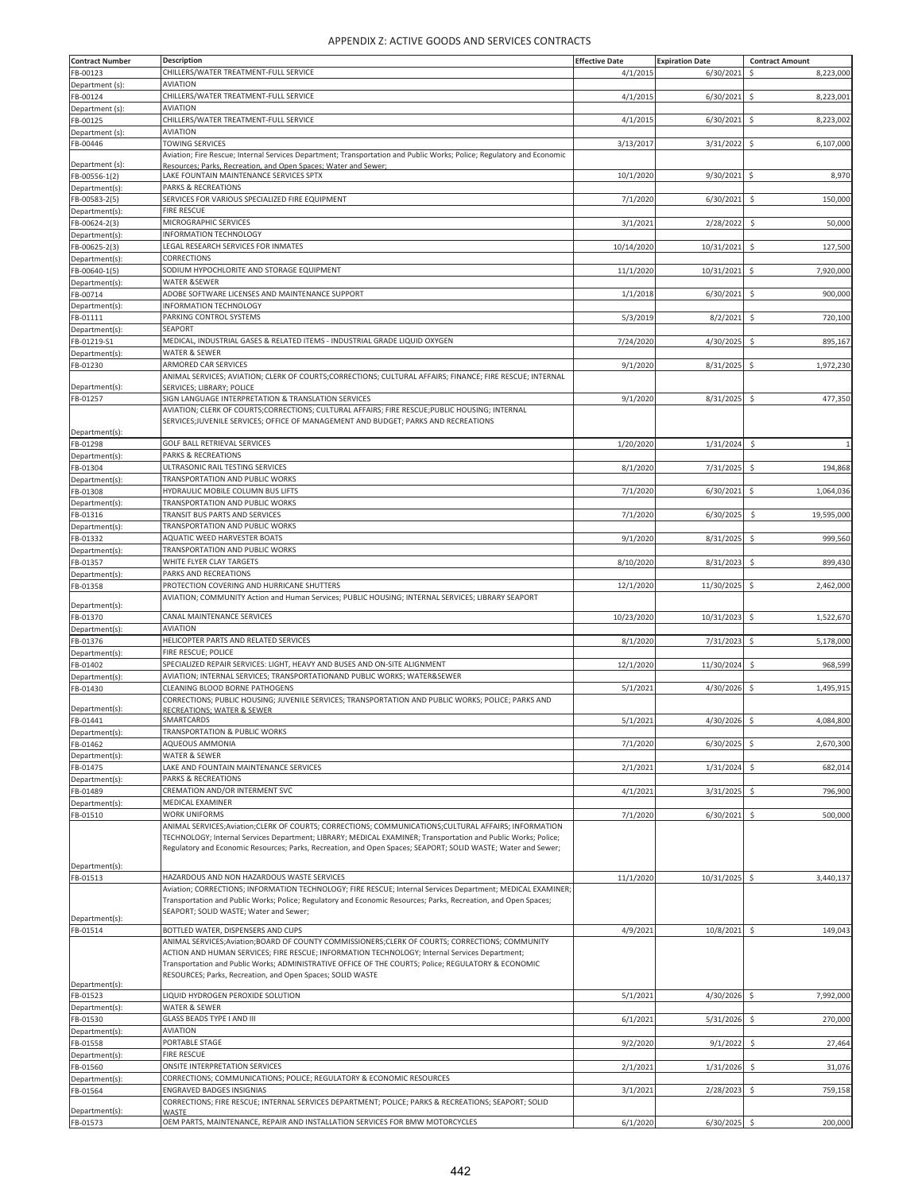# APPENDIX Z: ACTIVE GOODS AND SERVICES CONTRACTS

| Contract Number | Description | Effective Date | Expiration Date | Contract Amount |
|---|---|---|---|---|
| FB-00123 | CHILLERS/WATER TREATMENT-FULL SERVICE | 4/1/2015 | 6/30/2021 | $ 8,223,000 |
| Department (s): | AVIATION | | | |
| FB-00124 | CHILLERS/WATER TREATMENT-FULL SERVICE | 4/1/2015 | 6/30/2021 | $ 8,223,001 |
| Department (s): | AVIATION | | | |
| FB-00125 | CHILLERS/WATER TREATMENT-FULL SERVICE | 4/1/2015 | 6/30/2021 | $ 8,223,002 |
| Department (s): | AVIATION | | | |
| FB-00446 | TOWING SERVICES | 3/13/2017 | 3/31/2022 | $ 6,107,000 |
| Department (s): | Aviation; Fire Rescue; Internal Services Department; Transportation and Public Works; Police; Regulatory and Economic Resources; Parks, Recreation, and Open Spaces; Water and Sewer; | | | |
| FB-00556-1(2) | LAKE FOUNTAIN MAINTENANCE SERVICES SPTX | 10/1/2020 | 9/30/2021 | $ 8,970 |
| Department(s): | PARKS & RECREATIONS | | | |
| FB-00583-2(5) | SERVICES FOR VARIOUS SPECIALIZED FIRE EQUIPMENT | 7/1/2020 | 6/30/2021 | $ 150,000 |
| Department(s): | FIRE RESCUE | | | |
| FB-00624-2(3) | MICROGRAPHIC SERVICES | 3/1/2021 | 2/28/2022 | $ 50,000 |
| Department(s): | INFORMATION TECHNOLOGY | | | |
| FB-00625-2(3) | LEGAL RESEARCH SERVICES FOR INMATES | 10/14/2020 | 10/31/2021 | $ 127,500 |
| Department(s): | CORRECTIONS | | | |
| FB-00640-1(5) | SODIUM HYPOCHLORITE AND STORAGE EQUIPMENT | 11/1/2020 | 10/31/2021 | $ 7,920,000 |
| Department(s): | WATER &SEWER | | | |
| FB-00714 | ADOBE SOFTWARE LICENSES AND MAINTENANCE SUPPORT | 1/1/2018 | 6/30/2021 | $ 900,000 |
| Department(s): | INFORMATION TECHNOLOGY | | | |
| FB-01111 | PARKING CONTROL SYSTEMS | 5/3/2019 | 8/2/2021 | $ 720,100 |
| Department(s): | SEAPORT | | | |
| FB-01219-S1 | MEDICAL, INDUSTRIAL GASES & RELATED ITEMS - INDUSTRIAL GRADE LIQUID OXYGEN | 7/24/2020 | 4/30/2025 | $ 895,167 |
| Department(s): | WATER & SEWER | | | |
| FB-01230 | ARMORED CAR SERVICES | 9/1/2020 | 8/31/2025 | $ 1,972,230 |
| Department(s): | ANIMAL SERVICES; AVIATION; CLERK OF COURTS;CORRECTIONS; CULTURAL AFFAIRS; FINANCE; FIRE RESCUE; INTERNAL SERVICES; LIBRARY; POLICE | | | |
| FB-01257 | SIGN LANGUAGE INTERPRETATION & TRANSLATION SERVICES | 9/1/2020 | 8/31/2025 | $ 477,350 |
| Department(s): | AVIATION; CLERK OF COURTS;CORRECTIONS; CULTURAL AFFAIRS; FIRE RESCUE;PUBLIC HOUSING; INTERNAL SERVICES;JUVENILE SERVICES; OFFICE OF MANAGEMENT AND BUDGET; PARKS AND RECREATIONS | | | |
| FB-01298 | GOLF BALL RETRIEVAL SERVICES | 1/20/2020 | 1/31/2024 | $ 1 |
| Department(s): | PARKS & RECREATIONS | | | |
| FB-01304 | ULTRASONIC RAIL TESTING SERVICES | 8/1/2020 | 7/31/2025 | $ 194,868 |
| Department(s): | TRANSPORTATION AND PUBLIC WORKS | | | |
| FB-01308 | HYDRAULIC MOBILE COLUMN BUS LIFTS | 7/1/2020 | 6/30/2021 | $ 1,064,036 |
| Department(s): | TRANSPORTATION AND PUBLIC WORKS | | | |
| FB-01316 | TRANSIT BUS PARTS AND SERVICES | 7/1/2020 | 6/30/2025 | $ 19,595,000 |
| Department(s): | TRANSPORTATION AND PUBLIC WORKS | | | |
| FB-01332 | AQUATIC WEED HARVESTER BOATS | 9/1/2020 | 8/31/2025 | $ 999,560 |
| Department(s): | TRANSPORTATION AND PUBLIC WORKS | | | |
| FB-01357 | WHITE FLYER CLAY TARGETS | 8/10/2020 | 8/31/2023 | $ 899,430 |
| Department(s): | PARKS AND RECREATIONS | | | |
| FB-01358 | PROTECTION COVERING AND HURRICANE SHUTTERS | 12/1/2020 | 11/30/2025 | $ 2,462,000 |
| Department(s): | AVIATION; COMMUNITY Action and Human Services; PUBLIC HOUSING; INTERNAL SERVICES; LIBRARY SEAPORT | | | |
| FB-01370 | CANAL MAINTENANCE SERVICES | 10/23/2020 | 10/31/2023 | $ 1,522,670 |
| Department(s): | AVIATION | | | |
| FB-01376 | HELICOPTER PARTS AND RELATED SERVICES | 8/1/2020 | 7/31/2023 | $ 5,178,000 |
| Department(s): | FIRE RESCUE; POLICE | | | |
| FB-01402 | SPECIALIZED REPAIR SERVICES: LIGHT, HEAVY AND BUSES AND ON-SITE ALIGNMENT | 12/1/2020 | 11/30/2024 | $ 968,599 |
| Department(s): | AVIATION; INTERNAL SERVICES; TRANSPORTATIONAND PUBLIC WORKS; WATER&SEWER | | | |
| FB-01430 | CLEANING BLOOD BORNE PATHOGENS | 5/1/2021 | 4/30/2026 | $ 1,495,915 |
| Department(s): | CORRECTIONS; PUBLIC HOUSING; JUVENILE SERVICES; TRANSPORTATION AND PUBLIC WORKS; POLICE; PARKS AND RECREATIONS; WATER & SEWER | | | |
| FB-01441 | SMARTCARDS | 5/1/2021 | 4/30/2026 | $ 4,084,800 |
| Department(s): | TRANSPORTATION & PUBLIC WORKS | | | |
| FB-01462 | AQUEOUS AMMONIA | 7/1/2020 | 6/30/2025 | $ 2,670,300 |
| Department(s): | WATER & SEWER | | | |
| FB-01475 | LAKE AND FOUNTAIN MAINTENANCE SERVICES | 2/1/2021 | 1/31/2024 | $ 682,014 |
| Department(s): | PARKS & RECREATIONS | | | |
| FB-01489 | CREMATION AND/OR INTERMENT SVC | 4/1/2021 | 3/31/2025 | $ 796,900 |
| Department(s): | MEDICAL EXAMINER | | | |
| FB-01510 | WORK UNIFORMS | 7/1/2020 | 6/30/2021 | $ 500,000 |
| Department(s): | ANIMAL SERVICES;Aviation;CLERK OF COURTS; CORRECTIONS; COMMUNICATIONS;CULTURAL AFFAIRS; INFORMATION TECHNOLOGY; Internal Services Department; LIBRARY; MEDICAL EXAMINER; Transportation and Public Works; Police; Regulatory and Economic Resources; Parks, Recreation, and Open Spaces; SEAPORT; SOLID WASTE; Water and Sewer; | | | |
| FB-01513 | HAZARDOUS AND NON HAZARDOUS WASTE SERVICES | 11/1/2020 | 10/31/2025 | $ 3,440,137 |
| Department(s): | Aviation; CORRECTIONS; INFORMATION TECHNOLOGY; FIRE RESCUE; Internal Services Department; MEDICAL EXAMINER; Transportation and Public Works; Police; Regulatory and Economic Resources; Parks, Recreation, and Open Spaces; SEAPORT; SOLID WASTE; Water and Sewer; | | | |
| FB-01514 | BOTTLED WATER, DISPENSERS AND CUPS | 4/9/2021 | 10/8/2021 | $ 149,043 |
| Department(s): | ANIMAL SERVICES;Aviation;BOARD OF COUNTY COMMISSIONERS;CLERK OF COURTS; CORRECTIONS; COMMUNITY ACTION AND HUMAN SERVICES; FIRE RESCUE; INFORMATION TECHNOLOGY; Internal Services Department; Transportation and Public Works; ADMINISTRATIVE OFFICE OF THE COURTS; Police; REGULATORY & ECONOMIC RESOURCES; Parks, Recreation, and Open Spaces; SOLID WASTE | | | |
| FB-01523 | LIQUID HYDROGEN PEROXIDE SOLUTION | 5/1/2021 | 4/30/2026 | $ 7,992,000 |
| Department(s): | WATER & SEWER | | | |
| FB-01530 | GLASS BEADS TYPE I AND III | 6/1/2021 | 5/31/2026 | $ 270,000 |
| Department(s): | AVIATION | | | |
| FB-01558 | PORTABLE STAGE | 9/2/2020 | 9/1/2022 | $ 27,464 |
| Department(s): | FIRE RESCUE | | | |
| FB-01560 | ONSITE INTERPRETATION SERVICES | 2/1/2021 | 1/31/2026 | $ 31,076 |
| Department(s): | CORRECTIONS; COMMUNICATIONS; POLICE; REGULATORY & ECONOMIC RESOURCES | | | |
| FB-01564 | ENGRAVED BADGES INSIGNIAS | 3/1/2021 | 2/28/2023 | $ 759,158 |
| Department(s): | CORRECTIONS; FIRE RESCUE; INTERNAL SERVICES DEPARTMENT; POLICE; PARKS & RECREATIONS; SEAPORT; SOLID WASTE | | | |
| FB-01573 | OEM PARTS, MAINTENANCE, REPAIR AND INSTALLATION SERVICES FOR BMW MOTORCYCLES | 6/1/2020 | 6/30/2025 | $ 200,000 |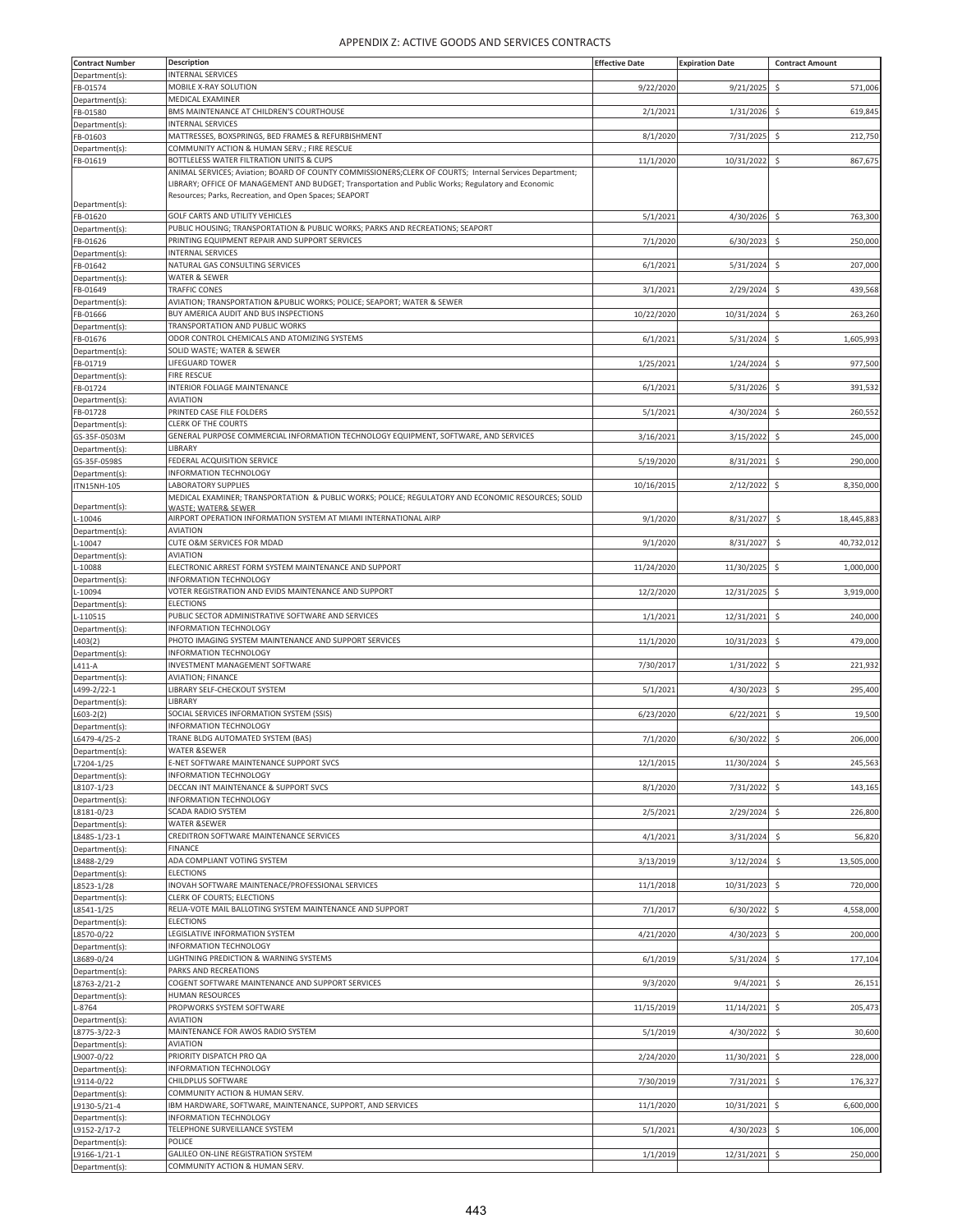# APPENDIX Z: ACTIVE GOODS AND SERVICES CONTRACTS

| Contract Number | Description | Effective Date | Expiration Date | Contract Amount |
|---|---|---|---|---|
| Department(s): | INTERNAL SERVICES | | | |
| FB-01574 | MOBILE X-RAY SOLUTION | 9/22/2020 | 9/21/2025 | $ 571,006 |
| Department(s): | MEDICAL EXAMINER | | | |
| FB-01580 | BMS MAINTENANCE AT CHILDREN'S COURTHOUSE | 2/1/2021 | 1/31/2026 | $ 619,845 |
| Department(s): | INTERNAL SERVICES | | | |
| FB-01603 | MATTRESSES, BOXSPRINGS, BED FRAMES & REFURBISHMENT | 8/1/2020 | 7/31/2025 | $ 212,750 |
| Department(s): | COMMUNITY ACTION & HUMAN SERV.; FIRE RESCUE | | | |
| FB-01619 | BOTTLELESS WATER FILTRATION UNITS & CUPS | 11/1/2020 | 10/31/2022 | $ 867,675 |
| Department(s): | ANIMAL SERVICES; Aviation; BOARD OF COUNTY COMMISSIONERS;CLERK OF COURTS; Internal Services Department; LIBRARY; OFFICE OF MANAGEMENT AND BUDGET; Transportation and Public Works; Regulatory and Economic Resources; Parks, Recreation, and Open Spaces; SEAPORT | | | |
| FB-01620 | GOLF CARTS AND UTILITY VEHICLES | 5/1/2021 | 4/30/2026 | $ 763,300 |
| Department(s): | PUBLIC HOUSING; TRANSPORTATION & PUBLIC WORKS; PARKS AND RECREATIONS; SEAPORT | | | |
| FB-01626 | PRINTING EQUIPMENT REPAIR AND SUPPORT SERVICES | 7/1/2020 | 6/30/2023 | $ 250,000 |
| Department(s): | INTERNAL SERVICES | | | |
| FB-01642 | NATURAL GAS CONSULTING SERVICES | 6/1/2021 | 5/31/2024 | $ 207,000 |
| Department(s): | WATER & SEWER | | | |
| FB-01649 | TRAFFIC CONES | 3/1/2021 | 2/29/2024 | $ 439,568 |
| Department(s): | AVIATION; TRANSPORTATION &PUBLIC WORKS; POLICE; SEAPORT; WATER & SEWER | | | |
| FB-01666 | BUY AMERICA AUDIT AND BUS INSPECTIONS | 10/22/2020 | 10/31/2024 | $ 263,260 |
| Department(s): | TRANSPORTATION AND PUBLIC WORKS | | | |
| FB-01676 | ODOR CONTROL CHEMICALS AND ATOMIZING SYSTEMS | 6/1/2021 | 5/31/2024 | $ 1,605,993 |
| Department(s): | SOLID WASTE; WATER & SEWER | | | |
| FB-01719 | LIFEGUARD TOWER | 1/25/2021 | 1/24/2024 | $ 977,500 |
| Department(s): | FIRE RESCUE | | | |
| FB-01724 | INTERIOR FOLIAGE MAINTENANCE | 6/1/2021 | 5/31/2026 | $ 391,532 |
| Department(s): | AVIATION | | | |
| FB-01728 | PRINTED CASE FILE FOLDERS | 5/1/2021 | 4/30/2024 | $ 260,552 |
| Department(s): | CLERK OF THE COURTS | | | |
| GS-35F-0503M | GENERAL PURPOSE COMMERCIAL INFORMATION TECHNOLOGY EQUIPMENT, SOFTWARE, AND SERVICES | 3/16/2021 | 3/15/2022 | $ 245,000 |
| Department(s): | LIBRARY | | | |
| GS-35F-0598S | FEDERAL ACQUISITION SERVICE | 5/19/2020 | 8/31/2021 | $ 290,000 |
| Department(s): | INFORMATION TECHNOLOGY | | | |
| ITN15NH-105 | LABORATORY SUPPLIES | 10/16/2015 | 2/12/2022 | $ 8,350,000 |
| Department(s): | MEDICAL EXAMINER; TRANSPORTATION & PUBLIC WORKS; POLICE; REGULATORY AND ECONOMIC RESOURCES; SOLID WASTE; WATER& SEWER | | | |
| L-10046 | AIRPORT OPERATION INFORMATION SYSTEM AT MIAMI INTERNATIONAL AIRP | 9/1/2020 | 8/31/2027 | $ 18,445,883 |
| Department(s): | AVIATION | | | |
| L-10047 | CUTE O&M SERVICES FOR MDAD | 9/1/2020 | 8/31/2027 | $ 40,732,012 |
| Department(s): | AVIATION | | | |
| L-10088 | ELECTRONIC ARREST FORM SYSTEM MAINTENANCE AND SUPPORT | 11/24/2020 | 11/30/2025 | $ 1,000,000 |
| Department(s): | INFORMATION TECHNOLOGY | | | |
| L-10094 | VOTER REGISTRATION AND EVIDS MAINTENANCE AND SUPPORT | 12/2/2020 | 12/31/2025 | $ 3,919,000 |
| Department(s): | ELECTIONS | | | |
| L-110515 | PUBLIC SECTOR ADMINISTRATIVE SOFTWARE AND SERVICES | 1/1/2021 | 12/31/2021 | $ 240,000 |
| Department(s): | INFORMATION TECHNOLOGY | | | |
| L403(2) | PHOTO IMAGING SYSTEM MAINTENANCE AND SUPPORT SERVICES | 11/1/2020 | 10/31/2023 | $ 479,000 |
| Department(s): | INFORMATION TECHNOLOGY | | | |
| L411-A | INVESTMENT MANAGEMENT SOFTWARE | 7/30/2017 | 1/31/2022 | $ 221,932 |
| Department(s): | AVIATION; FINANCE | | | |
| L499-2/22-1 | LIBRARY SELF-CHECKOUT SYSTEM | 5/1/2021 | 4/30/2023 | $ 295,400 |
| Department(s): | LIBRARY | | | |
| L603-2(2) | SOCIAL SERVICES INFORMATION SYSTEM (SSIS) | 6/23/2020 | 6/22/2021 | $ 19,500 |
| Department(s): | INFORMATION TECHNOLOGY | | | |
| L6479-4/25-2 | TRANE BLDG AUTOMATED SYSTEM (BAS) | 7/1/2020 | 6/30/2022 | $ 206,000 |
| Department(s): | WATER &SEWER | | | |
| L7204-1/25 | E-NET SOFTWARE MAINTENANCE SUPPORT SVCS | 12/1/2015 | 11/30/2024 | $ 245,563 |
| Department(s): | INFORMATION TECHNOLOGY | | | |
| L8107-1/23 | DECCAN INT MAINTENANCE & SUPPORT SVCS | 8/1/2020 | 7/31/2022 | $ 143,165 |
| Department(s): | INFORMATION TECHNOLOGY | | | |
| L8181-0/23 | SCADA RADIO SYSTEM | 2/5/2021 | 2/29/2024 | $ 226,800 |
| Department(s): | WATER &SEWER | | | |
| L8485-1/23-1 | CREDITRON SOFTWARE MAINTENANCE SERVICES | 4/1/2021 | 3/31/2024 | $ 56,820 |
| Department(s): | FINANCE | | | |
| L8488-2/29 | ADA COMPLIANT VOTING SYSTEM | 3/13/2019 | 3/12/2024 | $ 13,505,000 |
| Department(s): | ELECTIONS | | | |
| L8523-1/28 | INOVAH SOFTWARE MAINTENACE/PROFESSIONAL SERVICES | 11/1/2018 | 10/31/2023 | $ 720,000 |
| Department(s): | CLERK OF COURTS; ELECTIONS | | | |
| L8541-1/25 | RELIA-VOTE MAIL BALLOTING SYSTEM MAINTENANCE AND SUPPORT | 7/1/2017 | 6/30/2022 | $ 4,558,000 |
| Department(s): | ELECTIONS | | | |
| L8570-0/22 | LEGISLATIVE INFORMATION SYSTEM | 4/21/2020 | 4/30/2023 | $ 200,000 |
| Department(s): | INFORMATION TECHNOLOGY | | | |
| L8689-0/24 | LIGHTNING PREDICTION & WARNING SYSTEMS | 6/1/2019 | 5/31/2024 | $ 177,104 |
| Department(s): | PARKS AND RECREATIONS | | | |
| L8763-2/21-2 | COGENT SOFTWARE MAINTENANCE AND SUPPORT SERVICES | 9/3/2020 | 9/4/2021 | $ 26,151 |
| Department(s): | HUMAN RESOURCES | | | |
| L-8764 | PROPWORKS SYSTEM SOFTWARE | 11/15/2019 | 11/14/2021 | $ 205,473 |
| Department(s): | AVIATION | | | |
| L8775-3/22-3 | MAINTENANCE FOR AWOS RADIO SYSTEM | 5/1/2019 | 4/30/2022 | $ 30,600 |
| Department(s): | AVIATION | | | |
| L9007-0/22 | PRIORITY DISPATCH PRO QA | 2/24/2020 | 11/30/2021 | $ 228,000 |
| Department(s): | INFORMATION TECHNOLOGY | | | |
| L9114-0/22 | CHILDPLUS SOFTWARE | 7/30/2019 | 7/31/2021 | $ 176,327 |
| Department(s): | COMMUNITY ACTION & HUMAN SERV. | | | |
| L9130-5/21-4 | IBM HARDWARE, SOFTWARE, MAINTENANCE, SUPPORT, AND SERVICES | 11/1/2020 | 10/31/2021 | $ 6,600,000 |
| Department(s): | INFORMATION TECHNOLOGY | | | |
| L9152-2/17-2 | TELEPHONE SURVEILLANCE SYSTEM | 5/1/2021 | 4/30/2023 | $ 106,000 |
| Department(s): | POLICE | | | |
| L9166-1/21-1 | GALILEO ON-LINE REGISTRATION SYSTEM | 1/1/2019 | 12/31/2021 | $ 250,000 |
| Department(s): | COMMUNITY ACTION & HUMAN SERV. | | | |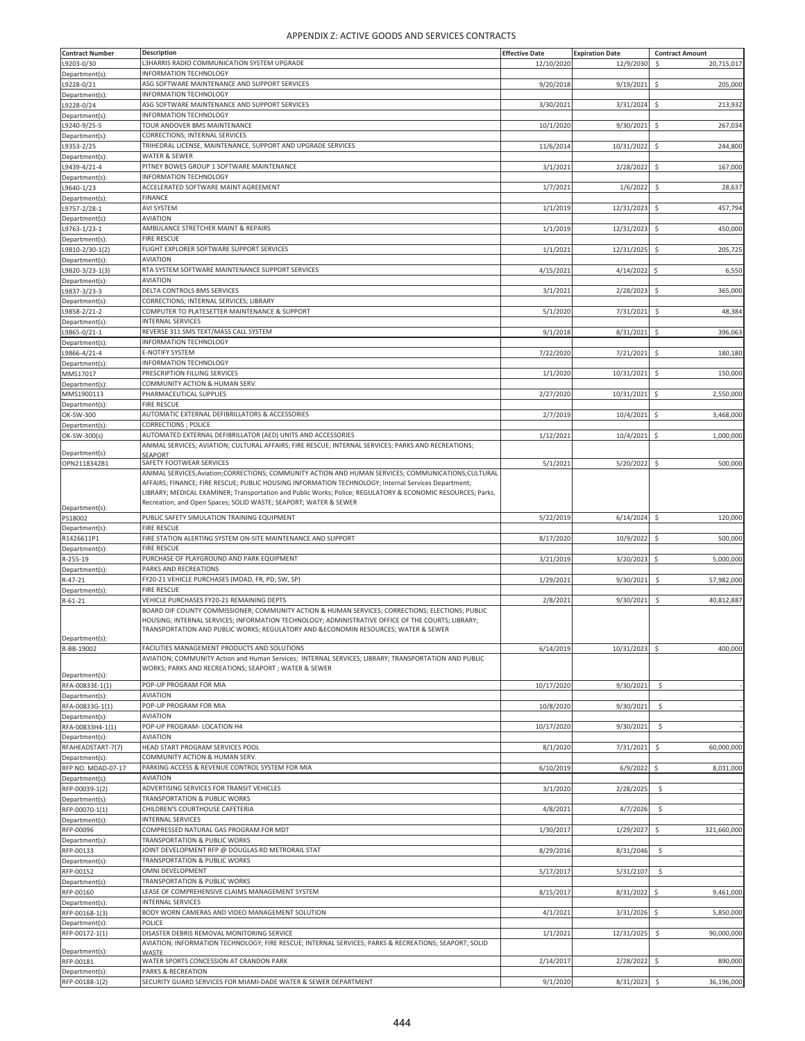# APPENDIX Z: ACTIVE GOODS AND SERVICES CONTRACTS

| Contract Number | Description | Effective Date | Expiration Date | Contract Amount |
|---|---|---|---|---|
| L9203-0/30 | L3HARRIS RADIO COMMUNICATION SYSTEM UPGRADE | 12/10/2020 | 12/9/2030 | $ 20,715,017 |
| Department(s): | INFORMATION TECHNOLOGY | | | |
| L9228-0/21 | ASG SOFTWARE MAINTENANCE AND SUPPORT SERVICES | 9/20/2018 | 9/19/2021 | $ 205,000 |
| Department(s): | INFORMATION TECHNOLOGY | | | |
| L9228-0/24 | ASG SOFTWARE MAINTENANCE AND SUPPORT SERVICES | 3/30/2021 | 3/31/2024 | $ 213,932 |
| Department(s): | INFORMATION TECHNOLOGY | | | |
| L9240-9/25-5 | TOUR ANDOVER BMS MAINTENANCE | 10/1/2020 | 9/30/2021 | $ 267,034 |
| Department(s): | CORRECTIONS; INTERNAL SERVICES | | | |
| L9353-2/25 | TRIHEDRAL LICENSE, MAINTENANCE, SUPPORT AND UPGRADE SERVICES | 11/6/2014 | 10/31/2022 | $ 244,800 |
| Department(s): | WATER & SEWER | | | |
| L9439-4/21-4 | PITNEY BOWES GROUP 1 SOFTWARE MAINTENANCE | 3/1/2021 | 2/28/2022 | $ 167,000 |
| Department(s): | INFORMATION TECHNOLOGY | | | |
| L9640-1/23 | ACCELERATED SOFTWARE MAINT AGREEMENT | 1/7/2021 | 1/6/2022 | $ 28,637 |
| Department(s): | FINANCE | | | |
| L9757-2/28-1 | AVI SYSTEM | 1/1/2019 | 12/31/2023 | $ 457,794 |
| Department(s): | AVIATION | | | |
| L9763-1/23-1 | AMBULANCE STRETCHER MAINT & REPAIRS | 1/1/2019 | 12/31/2023 | $ 450,000 |
| Department(s): | FIRE RESCUE | | | |
| L9810-2/30-1(2) | FLIGHT EXPLORER SOFTWARE SUPPORT SERVICES | 1/1/2021 | 12/31/2025 | $ 205,725 |
| Department(s): | AVIATION | | | |
| L9820-3/23-1(3) | RTA SYSTEM SOFTWARE MAINTENANCE SUPPORT SERVICES | 4/15/2021 | 4/14/2022 | $ 6,550 |
| Department(s): | AVIATION | | | |
| L9837-3/23-3 | DELTA CONTROLS BMS SERVICES | 3/1/2021 | 2/28/2023 | $ 365,000 |
| Department(s): | CORRECTIONS; INTERNAL SERVICES; LIBRARY | | | |
| L9858-2/21-2 | COMPUTER TO PLATESETTER MAINTENANCE & SUPPORT | 5/1/2020 | 7/31/2021 | $ 48,384 |
| Department(s): | INTERNAL SERVICES | | | |
| L9865-0/21-1 | REVERSE 311 SMS TEXT/MASS CALL SYSTEM | 9/1/2018 | 8/31/2021 | $ 396,063 |
| Department(s): | INFORMATION TECHNOLOGY | | | |
| L9866-4/21-4 | E-NOTIFY SYSTEM | 7/22/2020 | 7/21/2021 | $ 180,180 |
| Department(s): | INFORMATION TECHNOLOGY | | | |
| MMS17017 | PRESCRIPTION FILLING SERVICES | 1/1/2020 | 10/31/2021 | $ 150,000 |
| Department(s): | COMMUNITY ACTION & HUMAN SERV. | | | |
| MMS1900113 | PHARMACEUTICAL SUPPLIES | 2/27/2020 | 10/31/2021 | $ 2,550,000 |
| Department(s): | FIRE RESCUE | | | |
| OK-SW-300 | AUTOMATIC EXTERNAL DEFIBRILLATORS & ACCESSORIES | 2/7/2019 | 10/4/2021 | $ 3,468,000 |
| Department(s): | CORRECTIONS ; POLICE | | | |
| OK-SW-300(s) | AUTOMATED EXTERNAL DEFIBRILLATOR (AED) UNITS AND ACCESSORIES | 1/12/2021 | 10/4/2021 | $ 1,000,000 |
| Department(s): | ANIMAL SERVICES; AVIATION; CULTURAL AFFAIRS; FIRE RESCUE; INTERNAL SERVICES; PARKS AND RECREATIONS; SEAPORT | | | |
| OPN2118342B1 | SAFETY FOOTWEAR SERVICES | 5/1/2021 | 5/20/2022 | $ 500,000 |
| Department(s): | ANIMAL SERVICES;Aviation;CORRECTIONS; COMMUNITY ACTION AND HUMAN SERVICES; COMMUNICATIONS;CULTURAL AFFAIRS; FINANCE; FIRE RESCUE; PUBLIC HOUSING INFORMATION TECHNOLOGY; Internal Services Department; LIBRARY; MEDICAL EXAMINER; Transportation and Public Works; Police; REGULATORY & ECONOMIC RESOURCES; Parks, Recreation, and Open Spaces; SOLID WASTE; SEAPORT; WATER & SEWER | | | |
| PS18002 | PUBLIC SAFETY SIMULATION TRAINING EQUIPMENT | 5/22/2019 | 6/14/2024 | $ 120,000 |
| Department(s): | FIRE RESCUE | | | |
| R1426611P1 | FIRE STATION ALERTING SYSTEM ON-SITE MAINTENANCE AND SUPPORT | 8/17/2020 | 10/9/2022 | $ 500,000 |
| Department(s): | FIRE RESCUE | | | |
| R-255-19 | PURCHASE OF PLAYGROUND AND PARK EQUIPMENT | 3/21/2019 | 3/20/2023 | $ 5,000,000 |
| Department(s): | PARKS AND RECREATIONS | | | |
| R-47-21 | FY20-21 VEHICLE PURCHASES (MDAD, FR, PD, SW, SP) | 1/29/2021 | 9/30/2021 | $ 57,982,000 |
| Department(s): | FIRE RESCUE | | | |
| R-61-21 | VEHICLE PURCHASES FY20-21 REMAINING DEPTS | 2/8/2021 | 9/30/2021 | $ 40,812,887 |
| Department(s): | BOARD OIF COUNTY COMMISSIONER; COMMUNITY ACTION & HUMAN SERVICES; CORRECTIONS; ELECTIONS; PUBLIC HOUSING; INTERNAL SERVICES; INFORMATION TECHNOLOGY; ADMINISTRATIVE OFFICE OF THE COURTS; LIBRARY; TRANSPORTATION AND PUBLIC WORKS; REGULATORY AND &ECONOMIN RESOURCES; WATER & SEWER | | | |
| R-BB-19002 | FACILITIES MANAGEMENT PRODUCTS AND SOLUTIONS | 6/14/2019 | 10/31/2023 | $ 400,000 |
| Department(s): | AVIATION; COMMUNITY Action and Human Services; INTERNAL SERVICES; LIBRARY; TRANSPORTATION AND PUBLIC WORKS; PARKS AND RECREATIONS; SEAPORT ; WATER & SEWER | | | |
| RFA-00833E-1(1) | POP-UP PROGRAM FOR MIA | 10/17/2020 | 9/30/2021 | $ - |
| Department(s): | AVIATION | | | |
| RFA-00833G-1(1) | POP-UP PROGRAM FOR MIA | 10/8/2020 | 9/30/2021 | $ - |
| Department(s): | AVIATION | | | |
| RFA-00833H4-1(1) | POP-UP PROGRAM- LOCATION H4 | 10/17/2020 | 9/30/2021 | $ - |
| Department(s): | AVIATION | | | |
| RFAHEADSTART-7(7) | HEAD START PROGRAM SERVICES POOL | 8/1/2020 | 7/31/2021 | $ 60,000,000 |
| Department(s): | COMMUNITY ACTION & HUMAN SERV. | | | |
| RFP NO. MDAD-07-17 | PARKING ACCESS & REVENUE CONTROL SYSTEM FOR MIA | 6/10/2019 | 6/9/2022 | $ 8,031,000 |
| Department(s): | AVIATION | | | |
| RFP-00039-1(2) | ADVERTISING SERVICES FOR TRANSIT VEHICLES | 3/1/2020 | 2/28/2025 | $ - |
| Department(s): | TRANSPORTATION & PUBLIC WORKS | | | |
| RFP-00070-1(1) | CHILDREN'S COURTHOUSE CAFETERIA | 4/8/2021 | 4/7/2026 | $ - |
| Department(s): | INTERNAL SERVICES | | | |
| RFP-00096 | COMPRESSED NATURAL GAS PROGRAM FOR MDT | 1/30/2017 | 1/29/2027 | $ 321,660,000 |
| Department(s): | TRANSPORTATION & PUBLIC WORKS | | | |
| RFP-00133 | JOINT DEVELOPMENT RFP @ DOUGLAS RD METRORAIL STAT | 8/29/2016 | 8/31/2046 | $ - |
| Department(s): | TRANSPORTATION & PUBLIC WORKS | | | |
| RFP-00152 | OMNI DEVELOPMENT | 5/17/2017 | 5/31/2107 | $ - |
| Department(s): | TRANSPORTATION & PUBLIC WORKS | | | |
| RFP-00160 | LEASE OF COMPREHENSIVE CLAIMS MANAGEMENT SYSTEM | 8/15/2017 | 8/31/2022 | $ 9,461,000 |
| Department(s): | INTERNAL SERVICES | | | |
| RFP-00168-1(3) | BODY WORN CAMERAS AND VIDEO MANAGEMENT SOLUTION | 4/1/2021 | 3/31/2026 | $ 5,850,000 |
| Department(s): | POLICE | | | |
| RFP-00172-1(1) | DISASTER DEBRIS REMOVAL MONITORING SERVICE | 1/1/2021 | 12/31/2025 | $ 90,000,000 |
| Department(s): | AVIATION; INFORMATION TECHNOLOGY; FIRE RESCUE; INTERNAL SERVICES; PARKS & RECREATIONS; SEAPORT; SOLID WASTE | | | |
| RFP-00181 | WATER SPORTS CONCESSION AT CRANDON PARK | 2/14/2017 | 2/28/2022 | $ 890,000 |
| Department(s): | PARKS & RECREATION | | | |
| RFP-00188-1(2) | SECURITY GUARD SERVICES FOR MIAMI-DADE WATER & SEWER DEPARTMENT | 9/1/2020 | 8/31/2023 | $ 36,196,000 |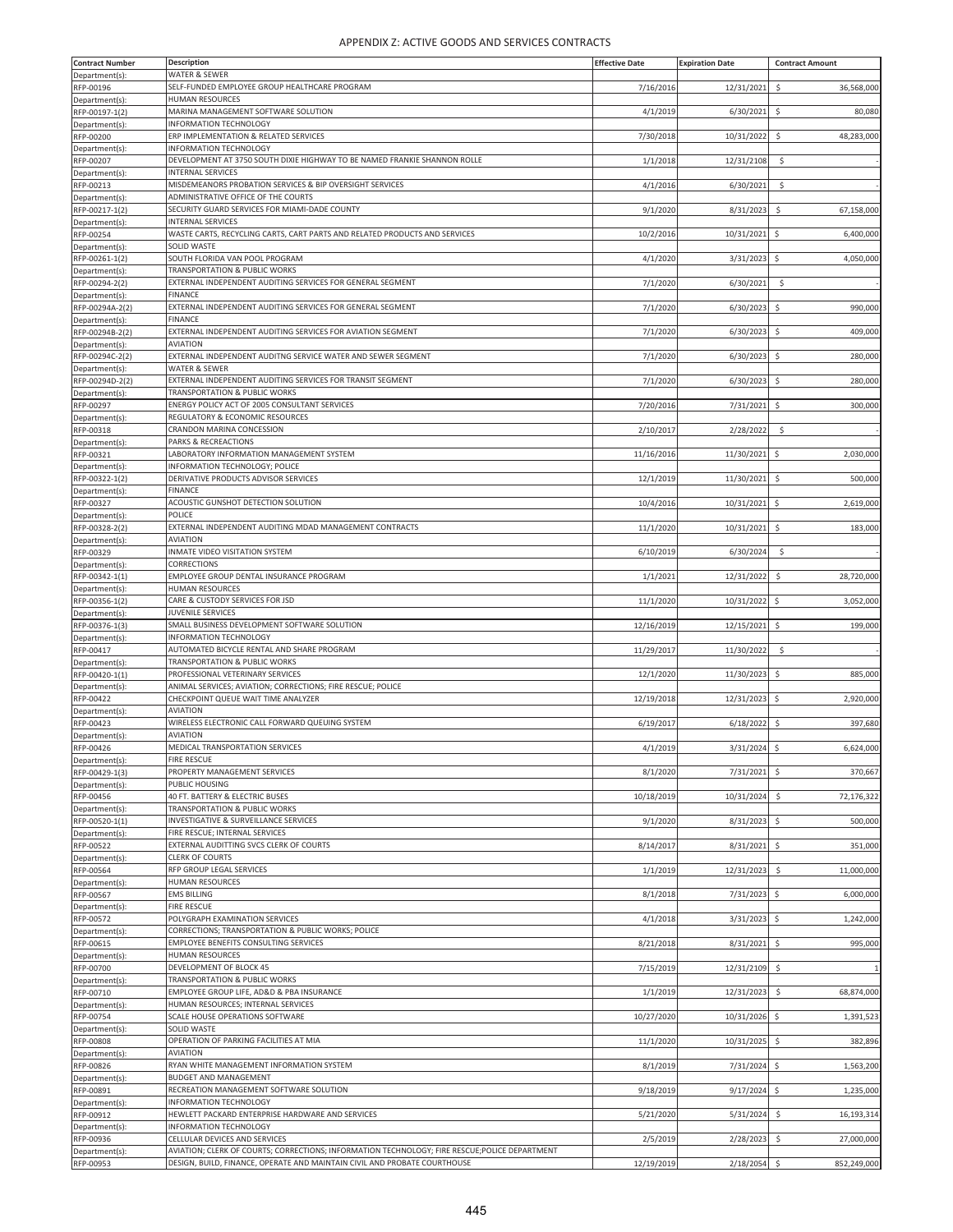# APPENDIX Z: ACTIVE GOODS AND SERVICES CONTRACTS

| Contract Number | Description | Effective Date | Expiration Date | Contract Amount |
|---|---|---|---|---|
| Department(s): | WATER & SEWER | | | |
| RFP-00196 | SELF-FUNDED EMPLOYEE GROUP HEALTHCARE PROGRAM | 7/16/2016 | 12/31/2021 | $ 36,568,000 |
| Department(s): | HUMAN RESOURCES | | | |
| RFP-00197-1(2) | MARINA MANAGEMENT SOFTWARE SOLUTION | 4/1/2019 | 6/30/2021 | $ 80,080 |
| Department(s): | INFORMATION TECHNOLOGY | | | |
| RFP-00200 | ERP IMPLEMENTATION & RELATED SERVICES | 7/30/2018 | 10/31/2022 | $ 48,283,000 |
| Department(s): | INFORMATION TECHNOLOGY | | | |
| RFP-00207 | DEVELOPMENT AT 3750 SOUTH DIXIE HIGHWAY TO BE NAMED FRANKIE SHANNON ROLLE | 1/1/2018 | 12/31/2108 | $ - |
| Department(s): | INTERNAL SERVICES | | | |
| RFP-00213 | MISDEMEANORS PROBATION SERVICES & BIP OVERSIGHT SERVICES | 4/1/2016 | 6/30/2021 | $ - |
| Department(s): | ADMINISTRATIVE OFFICE OF THE COURTS | | | |
| RFP-00217-1(2) | SECURITY GUARD SERVICES FOR MIAMI-DADE COUNTY | 9/1/2020 | 8/31/2023 | $ 67,158,000 |
| Department(s): | INTERNAL SERVICES | | | |
| RFP-00254 | WASTE CARTS, RECYCLING CARTS, CART PARTS AND RELATED PRODUCTS AND SERVICES | 10/2/2016 | 10/31/2021 | $ 6,400,000 |
| Department(s): | SOLID WASTE | | | |
| RFP-00261-1(2) | SOUTH FLORIDA VAN POOL PROGRAM | 4/1/2020 | 3/31/2023 | $ 4,050,000 |
| Department(s): | TRANSPORTATION & PUBLIC WORKS | | | |
| RFP-00294-2(2) | EXTERNAL INDEPENDENT AUDITING SERVICES FOR GENERAL SEGMENT | 7/1/2020 | 6/30/2021 | $ - |
| Department(s): | FINANCE | | | |
| RFP-00294A-2(2) | EXTERNAL INDEPENDENT AUDITING SERVICES FOR GENERAL SEGMENT | 7/1/2020 | 6/30/2023 | $ 990,000 |
| Department(s): | FINANCE | | | |
| RFP-00294B-2(2) | EXTERNAL INDEPENDENT AUDITING SERVICES FOR AVIATION SEGMENT | 7/1/2020 | 6/30/2023 | $ 409,000 |
| Department(s): | AVIATION | | | |
| RFP-00294C-2(2) | EXTERNAL INDEPENDENT AUDITNG SERVICE WATER AND SEWER SEGMENT | 7/1/2020 | 6/30/2023 | $ 280,000 |
| Department(s): | WATER & SEWER | | | |
| RFP-00294D-2(2) | EXTERNAL INDEPENDENT AUDITING SERVICES FOR TRANSIT SEGMENT | 7/1/2020 | 6/30/2023 | $ 280,000 |
| Department(s): | TRANSPORTATION & PUBLIC WORKS | | | |
| RFP-00297 | ENERGY POLICY ACT OF 2005 CONSULTANT SERVICES | 7/20/2016 | 7/31/2021 | $ 300,000 |
| Department(s): | REGULATORY & ECONOMIC RESOURCES | | | |
| RFP-00318 | CRANDON MARINA CONCESSION | 2/10/2017 | 2/28/2022 | $ - |
| Department(s): | PARKS & RECREACTIONS | | | |
| RFP-00321 | LABORATORY INFORMATION MANAGEMENT SYSTEM | 11/16/2016 | 11/30/2021 | $ 2,030,000 |
| Department(s): | INFORMATION TECHNOLOGY; POLICE | | | |
| RFP-00322-1(2) | DERIVATIVE PRODUCTS ADVISOR SERVICES | 12/1/2019 | 11/30/2021 | $ 500,000 |
| Department(s): | FINANCE | | | |
| RFP-00327 | ACOUSTIC GUNSHOT DETECTION SOLUTION | 10/4/2016 | 10/31/2021 | $ 2,619,000 |
| Department(s): | POLICE | | | |
| RFP-00328-2(2) | EXTERNAL INDEPENDENT AUDITING MDAD MANAGEMENT CONTRACTS | 11/1/2020 | 10/31/2021 | $ 183,000 |
| Department(s): | AVIATION | | | |
| RFP-00329 | INMATE VIDEO VISITATION SYSTEM | 6/10/2019 | 6/30/2024 | $ - |
| Department(s): | CORRECTIONS | | | |
| RFP-00342-1(1) | EMPLOYEE GROUP DENTAL INSURANCE PROGRAM | 1/1/2021 | 12/31/2022 | $ 28,720,000 |
| Department(s): | HUMAN RESOURCES | | | |
| RFP-00356-1(2) | CARE & CUSTODY SERVICES FOR JSD | 11/1/2020 | 10/31/2022 | $ 3,052,000 |
| Department(s): | JUVENILE SERVICES | | | |
| RFP-00376-1(3) | SMALL BUSINESS DEVELOPMENT SOFTWARE SOLUTION | 12/16/2019 | 12/15/2021 | $ 199,000 |
| Department(s): | INFORMATION TECHNOLOGY | | | |
| RFP-00417 | AUTOMATED BICYCLE RENTAL AND SHARE PROGRAM | 11/29/2017 | 11/30/2022 | $ - |
| Department(s): | TRANSPORTATION & PUBLIC WORKS | | | |
| RFP-00420-1(1) | PROFESSIONAL VETERINARY SERVICES | 12/1/2020 | 11/30/2023 | $ 885,000 |
| Department(s): | ANIMAL SERVICES; AVIATION; CORRECTIONS; FIRE RESCUE; POLICE | | | |
| RFP-00422 | CHECKPOINT QUEUE WAIT TIME ANALYZER | 12/19/2018 | 12/31/2023 | $ 2,920,000 |
| Department(s): | AVIATION | | | |
| RFP-00423 | WIRELESS ELECTRONIC CALL FORWARD QUEUING SYSTEM | 6/19/2017 | 6/18/2022 | $ 397,680 |
| Department(s): | AVIATION | | | |
| RFP-00426 | MEDICAL TRANSPORTATION SERVICES | 4/1/2019 | 3/31/2024 | $ 6,624,000 |
| Department(s): | FIRE RESCUE | | | |
| RFP-00429-1(3) | PROPERTY MANAGEMENT SERVICES | 8/1/2020 | 7/31/2021 | $ 370,667 |
| Department(s): | PUBLIC HOUSING | | | |
| RFP-00456 | 40 FT. BATTERY & ELECTRIC BUSES | 10/18/2019 | 10/31/2024 | $ 72,176,322 |
| Department(s): | TRANSPORTATION & PUBLIC WORKS | | | |
| RFP-00520-1(1) | INVESTIGATIVE & SURVEILLANCE SERVICES | 9/1/2020 | 8/31/2023 | $ 500,000 |
| Department(s): | FIRE RESCUE; INTERNAL SERVICES | | | |
| RFP-00522 | EXTERNAL AUDITTING SVCS CLERK OF COURTS | 8/14/2017 | 8/31/2021 | $ 351,000 |
| Department(s): | CLERK OF COURTS | | | |
| RFP-00564 | RFP GROUP LEGAL SERVICES | 1/1/2019 | 12/31/2023 | $ 11,000,000 |
| Department(s): | HUMAN RESOURCES | | | |
| RFP-00567 | EMS BILLING | 8/1/2018 | 7/31/2023 | $ 6,000,000 |
| Department(s): | FIRE RESCUE | | | |
| RFP-00572 | POLYGRAPH EXAMINATION SERVICES | 4/1/2018 | 3/31/2023 | $ 1,242,000 |
| Department(s): | CORRECTIONS; TRANSPORTATION & PUBLIC WORKS; POLICE | | | |
| RFP-00615 | EMPLOYEE BENEFITS CONSULTING SERVICES | 8/21/2018 | 8/31/2021 | $ 995,000 |
| Department(s): | HUMAN RESOURCES | | | |
| RFP-00700 | DEVELOPMENT OF BLOCK 45 | 7/15/2019 | 12/31/2109 | $ 1 |
| Department(s): | TRANSPORTATION & PUBLIC WORKS | | | |
| RFP-00710 | EMPLOYEE GROUP LIFE, AD&D & PBA INSURANCE | 1/1/2019 | 12/31/2023 | $ 68,874,000 |
| Department(s): | HUMAN RESOURCES; INTERNAL SERVICES | | | |
| RFP-00754 | SCALE HOUSE OPERATIONS SOFTWARE | 10/27/2020 | 10/31/2026 | $ 1,391,523 |
| Department(s): | SOLID WASTE | | | |
| RFP-00808 | OPERATION OF PARKING FACILITIES AT MIA | 11/1/2020 | 10/31/2025 | $ 382,896 |
| Department(s): | AVIATION | | | |
| RFP-00826 | RYAN WHITE MANAGEMENT INFORMATION SYSTEM | 8/1/2019 | 7/31/2024 | $ 1,563,200 |
| Department(s): | BUDGET AND MANAGEMENT | | | |
| RFP-00891 | RECREATION MANAGEMENT SOFTWARE SOLUTION | 9/18/2019 | 9/17/2024 | $ 1,235,000 |
| Department(s): | INFORMATION TECHNOLOGY | | | |
| RFP-00912 | HEWLETT PACKARD ENTERPRISE HARDWARE AND SERVICES | 5/21/2020 | 5/31/2024 | $ 16,193,314 |
| Department(s): | INFORMATION TECHNOLOGY | | | |
| RFP-00936 | CELLULAR DEVICES AND SERVICES | 2/5/2019 | 2/28/2023 | $ 27,000,000 |
| Department(s): | AVIATION; CLERK OF COURTS; CORRECTIONS; INFORMATION TECHNOLOGY; FIRE RESCUE;POLICE DEPARTMENT | | | |
| RFP-00953 | DESIGN, BUILD, FINANCE, OPERATE AND MAINTAIN CIVIL AND PROBATE COURTHOUSE | 12/19/2019 | 2/18/2054 | $ 852,249,000 |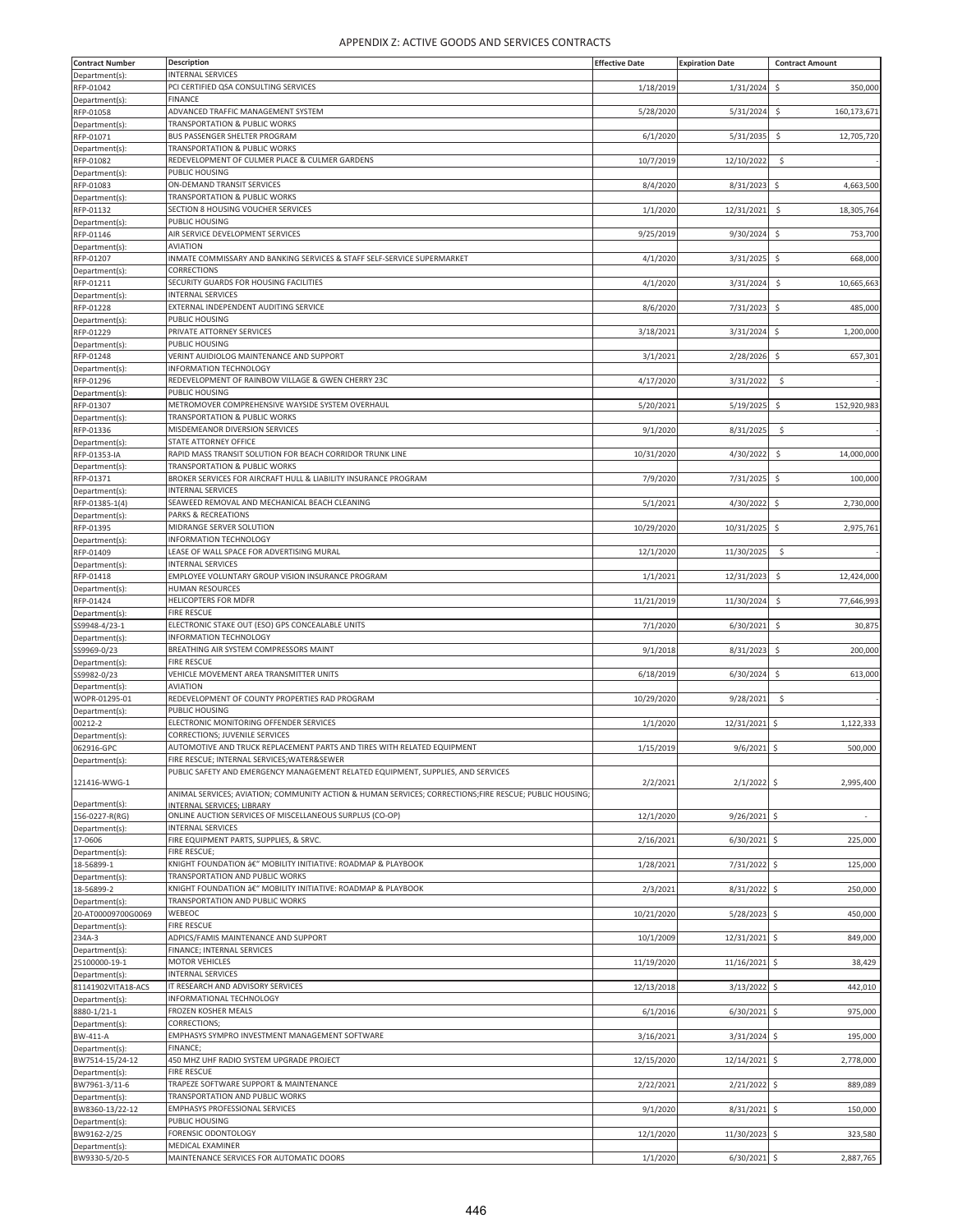# APPENDIX Z: ACTIVE GOODS AND SERVICES CONTRACTS

| Contract Number | Description | Effective Date | Expiration Date | Contract Amount |
|---|---|---|---|---|
| Department(s): | INTERNAL SERVICES | | | |
| RFP-01042 | PCI CERTIFIED QSA CONSULTING SERVICES | 1/18/2019 | 1/31/2024 | $ 350,000 |
| Department(s): | FINANCE | | | |
| RFP-01058 | ADVANCED TRAFFIC MANAGEMENT SYSTEM | 5/28/2020 | 5/31/2024 | $ 160,173,671 |
| Department(s): | TRANSPORTATION & PUBLIC WORKS | | | |
| RFP-01071 | BUS PASSENGER SHELTER PROGRAM | 6/1/2020 | 5/31/2035 | $ 12,705,720 |
| Department(s): | TRANSPORTATION & PUBLIC WORKS | | | |
| RFP-01082 | REDEVELOPMENT OF CULMER PLACE & CULMER GARDENS | 10/7/2019 | 12/10/2022 | $ - |
| Department(s): | PUBLIC HOUSING | | | |
| RFP-01083 | ON-DEMAND TRANSIT SERVICES | 8/4/2020 | 8/31/2023 | $ 4,663,500 |
| Department(s): | TRANSPORTATION & PUBLIC WORKS | | | |
| RFP-01132 | SECTION 8 HOUSING VOUCHER SERVICES | 1/1/2020 | 12/31/2021 | $ 18,305,764 |
| Department(s): | PUBLIC HOUSING | | | |
| RFP-01146 | AIR SERVICE DEVELOPMENT SERVICES | 9/25/2019 | 9/30/2024 | $ 753,700 |
| Department(s): | AVIATION | | | |
| RFP-01207 | INMATE COMMISSARY AND BANKING SERVICES & STAFF SELF-SERVICE SUPERMARKET | 4/1/2020 | 3/31/2025 | $ 668,000 |
| Department(s): | CORRECTIONS | | | |
| RFP-01211 | SECURITY GUARDS FOR HOUSING FACILITIES | 4/1/2020 | 3/31/2024 | $ 10,665,663 |
| Department(s): | INTERNAL SERVICES | | | |
| RFP-01228 | EXTERNAL INDEPENDENT AUDITING SERVICE | 8/6/2020 | 7/31/2023 | $ 485,000 |
| Department(s): | PUBLIC HOUSING | | | |
| RFP-01229 | PRIVATE ATTORNEY SERVICES | 3/18/2021 | 3/31/2024 | $ 1,200,000 |
| Department(s): | PUBLIC HOUSING | | | |
| RFP-01248 | VERINT AUIDIOLOG MAINTENANCE AND SUPPORT | 3/1/2021 | 2/28/2026 | $ 657,301 |
| Department(s): | INFORMATION TECHNOLOGY | | | |
| RFP-01296 | REDEVELOPMENT OF RAINBOW VILLAGE & GWEN CHERRY 23C | 4/17/2020 | 3/31/2022 | $ - |
| Department(s): | PUBLIC HOUSING | | | |
| RFP-01307 | METROMOVER COMPREHENSIVE WAYSIDE SYSTEM OVERHAUL | 5/20/2021 | 5/19/2025 | $ 152,920,983 |
| Department(s): | TRANSPORTATION & PUBLIC WORKS | | | |
| RFP-01336 | MISDEMEANOR DIVERSION SERVICES | 9/1/2020 | 8/31/2025 | $ - |
| Department(s): | STATE ATTORNEY OFFICE | | | |
| RFP-01353-IA | RAPID MASS TRANSIT SOLUTION FOR BEACH CORRIDOR TRUNK LINE | 10/31/2020 | 4/30/2022 | $ 14,000,000 |
| Department(s): | TRANSPORTATION & PUBLIC WORKS | | | |
| RFP-01371 | BROKER SERVICES FOR AIRCRAFT HULL & LIABILITY INSURANCE PROGRAM | 7/9/2020 | 7/31/2025 | $ 100,000 |
| Department(s): | INTERNAL SERVICES | | | |
| RFP-01385-1(4) | SEAWEED REMOVAL AND MECHANICAL BEACH CLEANING | 5/1/2021 | 4/30/2022 | $ 2,730,000 |
| Department(s): | PARKS & RECREATIONS | | | |
| RFP-01395 | MIDRANGE SERVER SOLUTION | 10/29/2020 | 10/31/2025 | $ 2,975,761 |
| Department(s): | INFORMATION TECHNOLOGY | | | |
| RFP-01409 | LEASE OF WALL SPACE FOR ADVERTISING MURAL | 12/1/2020 | 11/30/2025 | $ - |
| Department(s): | INTERNAL SERVICES | | | |
| RFP-01418 | EMPLOYEE VOLUNTARY GROUP VISION INSURANCE PROGRAM | 1/1/2021 | 12/31/2023 | $ 12,424,000 |
| Department(s): | HUMAN RESOURCES | | | |
| RFP-01424 | HELICOPTERS FOR MDFR | 11/21/2019 | 11/30/2024 | $ 77,646,993 |
| Department(s): | FIRE RESCUE | | | |
| SS9948-4/23-1 | ELECTRONIC STAKE OUT (ESO) GPS CONCEALABLE UNITS | 7/1/2020 | 6/30/2021 | $ 30,875 |
| Department(s): | INFORMATION TECHNOLOGY | | | |
| SS9969-0/23 | BREATHING AIR SYSTEM COMPRESSORS MAINT | 9/1/2018 | 8/31/2023 | $ 200,000 |
| Department(s): | FIRE RESCUE | | | |
| SS9982-0/23 | VEHICLE MOVEMENT AREA TRANSMITTER UNITS | 6/18/2019 | 6/30/2024 | $ 613,000 |
| Department(s): | AVIATION | | | |
| WOPR-01295-01 | REDEVELOPMENT OF COUNTY PROPERTIES RAD PROGRAM | 10/29/2020 | 9/28/2021 | $ - |
| Department(s): | PUBLIC HOUSING | | | |
| 00212-2 | ELECTRONIC MONITORING OFFENDER SERVICES | 1/1/2020 | 12/31/2021 | $ 1,122,333 |
| Department(s): | CORRECTIONS; JUVENILE SERVICES | | | |
| 062916-GPC | AUTOMOTIVE AND TRUCK REPLACEMENT PARTS AND TIRES WITH RELATED EQUIPMENT | 1/15/2019 | 9/6/2021 | $ 500,000 |
| Department(s): | FIRE RESCUE; INTERNAL SERVICES;WATER&SEWER | | | |
| 121416-WWG-1 | PUBLIC SAFETY AND EMERGENCY MANAGEMENT RELATED EQUIPMENT, SUPPLIES, AND SERVICES | 2/2/2021 | 2/1/2022 | $ 2,995,400 |
| Department(s): | ANIMAL SERVICES; AVIATION; COMMUNITY ACTION & HUMAN SERVICES; CORRECTIONS;FIRE RESCUE; PUBLIC HOUSING; INTERNAL SERVICES; LIBRARY | | | |
| 156-0227-R(RG) | ONLINE AUCTION SERVICES OF MISCELLANEOUS SURPLUS (CO-OP) | 12/1/2020 | 9/26/2021 | $ - |
| Department(s): | INTERNAL SERVICES | | | |
| 17-0606 | FIRE EQUIPMENT PARTS, SUPPLIES, & SRVC. | 2/16/2021 | 6/30/2021 | $ 225,000 |
| Department(s): | FIRE RESCUE; | | | |
| 18-56899-1 | KNIGHT FOUNDATION â€" MOBILITY INITIATIVE: ROADMAP & PLAYBOOK | 1/28/2021 | 7/31/2022 | $ 125,000 |
| Department(s): | TRANSPORTATION AND PUBLIC WORKS | | | |
| 18-56899-2 | KNIGHT FOUNDATION â€" MOBILITY INITIATIVE: ROADMAP & PLAYBOOK | 2/3/2021 | 8/31/2022 | $ 250,000 |
| Department(s): | TRANSPORTATION AND PUBLIC WORKS | | | |
| 20-AT00009700G0069 | WEBEOC | 10/21/2020 | 5/28/2023 | $ 450,000 |
| Department(s): | FIRE RESCUE | | | |
| 234A-3 | ADPICS/FAMIS MAINTENANCE AND SUPPORT | 10/1/2009 | 12/31/2021 | $ 849,000 |
| Department(s): | FINANCE; INTERNAL SERVICES | | | |
| 25100000-19-1 | MOTOR VEHICLES | 11/19/2020 | 11/16/2021 | $ 38,429 |
| Department(s): | INTERNAL SERVICES | | | |
| 81141902VITA18-ACS | IT RESEARCH AND ADVISORY SERVICES | 12/13/2018 | 3/13/2022 | $ 442,010 |
| Department(s): | INFORMATIONAL TECHNOLOGY | | | |
| 8880-1/21-1 | FROZEN KOSHER MEALS | 6/1/2016 | 6/30/2021 | $ 975,000 |
| Department(s): | CORRECTIONS; | | | |
| BW-411-A | EMPHASYS SYMPRO INVESTMENT MANAGEMENT SOFTWARE | 3/16/2021 | 3/31/2024 | $ 195,000 |
| Department(s): | FINANCE; | | | |
| BW7514-15/24-12 | 450 MHZ UHF RADIO SYSTEM UPGRADE PROJECT | 12/15/2020 | 12/14/2021 | $ 2,778,000 |
| Department(s): | FIRE RESCUE | | | |
| BW7961-3/11-6 | TRAPEZE SOFTWARE SUPPORT & MAINTENANCE | 2/22/2021 | 2/21/2022 | $ 889,089 |
| Department(s): | TRANSPORTATION AND PUBLIC WORKS | | | |
| BW8360-13/22-12 | EMPHASYS PROFESSIONAL SERVICES | 9/1/2020 | 8/31/2021 | $ 150,000 |
| Department(s): | PUBLIC HOUSING | | | |
| BW9162-2/25 | FORENSIC ODONTOLOGY | 12/1/2020 | 11/30/2023 | $ 323,580 |
| Department(s): | MEDICAL EXAMINER | | | |
| BW9330-5/20-5 | MAINTENANCE SERVICES FOR AUTOMATIC DOORS | 1/1/2020 | 6/30/2021 | $ 2,887,765 |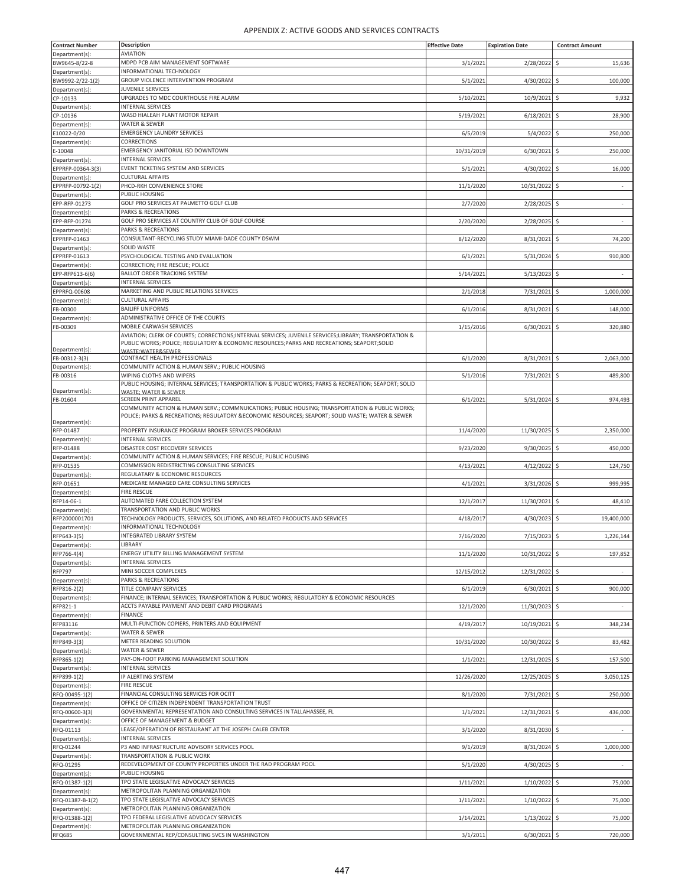# APPENDIX Z: ACTIVE GOODS AND SERVICES CONTRACTS

| Contract Number | Description | Effective Date | Expiration Date | Contract Amount |
|---|---|---|---|---|
| Department(s): | AVIATION | | | |
| BW9645-8/22-8 | MDPD PCB AIM MANAGEMENT SOFTWARE | 3/1/2021 | 2/28/2022 | $ 15,636 |
| Department(s): | INFORMATIONAL TECHNOLOGY | | | |
| BW9992-2/22-1(2) | GROUP VIOLENCE INTERVENTION PROGRAM | 5/1/2021 | 4/30/2022 | $ 100,000 |
| Department(s): | JUVENILE SERVICES | | | |
| CP-10133 | UPGRADES TO MDC COURTHOUSE FIRE ALARM | 5/10/2021 | 10/9/2021 | $ 9,932 |
| Department(s): | INTERNAL SERVICES | | | |
| CP-10136 | WASD HIALEAH PLANT MOTOR REPAIR | 5/19/2021 | 6/18/2021 | $ 28,900 |
| Department(s): | WATER & SEWER | | | |
| E10022-0/20 | EMERGENCY LAUNDRY SERVICES | 6/5/2019 | 5/4/2022 | $ 250,000 |
| Department(s): | CORRECTIONS | | | |
| E-10048 | EMERGENCY JANITORIAL ISD DOWNTOWN | 10/31/2019 | 6/30/2021 | $ 250,000 |
| Department(s): | INTERNAL SERVICES | | | |
| EPPRFP-00364-3(3) | EVENT TICKETING SYSTEM AND SERVICES | 5/1/2021 | 4/30/2022 | $ 16,000 |
| Department(s): | CULTURAL AFFAIRS | | | |
| EPPRFP-00792-1(2) | PHCD-RKH CONVENIENCE STORE | 11/1/2020 | 10/31/2022 | $ - |
| Department(s): | PUBLIC HOUSING | | | |
| EPP-RFP-01273 | GOLF PRO SERVICES AT PALMETTO GOLF CLUB | 2/7/2020 | 2/28/2025 | $ - |
| Department(s): | PARKS & RECREATIONS | | | |
| EPP-RFP-01274 | GOLF PRO SERVICES AT COUNTRY CLUB OF GOLF COURSE | 2/20/2020 | 2/28/2025 | $ - |
| Department(s): | PARKS & RECREATIONS | | | |
| EPPRFP-01463 | CONSULTANT-RECYCLING STUDY MIAMI-DADE COUNTY DSWM | 8/12/2020 | 8/31/2021 | $ 74,200 |
| Department(s): | SOLID WASTE | | | |
| EPPRFP-01613 | PSYCHOLOGICAL TESTING AND EVALUATION | 6/1/2021 | 5/31/2024 | $ 910,800 |
| Department(s): | CORRECTION; FIRE RESCUE; POLICE | | | |
| EPP-RFP613-6(6) | BALLOT ORDER TRACKING SYSTEM | 5/14/2021 | 5/13/2023 | $ - |
| Department(s): | INTERNAL SERVICES | | | |
| EPPRFQ-00608 | MARKETING AND PUBLIC RELATIONS SERVICES | 2/1/2018 | 7/31/2021 | $ 1,000,000 |
| Department(s): | CULTURAL AFFAIRS | | | |
| FB-00300 | BAILIFF UNIFORMS | 6/1/2016 | 8/31/2021 | $ 148,000 |
| Department(s): | ADMINISTRATIVE OFFICE OF THE COURTS | | | |
| FB-00309 | MOBILE CARWASH SERVICES | 1/15/2016 | 6/30/2021 | $ 320,880 |
| Department(s): | AVIATION; CLERK OF COURTS; CORRECTIONS;INTERNAL SERVICES; JUVENILE SERVICES;LIBRARY; TRANSPORTATION & PUBLIC WORKS; POLICE; REGULATORY & ECONOMIC RESOURCES;PARKS AND RECREATIONS; SEAPORT;SOLID WASTE;WATER&SEWER | | | |
| FB-00312-3(3) | CONTRACT HEALTH PROFESSIONALS | 6/1/2020 | 8/31/2021 | $ 2,063,000 |
| Department(s): | COMMUNITY ACTION & HUMAN SERV.; PUBLIC HOUSING | | | |
| FB-00316 | WIPING CLOTHS AND WIPERS | 5/1/2016 | 7/31/2021 | $ 489,800 |
| Department(s): | PUBLIC HOUSING; INTERNAL SERVICES; TRANSPORTATION & PUBLIC WORKS; PARKS & RECREATION; SEAPORT; SOLID WASTE; WATER & SEWER | | | |
| FB-01604 | SCREEN PRINT APPAREL | 6/1/2021 | 5/31/2024 | $ 974,493 |
| Department(s): | COMMUNITY ACTION & HUMAN SERV.; COMMNUICATIONS; PUBLIC HOUSING; TRANSPORTATION & PUBLIC WORKS; POLICE; PARKS & RECREATIONS; REGULATORY &ECONOMIC RESOURCES; SEAPORT; SOLID WASTE; WATER & SEWER | | | |
| RFP-01487 | PROPERTY INSURANCE PROGRAM BROKER SERVICES PROGRAM | 11/4/2020 | 11/30/2025 | $ 2,350,000 |
| Department(s): | INTERNAL SERVICES | | | |
| RFP-01488 | DISASTER COST RECOVERY SERVICES | 9/23/2020 | 9/30/2025 | $ 450,000 |
| Department(s): | COMMUNITY ACTION & HUMAN SERVICES; FIRE RESCUE; PUBLIC HOUSING | | | |
| RFP-01535 | COMMISSION REDISTRICTING CONSULTING SERVICES | 4/13/2021 | 4/12/2022 | $ 124,750 |
| Department(s): | REGULATARY & ECONOMIC RESOURCES | | | |
| RFP-01651 | MEDICARE MANAGED CARE CONSULTING SERVICES | 4/1/2021 | 3/31/2026 | $ 999,995 |
| Department(s): | FIRE RESCUE | | | |
| RFP14-06-1 | AUTOMATED FARE COLLECTION SYSTEM | 12/1/2017 | 11/30/2021 | $ 48,410 |
| Department(s): | TRANSPORTATION AND PUBLIC WORKS | | | |
| RFP2000001701 | TECHNOLOGY PRODUCTS, SERVICES, SOLUTIONS, AND RELATED PRODUCTS AND SERVICES | 4/18/2017 | 4/30/2023 | $ 19,400,000 |
| Department(s): | INFORMATIONAL TECHNOLOGY | | | |
| RFP643-3(5) | INTEGRATED LIBRARY SYSTEM | 7/16/2020 | 7/15/2023 | $ 1,226,144 |
| Department(s): | LIBRARY | | | |
| RFP766-4(4) | ENERGY UTILITY BILLING MANAGEMENT SYSTEM | 11/1/2020 | 10/31/2022 | $ 197,852 |
| Department(s): | INTERNAL SERVICES | | | |
| RFP797 | MINI SOCCER COMPLEXES | 12/15/2012 | 12/31/2022 | $ - |
| Department(s): | PARKS & RECREATIONS | | | |
| RFP816-2(2) | TITLE COMPANY SERVICES | 6/1/2019 | 6/30/2021 | $ 900,000 |
| Department(s): | FINANCE; INTERNAL SERVICES; TRANSPORTATION & PUBLIC WORKS; REGULATORY & ECONOMIC RESOURCES | | | |
| RFP821-1 | ACCTS PAYABLE PAYMENT AND DEBIT CARD PROGRAMS | 12/1/2020 | 11/30/2023 | $ - |
| Department(s): | FINANCE | | | |
| RFP83116 | MULTI-FUNCTION COPIERS, PRINTERS AND EQUIPMENT | 4/19/2017 | 10/19/2021 | $ 348,234 |
| Department(s): | WATER & SEWER | | | |
| RFP849-3(3) | METER READING SOLUTION | 10/31/2020 | 10/30/2022 | $ 83,482 |
| Department(s): | WATER & SEWER | | | |
| RFP865-1(2) | PAY-ON-FOOT PARKING MANAGEMENT SOLUTION | 1/1/2021 | 12/31/2025 | $ 157,500 |
| Department(s): | INTERNAL SERVICES | | | |
| RFP899-1(2) | IP ALERTING SYSTEM | 12/26/2020 | 12/25/2025 | $ 3,050,125 |
| Department(s): | FIRE RESCUE | | | |
| RFQ-00495-1(2) | FINANCIAL CONSULTING SERVICES FOR OCITT | 8/1/2020 | 7/31/2021 | $ 250,000 |
| Department(s): | OFFICE OF CITIZEN INDEPENDENT TRANSPORTATION TRUST | | | |
| RFQ-00600-3(3) | GOVERNMENTAL REPRESENTATION AND CONSULTING SERVICES IN TALLAHASSEE, FL | 1/1/2021 | 12/31/2021 | $ 436,000 |
| Department(s): | OFFICE OF MANAGEMENT & BUDGET | | | |
| RFQ-01113 | LEASE/OPERATION OF RESTAURANT AT THE JOSEPH CALEB CENTER | 3/1/2020 | 8/31/2030 | $ - |
| Department(s): | INTERNAL SERVICES | | | |
| RFQ-01244 | P3 AND INFRASTRUCTURE ADVISORY SERVICES POOL | 9/1/2019 | 8/31/2024 | $ 1,000,000 |
| Department(s): | TRANSPORTATION & PUBLIC WORK | | | |
| RFQ-01295 | REDEVELOPMENT OF COUNTY PROPERTIES UNDER THE RAD PROGRAM POOL | 5/1/2020 | 4/30/2025 | $ - |
| Department(s): | PUBLIC HOUSING | | | |
| RFQ-01387-1(2) | TPO STATE LEGISLATIVE ADVOCACY SERVICES | 1/11/2021 | 1/10/2022 | $ 75,000 |
| Department(s): | METROPOLITAN PLANNING ORGANIZATION | | | |
| RFQ-01387-B-1(2) | TPO STATE LEGISLATIVE ADVOCACY SERVICES | 1/11/2021 | 1/10/2022 | $ 75,000 |
| Department(s): | METROPOLITAN PLANNING ORGANIZATION | | | |
| RFQ-01388-1(2) | TPO FEDERAL LEGISLATIVE ADVOCACY SERVICES | 1/14/2021 | 1/13/2022 | $ 75,000 |
| Department(s): | METROPOLITAN PLANNING ORGANIZATION | | | |
| RFQ685 | GOVERNMENTAL REP/CONSULTING SVCS IN WASHINGTON | 3/1/2011 | 6/30/2021 | $ 720,000 |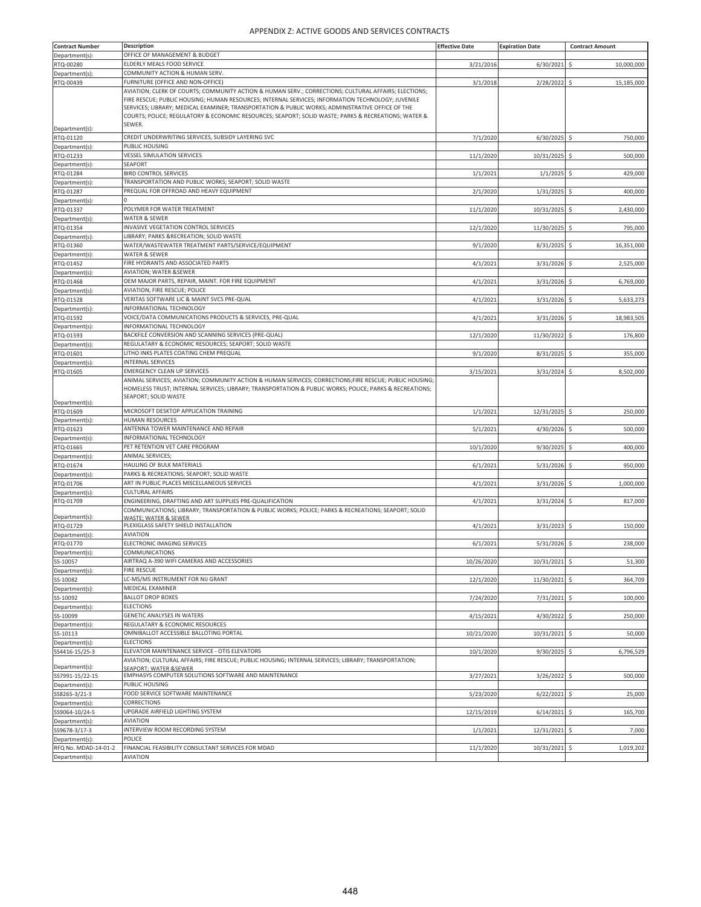# APPENDIX Z: ACTIVE GOODS AND SERVICES CONTRACTS

| Contract Number | Description | Effective Date | Expiration Date | Contract Amount |
|---|---|---|---|---|
| Department(s): | OFFICE OF MANAGEMENT & BUDGET | | | |
| RTQ-00280 | ELDERLY MEALS FOOD SERVICE | 3/21/2016 | 6/30/2021 | $ 10,000,000 |
| Department(s): | COMMUNITY ACTION & HUMAN SERV. | | | |
| RTQ-00439 | FURNITURE (OFFICE AND NON-OFFICE) | 3/1/2018 | 2/28/2022 | $ 15,185,000 |
| Department(s): | AVIATION; CLERK OF COURTS; COMMUNITY ACTION & HUMAN SERV.; CORRECTIONS; CULTURAL AFFAIRS; ELECTIONS; FIRE RESCUE; PUBLIC HOUSING; HUMAN RESOURCES; INTERNAL SERVICES; INFORMATION TECHNOLOGY; JUVENILE SERVICES; LIBRARY; MEDICAL EXAMINER; TRANSPORTATION & PUBLIC WORKS; ADMINISTRATIVE OFFICE OF THE COURTS; POLICE; REGULATORY & ECONOMIC RESOURCES; SEAPORT; SOLID WASTE; PARKS & RECREATIONS; WATER & SEWER. | | | |
| RTQ-01120 | CREDIT UNDERWRITING SERVICES, SUBSIDY LAYERING SVC | 7/1/2020 | 6/30/2025 | $ 750,000 |
| Department(s): | PUBLIC HOUSING | | | |
| RTQ-01233 | VESSEL SIMULATION SERVICES | 11/1/2020 | 10/31/2025 | $ 500,000 |
| Department(s): | SEAPORT | | | |
| RTQ-01284 | BIRD CONTROL SERVICES | 1/1/2021 | 1/1/2025 | $ 429,000 |
| Department(s): | TRANSPORTATION AND PUBLIC WORKS; SEAPORT; SOLID WASTE | | | |
| RTQ-01287 | PREQUAL FOR OFFROAD AND HEAVY EQUIPMENT | 2/1/2020 | 1/31/2025 | $ 400,000 |
| Department(s): | 0 | | | |
| RTQ-01337 | POLYMER FOR WATER TREATMENT | 11/1/2020 | 10/31/2025 | $ 2,430,000 |
| Department(s): | WATER & SEWER | | | |
| RTQ-01354 | INVASIVE VEGETATION CONTROL SERVICES | 12/1/2020 | 11/30/2025 | $ 795,000 |
| Department(s): | LIBRARY; PARKS &RECREATION; SOLID WASTE | | | |
| RTQ-01360 | WATER/WASTEWATER TREATMENT PARTS/SERVICE/EQUIPMENT | 9/1/2020 | 8/31/2025 | $ 16,351,000 |
| Department(s): | WATER & SEWER | | | |
| RTQ-01452 | FIRE HYDRANTS AND ASSOCIATED PARTS | 4/1/2021 | 3/31/2026 | $ 2,525,000 |
| Department(s): | AVIATION; WATER &SEWER | | | |
| RTQ-01468 | OEM MAJOR PARTS, REPAIR, MAINT. FOR FIRE EQUIPMENT | 4/1/2021 | 3/31/2026 | $ 6,769,000 |
| Department(s): | AVIATION; FIRE RESCUE; POLICE | | | |
| RTQ-01528 | VERITAS SOFTWARE LIC & MAINT SVCS PRE-QUAL | 4/1/2021 | 3/31/2026 | $ 5,633,273 |
| Department(s): | INFORMATIONAL TECHNOLOGY | | | |
| RTQ-01592 | VOICE/DATA COMMUNICATIONS PRODUCTS & SERVICES, PRE-QUAL | 4/1/2021 | 3/31/2026 | $ 18,983,505 |
| Department(s): | INFORMATIONAL TECHNOLOGY | | | |
| RTQ-01593 | BACKFILE CONVERSION AND SCANNING SERVICES (PRE-QUAL) | 12/1/2020 | 11/30/2022 | $ 176,800 |
| Department(s): | REGULATARY & ECONOMIC RESOURCES; SEAPORT; SOLID WASTE | | | |
| RTQ-01601 | LITHO INKS PLATES COATING CHEM PREQUAL | 9/1/2020 | 8/31/2025 | $ 355,000 |
| Department(s): | INTERNAL SERVICES | | | |
| RTQ-01605 | EMERGENCY CLEAN UP SERVICES | 3/15/2021 | 3/31/2024 | $ 8,502,000 |
| Department(s): | ANIMAL SERVICES; AVIATION; COMMUNITY ACTION & HUMAN SERVICES; CORRECTIONS;FIRE RESCUE; PUBLIC HOUSING; HOMELESS TRUST; INTERNAL SERVICES; LIBRARY; TRANSPORTATION & PUBLIC WORKS; POLICE; PARKS & RECREATIONS; SEAPORT; SOLID WASTE | | | |
| RTQ-01609 | MICROSOFT DESKTOP APPLICATION TRAINING | 1/1/2021 | 12/31/2025 | $ 250,000 |
| Department(s): | HUMAN RESOURCES | | | |
| RTQ-01623 | ANTENNA TOWER MAINTENANCE AND REPAIR | 5/1/2021 | 4/30/2026 | $ 500,000 |
| Department(s): | INFORMATIONAL TECHNOLOGY | | | |
| RTQ-01665 | PET RETENTION VET CARE PROGRAM | 10/1/2020 | 9/30/2025 | $ 400,000 |
| Department(s): | ANIMAL SERVICES; | | | |
| RTQ-01674 | HAULING OF BULK MATERIALS | 6/1/2021 | 5/31/2026 | $ 950,000 |
| Department(s): | PARKS & RECREATIONS; SEAPORT; SOLID WASTE | | | |
| RTQ-01706 | ART IN PUBLIC PLACES MISCELLANEOUS SERVICES | 4/1/2021 | 3/31/2026 | $ 1,000,000 |
| Department(s): | CULTURAL AFFAIRS | | | |
| RTQ-01709 | ENGINEERING, DRAFTING AND ART SUPPLIES PRE-QUALIFICATION | 4/1/2021 | 3/31/2024 | $ 817,000 |
| Department(s): | COMMUNICATIONS; LIBRARY; TRANSPORTATION & PUBLIC WORKS; POLICE; PARKS & RECREATIONS; SEAPORT; SOLID WASTE; WATER & SEWER | | | |
| RTQ-01729 | PLEXIGLASS SAFETY SHIELD INSTALLATION | 4/1/2021 | 3/31/2023 | $ 150,000 |
| Department(s): | AVIATION | | | |
| RTQ-01770 | ELECTRONIC IMAGING SERVICES | 6/1/2021 | 5/31/2026 | $ 238,000 |
| Department(s): | COMMUNICATIONS | | | |
| SS-10057 | AIRTRAQ A-390 WIFI CAMERAS AND ACCESSORIES | 10/26/2020 | 10/31/2021 | $ 51,300 |
| Department(s): | FIRE RESCUE | | | |
| SS-10082 | LC-MS/MS INSTRUMENT FOR NIJ GRANT | 12/1/2020 | 11/30/2021 | $ 364,709 |
| Department(s): | MEDICAL EXAMINER | | | |
| SS-10092 | BALLOT DROP BOXES | 7/24/2020 | 7/31/2021 | $ 100,000 |
| Department(s): | ELECTIONS | | | |
| SS-10099 | GENETIC ANALYSES IN WATERS | 4/15/2021 | 4/30/2022 | $ 250,000 |
| Department(s): | REGULATARY & ECONOMIC RESOURCES | | | |
| SS-10113 | OMNIBALLOT ACCESSIBLE BALLOTING PORTAL | 10/21/2020 | 10/31/2021 | $ 50,000 |
| Department(s): | ELECTIONS | | | |
| SS4416-15/25-3 | ELEVATOR MAINTENANCE SERVICE - OTIS ELEVATORS | 10/1/2020 | 9/30/2025 | $ 6,796,529 |
| Department(s): | AVIATION; CULTURAL AFFAIRS; FIRE RESCUE; PUBLIC HOUSING; INTERNAL SERVICES; LIBRARY; TRANSPORTATION; SEAPORT; WATER &SEWER | | | |
| SS7991-15/22-15 | EMPHASYS COMPUTER SOLUTIONS SOFTWARE AND MAINTENANCE | 3/27/2021 | 3/26/2022 | $ 500,000 |
| Department(s): | PUBLIC HOUSING | | | |
| SS8265-3/21-3 | FOOD SERVICE SOFTWARE MAINTENANCE | 5/23/2020 | 6/22/2021 | $ 25,000 |
| Department(s): | CORRECTIONS | | | |
| SS9064-10/24-5 | UPGRADE AIRFIELD LIGHTING SYSTEM | 12/15/2019 | 6/14/2021 | $ 165,700 |
| Department(s): | AVIATION | | | |
| SS9678-3/17-3 | INTERVIEW ROOM RECORDING SYSTEM | 1/1/2021 | 12/31/2021 | $ 7,000 |
| Department(s): | POLICE | | | |
| RFQ No. MDAD-14-01-2 | FINANCIAL FEASIBILITY CONSULTANT SERVICES FOR MDAD | 11/1/2020 | 10/31/2021 | $ 1,019,202 |
| Department(s): | AVIATION | | | |